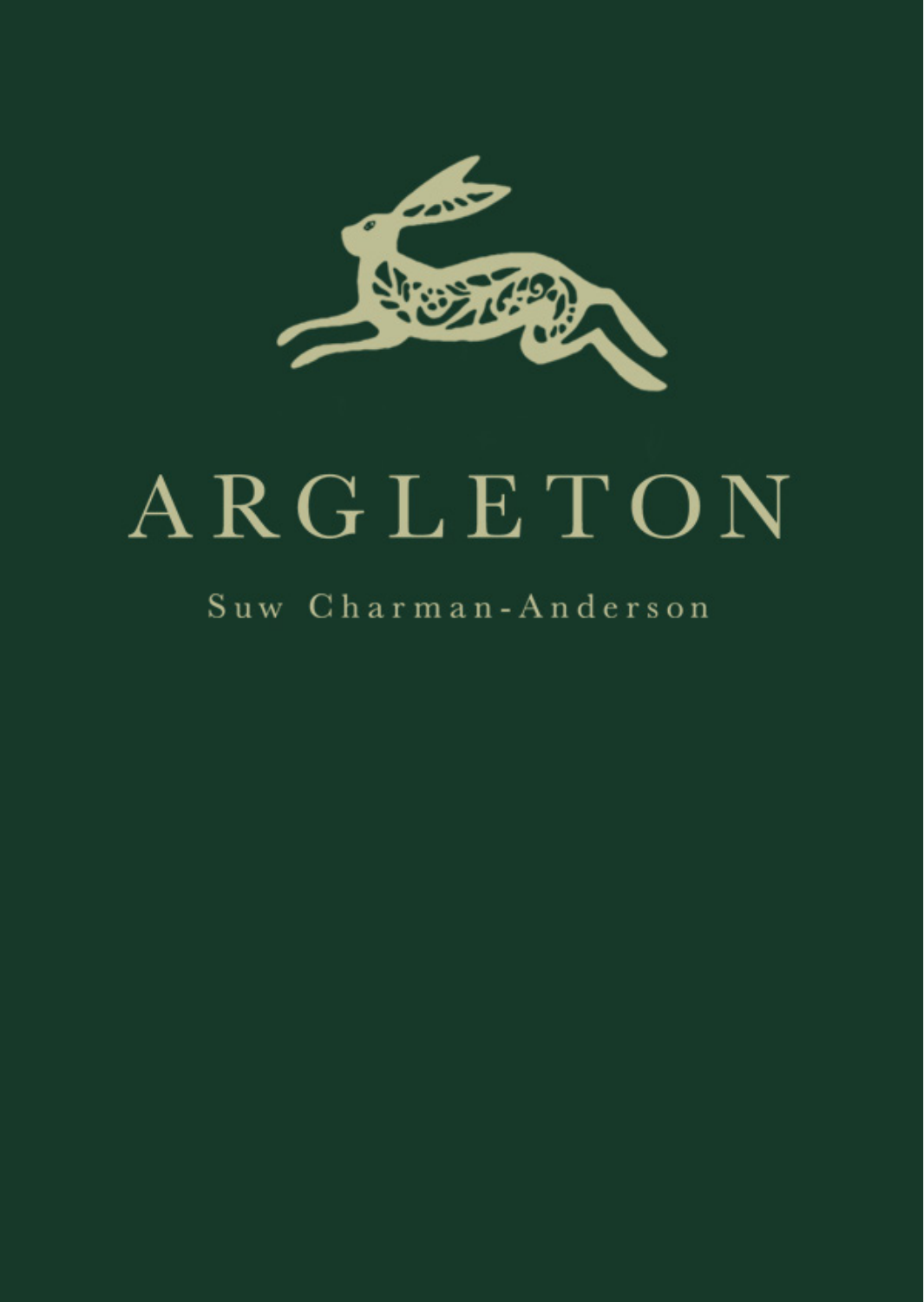# ARGLETON

Suw Charman-Anderson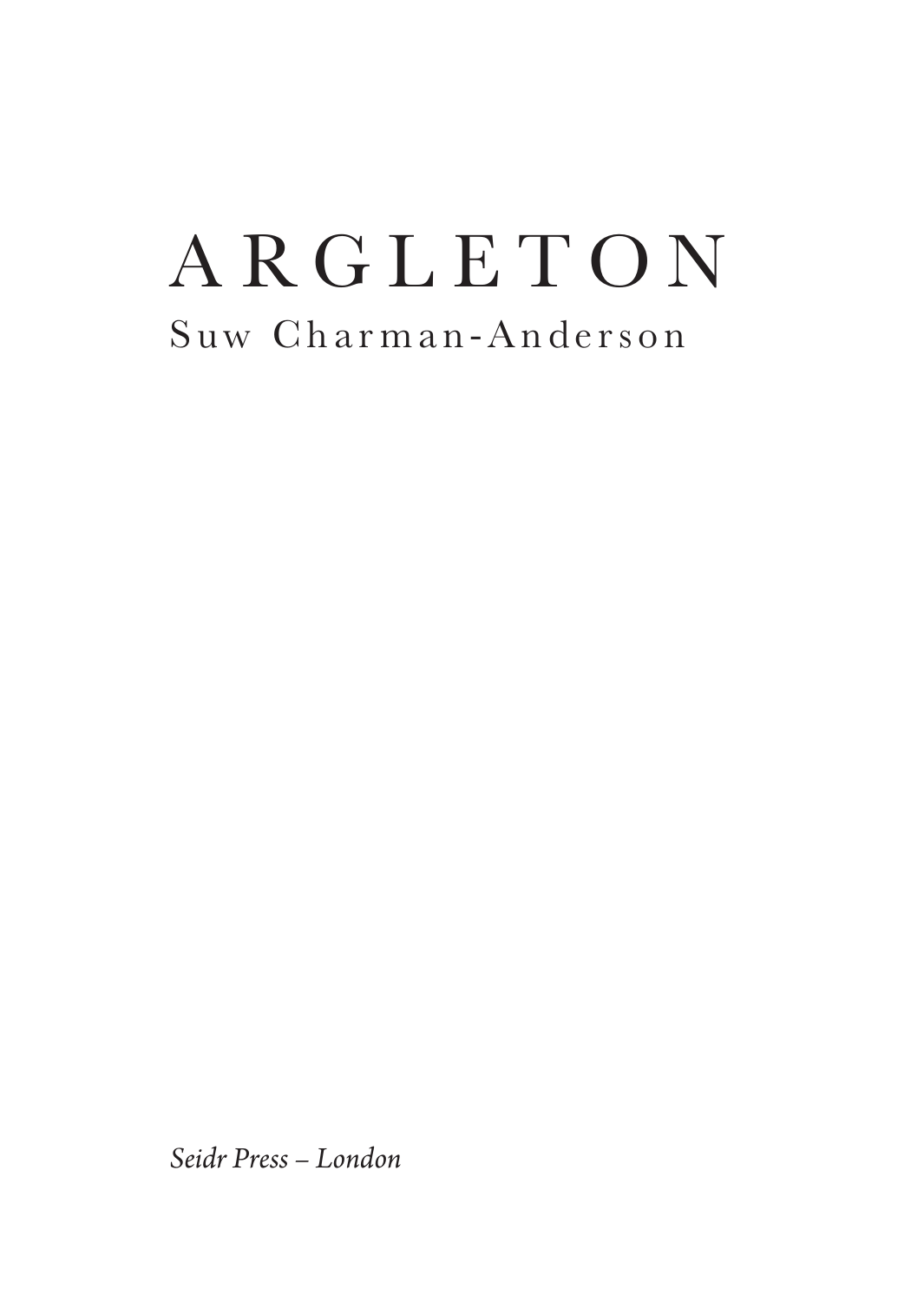# ARGLETON

Suw Charman-Anderson

*Seidr Press – London*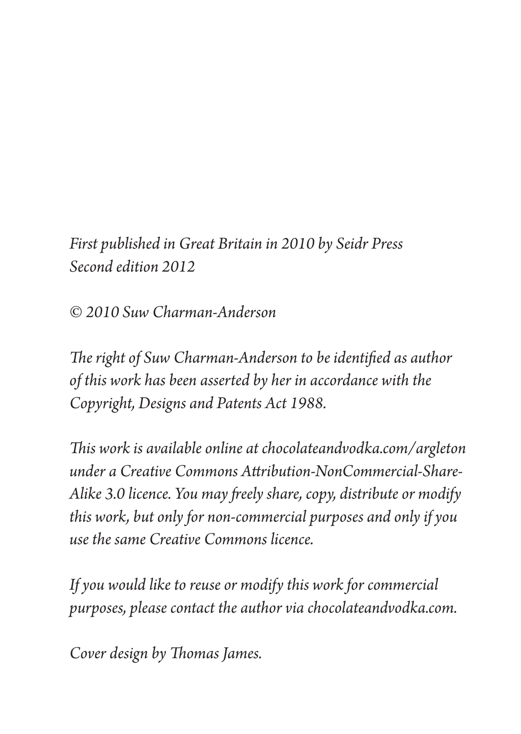*First published in Great Britain in 2010 by Seidr Press*
*Second edition 2012*

*© 2010 Suw Charman-Anderson*

*The right of Suw Charman-Anderson to be identified as author of this work has been asserted by her in accordance with the Copyright, Designs and Patents Act 1988.*

*This work is available online at chocolateandvodka.com/argleton under a Creative Commons Attribution-NonCommercial-Share-Alike 3.0 licence. You may freely share, copy, distribute or modify this work, but only for non-commercial purposes and only if you use the same Creative Commons licence.*

*If you would like to reuse or modify this work for commercial purposes, please contact the author via chocolateandvodka.com.*

*Cover design by Thomas James.*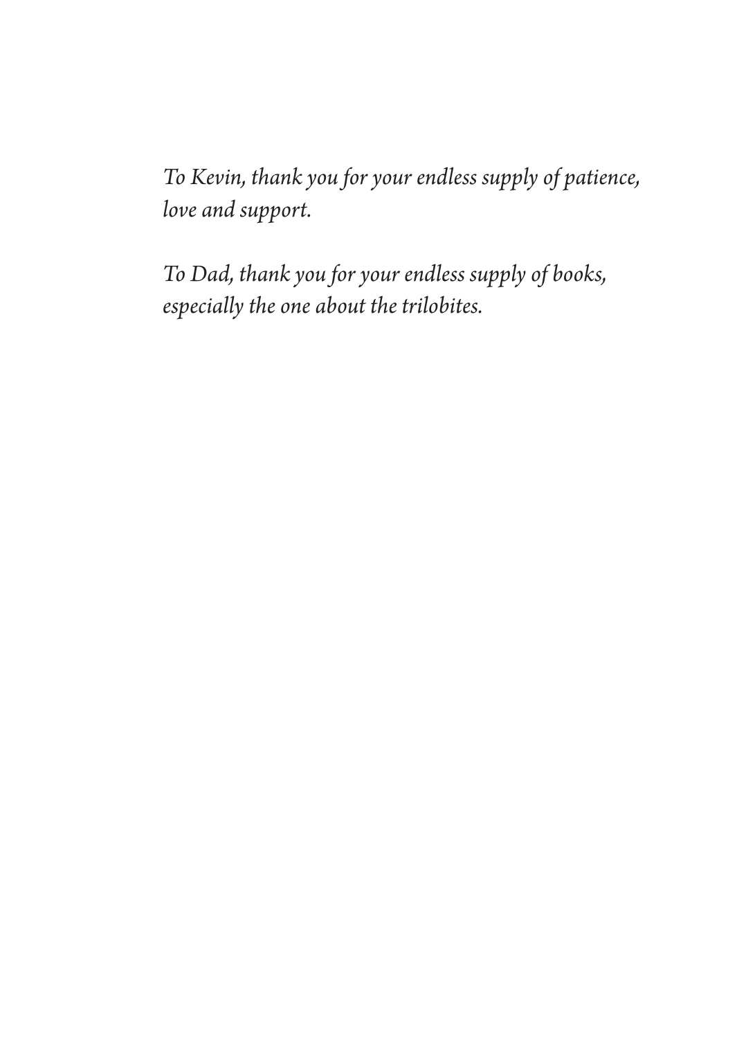*To Kevin, thank you for your endless supply of patience, love and support.*

*To Dad, thank you for your endless supply of books, especially the one about the trilobites.*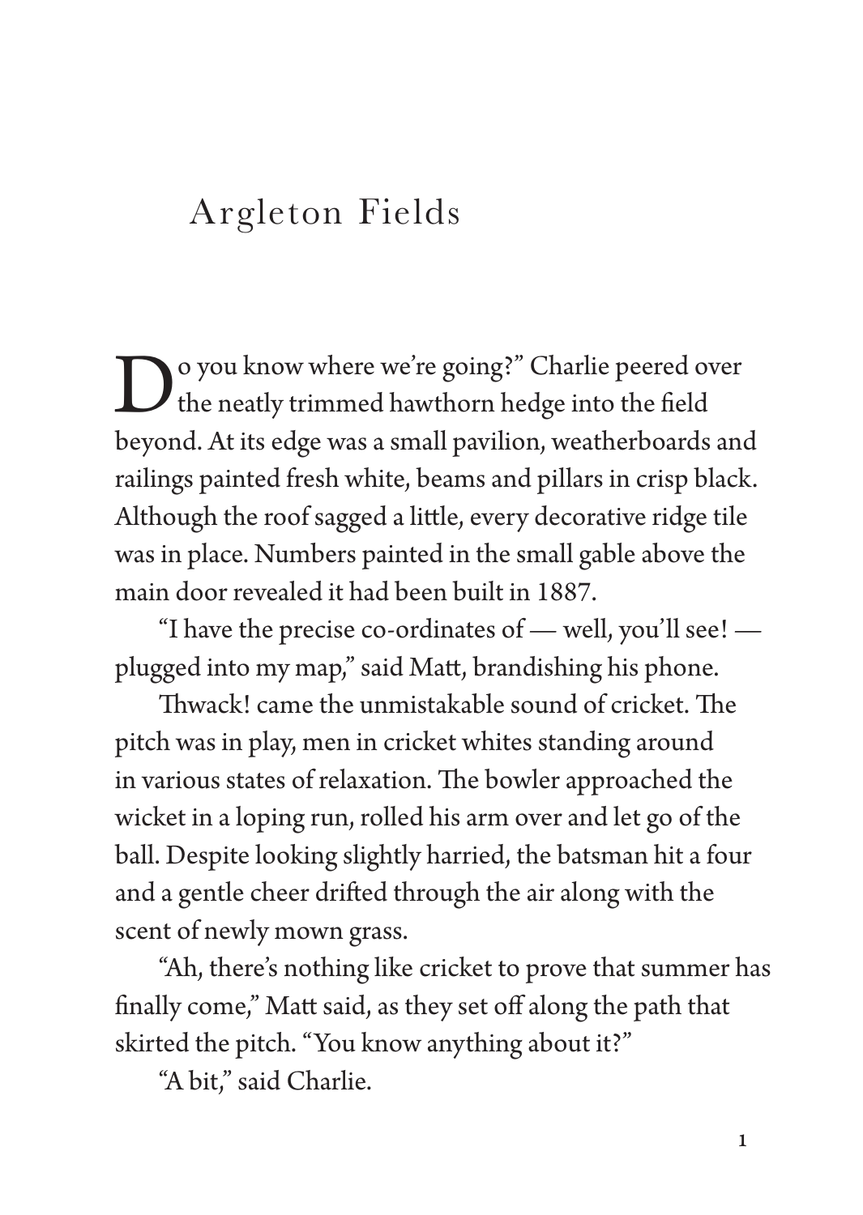# Argleton Fields

"Do you know where we're going?" Charlie peered over the neatly trimmed hawthorn hedge into the field beyond. At its edge was a small pavilion, weatherboards and railings painted fresh white, beams and pillars in crisp black. Although the roof sagged a little, every decorative ridge tile was in place. Numbers painted in the small gable above the main door revealed it had been built in 1887.

"I have the precise co-ordinates of — well, you'll see! — plugged into my map," said Matt, brandishing his phone.

Thwack! came the unmistakable sound of cricket. The pitch was in play, men in cricket whites standing around in various states of relaxation. The bowler approached the wicket in a loping run, rolled his arm over and let go of the ball. Despite looking slightly harried, the batsman hit a four and a gentle cheer drifted through the air along with the scent of newly mown grass.

"Ah, there's nothing like cricket to prove that summer has finally come," Matt said, as they set off along the path that skirted the pitch. "You know anything about it?"

"A bit," said Charlie.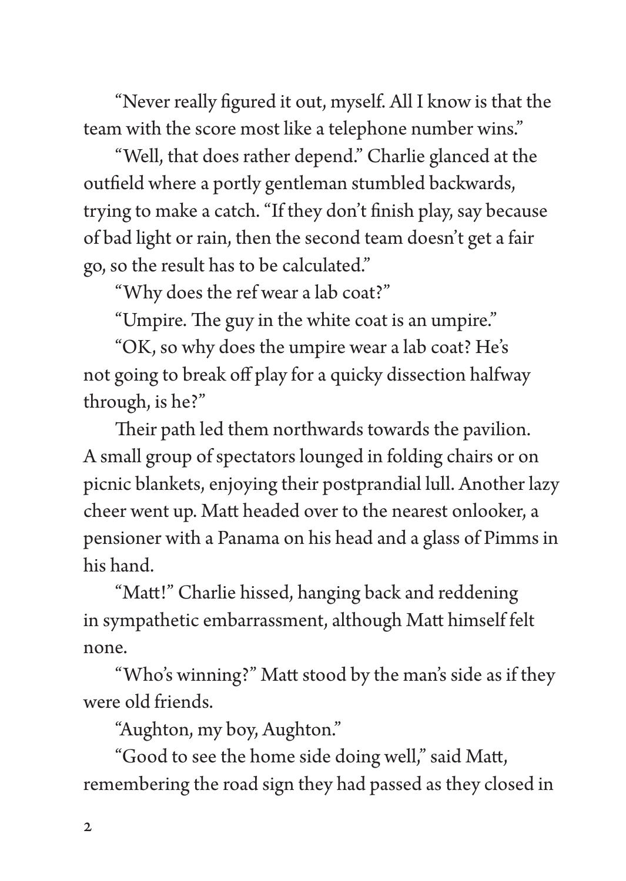"Never really figured it out, myself. All I know is that the team with the score most like a telephone number wins."

"Well, that does rather depend." Charlie glanced at the outfield where a portly gentleman stumbled backwards, trying to make a catch. "If they don't finish play, say because of bad light or rain, then the second team doesn't get a fair go, so the result has to be calculated."

"Why does the ref wear a lab coat?"

"Umpire. The guy in the white coat is an umpire."

"OK, so why does the umpire wear a lab coat? He's not going to break off play for a quicky dissection halfway through, is he?"

Their path led them northwards towards the pavilion. A small group of spectators lounged in folding chairs or on picnic blankets, enjoying their postprandial lull. Another lazy cheer went up. Matt headed over to the nearest onlooker, a pensioner with a Panama on his head and a glass of Pimms in his hand.

"Matt!" Charlie hissed, hanging back and reddening in sympathetic embarrassment, although Matt himself felt none.

"Who's winning?" Matt stood by the man's side as if they were old friends.

"Aughton, my boy, Aughton."

"Good to see the home side doing well," said Matt, remembering the road sign they had passed as they closed in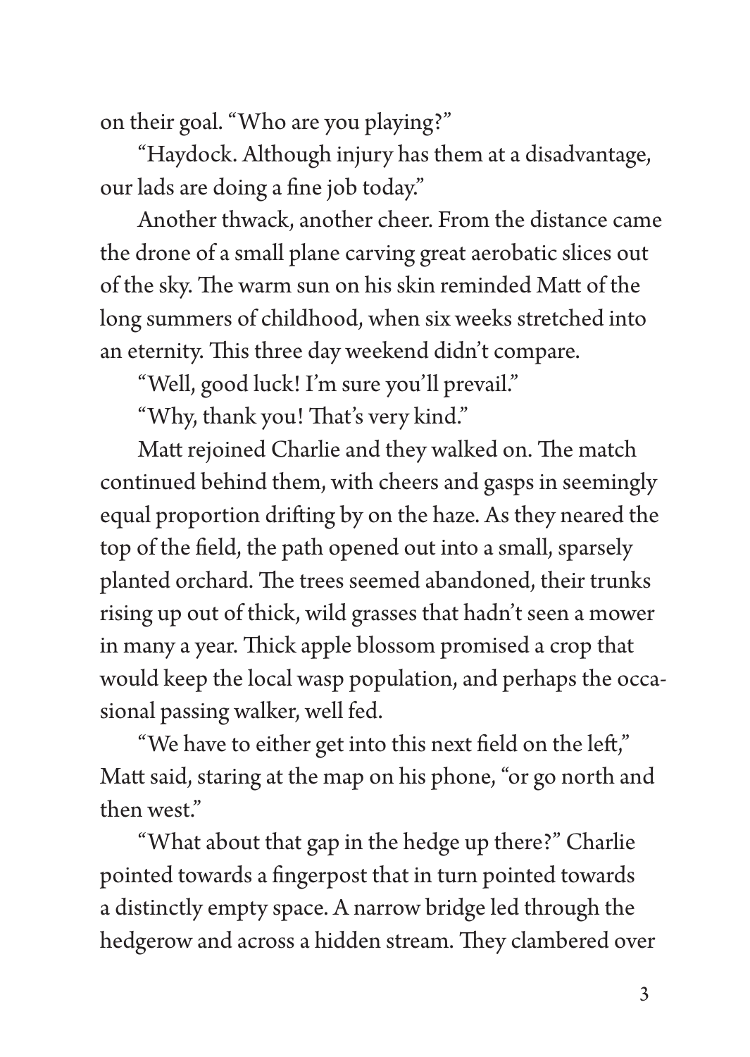on their goal. "Who are you playing?"

"Haydock. Although injury has them at a disadvantage, our lads are doing a fine job today."

Another thwack, another cheer. From the distance came the drone of a small plane carving great aerobatic slices out of the sky. The warm sun on his skin reminded Matt of the long summers of childhood, when six weeks stretched into an eternity. This three day weekend didn't compare.

"Well, good luck! I'm sure you'll prevail."

"Why, thank you! That's very kind."

Matt rejoined Charlie and they walked on. The match continued behind them, with cheers and gasps in seemingly equal proportion drifting by on the haze. As they neared the top of the field, the path opened out into a small, sparsely planted orchard. The trees seemed abandoned, their trunks rising up out of thick, wild grasses that hadn't seen a mower in many a year. Thick apple blossom promised a crop that would keep the local wasp population, and perhaps the occasional passing walker, well fed.

"We have to either get into this next field on the left," Matt said, staring at the map on his phone, "or go north and then west."

"What about that gap in the hedge up there?" Charlie pointed towards a fingerpost that in turn pointed towards a distinctly empty space. A narrow bridge led through the hedgerow and across a hidden stream. They clambered over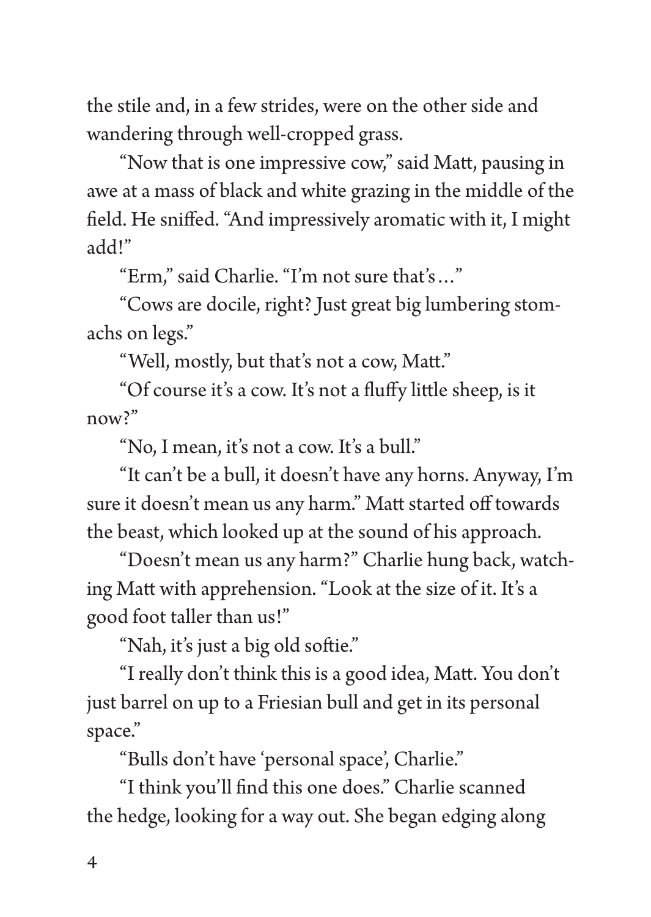the stile and, in a few strides, were on the other side and wandering through well-cropped grass.

"Now that is one impressive cow," said Matt, pausing in awe at a mass of black and white grazing in the middle of the field. He sniffed. "And impressively aromatic with it, I might add!"

"Erm," said Charlie. "I'm not sure that's…"

"Cows are docile, right? Just great big lumbering stomachs on legs."

"Well, mostly, but that's not a cow, Matt."

"Of course it's a cow. It's not a fluffy little sheep, is it now?"

"No, I mean, it's not a cow. It's a bull."

"It can't be a bull, it doesn't have any horns. Anyway, I'm sure it doesn't mean us any harm." Matt started off towards the beast, which looked up at the sound of his approach.

"Doesn't mean us any harm?" Charlie hung back, watching Matt with apprehension. "Look at the size of it. It's a good foot taller than us!"

"Nah, it's just a big old softie."

"I really don't think this is a good idea, Matt. You don't just barrel on up to a Friesian bull and get in its personal space."

"Bulls don't have 'personal space', Charlie."

"I think you'll find this one does." Charlie scanned the hedge, looking for a way out. She began edging along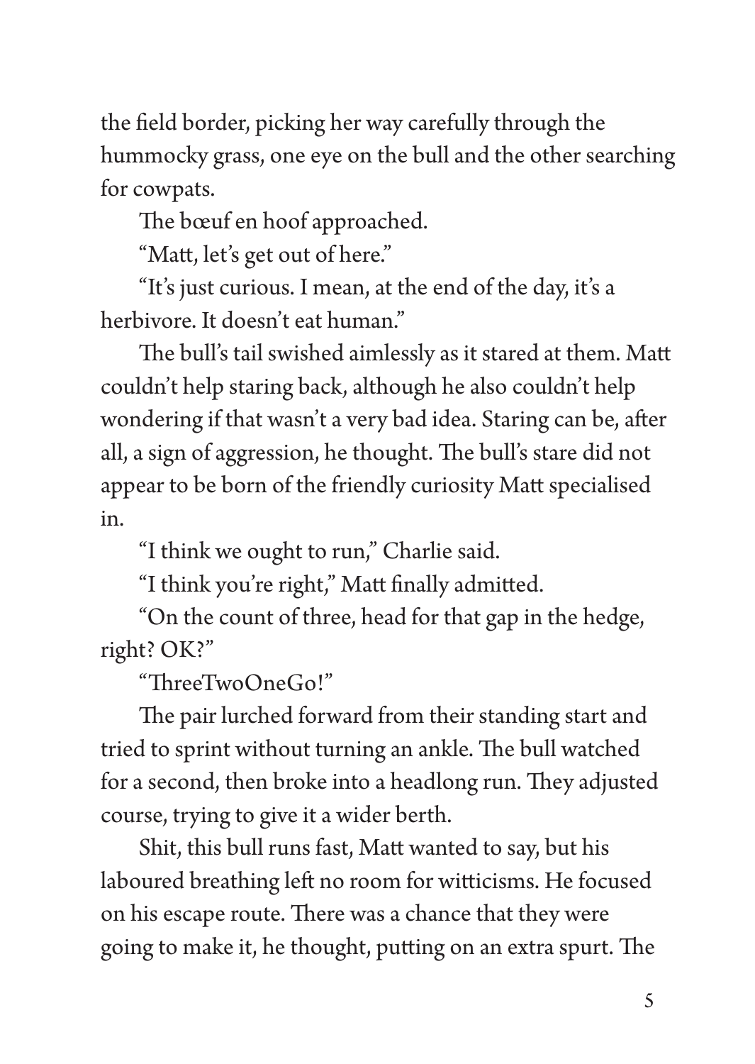the field border, picking her way carefully through the hummocky grass, one eye on the bull and the other searching for cowpats.

The bœuf en hoof approached.

"Matt, let's get out of here."

"It's just curious. I mean, at the end of the day, it's a herbivore. It doesn't eat human."

The bull's tail swished aimlessly as it stared at them. Matt couldn't help staring back, although he also couldn't help wondering if that wasn't a very bad idea. Staring can be, after all, a sign of aggression, he thought. The bull's stare did not appear to be born of the friendly curiosity Matt specialised in.

"I think we ought to run," Charlie said.

"I think you're right," Matt finally admitted.

"On the count of three, head for that gap in the hedge, right? OK?"

"ThreeTwoOneGo!"

The pair lurched forward from their standing start and tried to sprint without turning an ankle. The bull watched for a second, then broke into a headlong run. They adjusted course, trying to give it a wider berth.

Shit, this bull runs fast, Matt wanted to say, but his laboured breathing left no room for witticisms. He focused on his escape route. There was a chance that they were going to make it, he thought, putting on an extra spurt. The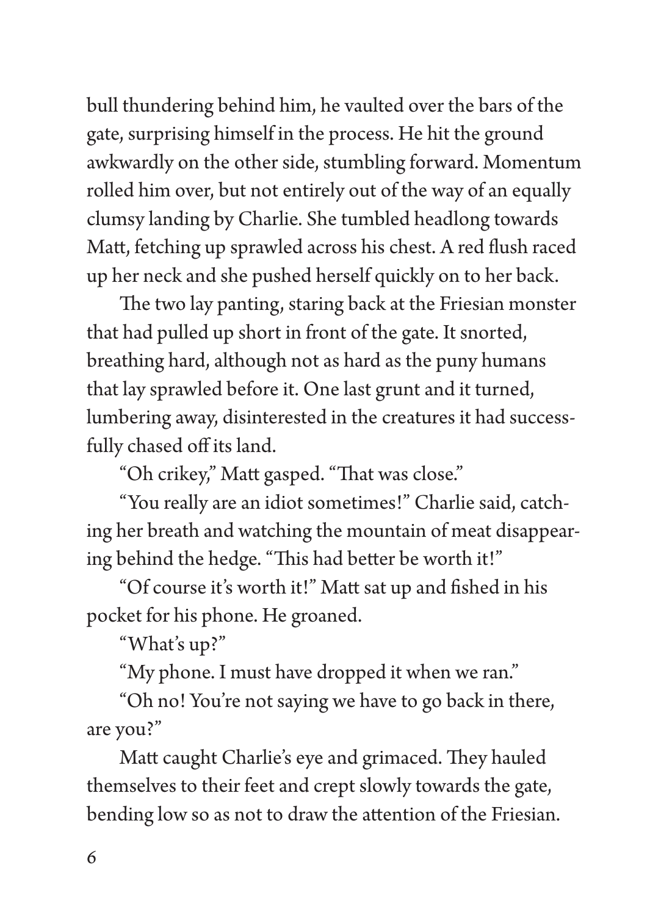bull thundering behind him, he vaulted over the bars of the gate, surprising himself in the process. He hit the ground awkwardly on the other side, stumbling forward. Momentum rolled him over, but not entirely out of the way of an equally clumsy landing by Charlie. She tumbled headlong towards Matt, fetching up sprawled across his chest. A red flush raced up her neck and she pushed herself quickly on to her back.

The two lay panting, staring back at the Friesian monster that had pulled up short in front of the gate. It snorted, breathing hard, although not as hard as the puny humans that lay sprawled before it. One last grunt and it turned, lumbering away, disinterested in the creatures it had successfully chased off its land.

"Oh crikey," Matt gasped. "That was close."

"You really are an idiot sometimes!" Charlie said, catching her breath and watching the mountain of meat disappearing behind the hedge. "This had better be worth it!"

"Of course it's worth it!" Matt sat up and fished in his pocket for his phone. He groaned.

"What's up?"

"My phone. I must have dropped it when we ran."

"Oh no! You're not saying we have to go back in there, are you?"

Matt caught Charlie's eye and grimaced. They hauled themselves to their feet and crept slowly towards the gate, bending low so as not to draw the attention of the Friesian.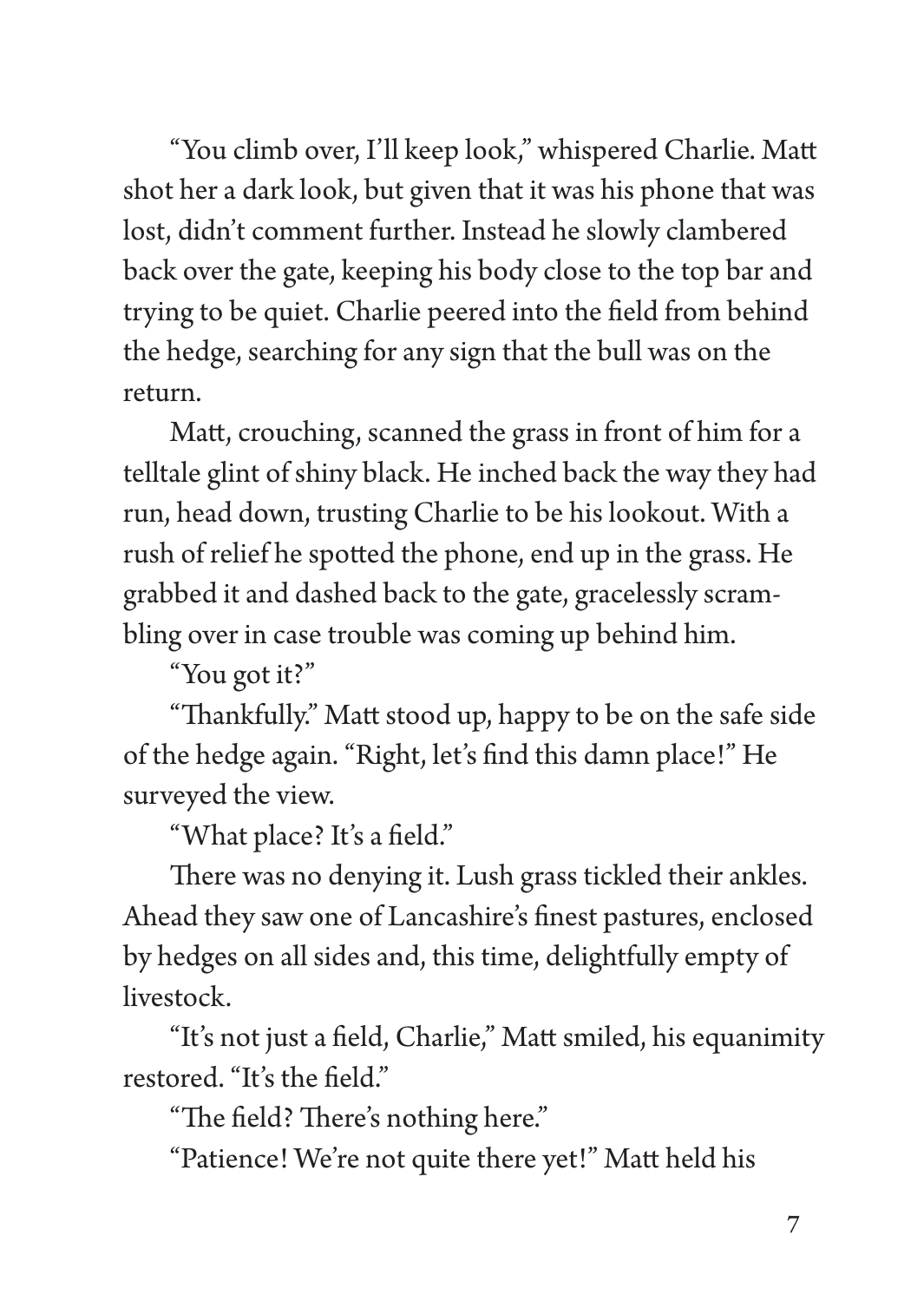"You climb over, I'll keep look," whispered Charlie. Matt shot her a dark look, but given that it was his phone that was lost, didn't comment further. Instead he slowly clambered back over the gate, keeping his body close to the top bar and trying to be quiet. Charlie peered into the field from behind the hedge, searching for any sign that the bull was on the return.

Matt, crouching, scanned the grass in front of him for a telltale glint of shiny black. He inched back the way they had run, head down, trusting Charlie to be his lookout. With a rush of relief he spotted the phone, end up in the grass. He grabbed it and dashed back to the gate, gracelessly scrambling over in case trouble was coming up behind him.

"You got it?"

"Thankfully." Matt stood up, happy to be on the safe side of the hedge again. "Right, let's find this damn place!" He surveyed the view.

"What place? It's a field."

There was no denying it. Lush grass tickled their ankles. Ahead they saw one of Lancashire's finest pastures, enclosed by hedges on all sides and, this time, delightfully empty of livestock.

"It's not just a field, Charlie," Matt smiled, his equanimity restored. "It's the field."

"The field? There's nothing here."

"Patience! We're not quite there yet!" Matt held his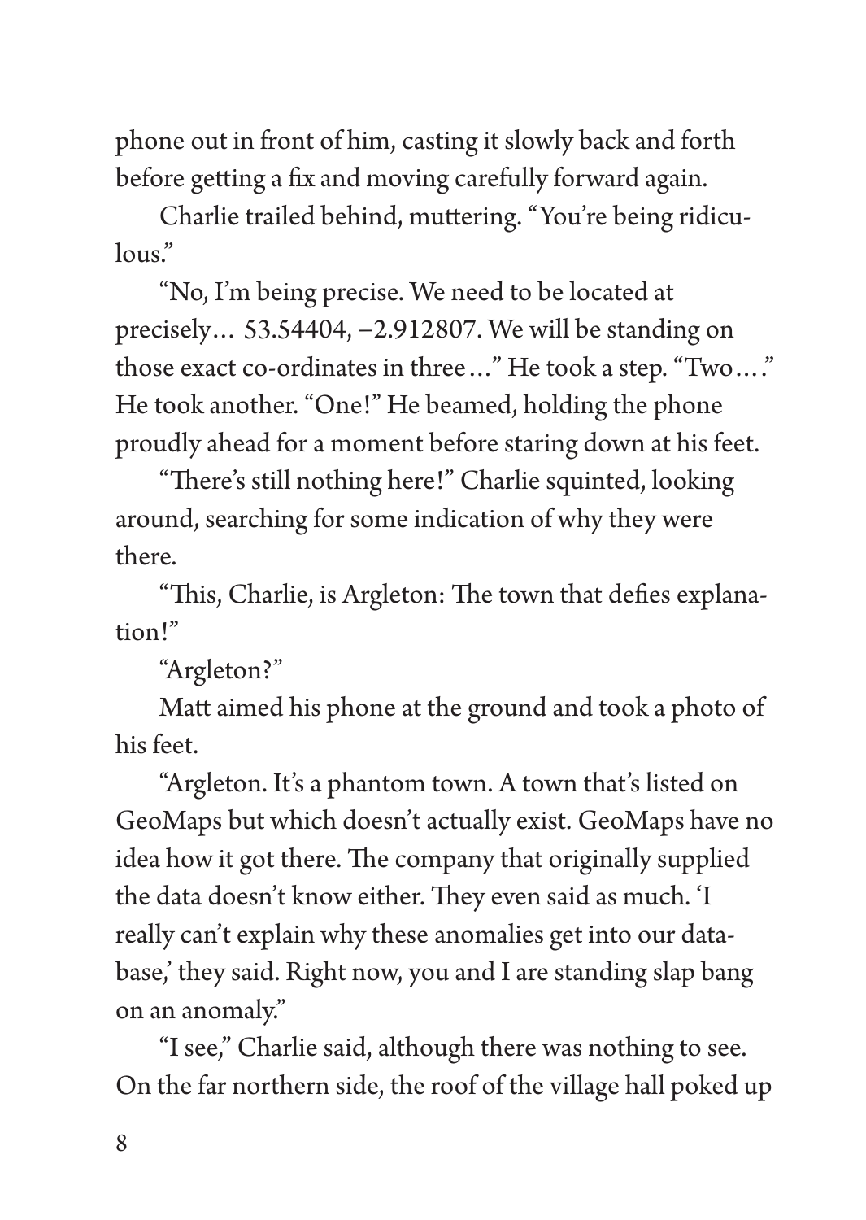phone out in front of him, casting it slowly back and forth before getting a fix and moving carefully forward again.

Charlie trailed behind, muttering. "You're being ridiculous."

"No, I'm being precise. We need to be located at precisely… 53.54404, −2.912807. We will be standing on those exact co-ordinates in three…" He took a step. "Two…." He took another. "One!" He beamed, holding the phone proudly ahead for a moment before staring down at his feet.

"There's still nothing here!" Charlie squinted, looking around, searching for some indication of why they were there.

"This, Charlie, is Argleton: The town that defies explanation!"

"Argleton?"

Matt aimed his phone at the ground and took a photo of his feet.

"Argleton. It's a phantom town. A town that's listed on GeoMaps but which doesn't actually exist. GeoMaps have no idea how it got there. The company that originally supplied the data doesn't know either. They even said as much. 'I really can't explain why these anomalies get into our database,' they said. Right now, you and I are standing slap bang on an anomaly."

"I see," Charlie said, although there was nothing to see. On the far northern side, the roof of the village hall poked up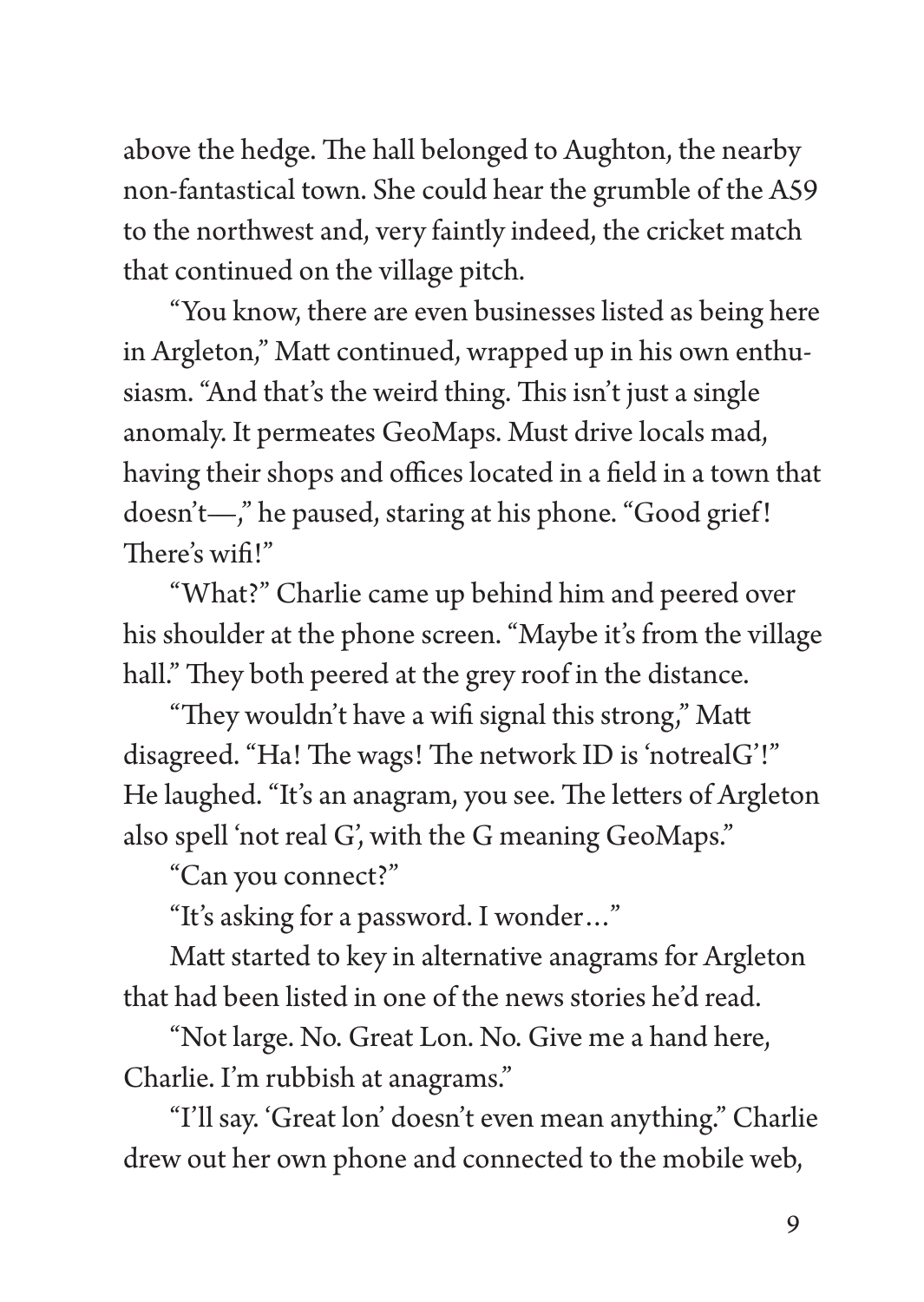above the hedge. The hall belonged to Aughton, the nearby non-fantastical town. She could hear the grumble of the A59 to the northwest and, very faintly indeed, the cricket match that continued on the village pitch.

"You know, there are even businesses listed as being here in Argleton," Matt continued, wrapped up in his own enthusiasm. "And that's the weird thing. This isn't just a single anomaly. It permeates GeoMaps. Must drive locals mad, having their shops and offices located in a field in a town that doesn't—," he paused, staring at his phone. "Good grief! There's wifi!"

"What?" Charlie came up behind him and peered over his shoulder at the phone screen. "Maybe it's from the village hall." They both peered at the grey roof in the distance.

"They wouldn't have a wifi signal this strong," Matt disagreed. "Ha! The wags! The network ID is 'notrealG'!" He laughed. "It's an anagram, you see. The letters of Argleton also spell 'not real G', with the G meaning GeoMaps."

"Can you connect?"

"It's asking for a password. I wonder…"

Matt started to key in alternative anagrams for Argleton that had been listed in one of the news stories he'd read.

"Not large. No. Great Lon. No. Give me a hand here, Charlie. I'm rubbish at anagrams."

"I'll say. 'Great lon' doesn't even mean anything." Charlie drew out her own phone and connected to the mobile web,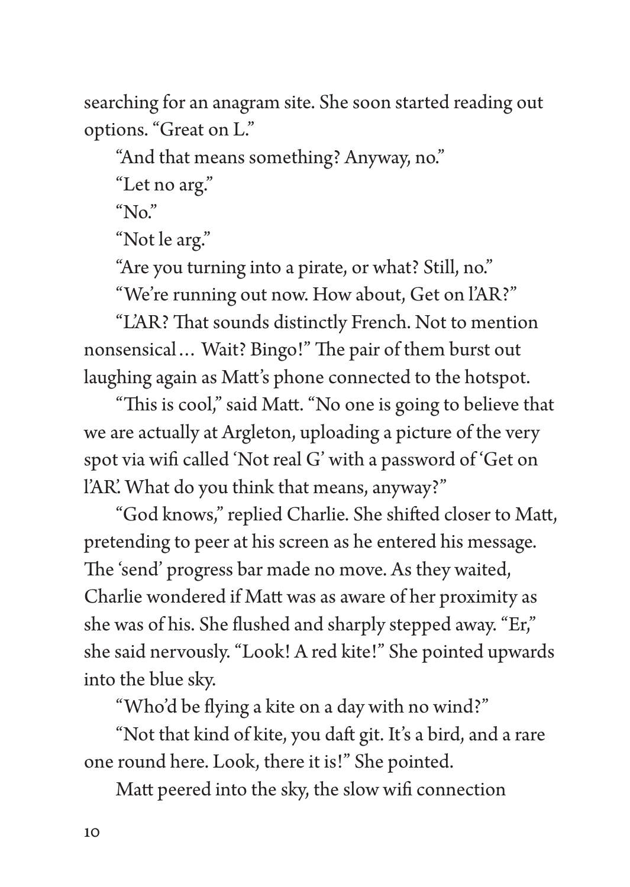searching for an anagram site. She soon started reading out options. "Great on L."

"And that means something? Anyway, no."

"Let no arg."

"No."

"Not le arg."

"Are you turning into a pirate, or what? Still, no."

"We're running out now. How about, Get on l'AR?"

"L'AR? That sounds distinctly French. Not to mention nonsensical… Wait? Bingo!" The pair of them burst out laughing again as Matt's phone connected to the hotspot.

"This is cool," said Matt. "No one is going to believe that we are actually at Argleton, uploading a picture of the very spot via wifi called 'Not real G' with a password of 'Get on l'AR'. What do you think that means, anyway?"

"God knows," replied Charlie. She shifted closer to Matt, pretending to peer at his screen as he entered his message. The 'send' progress bar made no move. As they waited, Charlie wondered if Matt was as aware of her proximity as she was of his. She flushed and sharply stepped away. "Er," she said nervously. "Look! A red kite!" She pointed upwards into the blue sky.

"Who'd be flying a kite on a day with no wind?"

"Not that kind of kite, you daft git. It's a bird, and a rare one round here. Look, there it is!" She pointed.

Matt peered into the sky, the slow wifi connection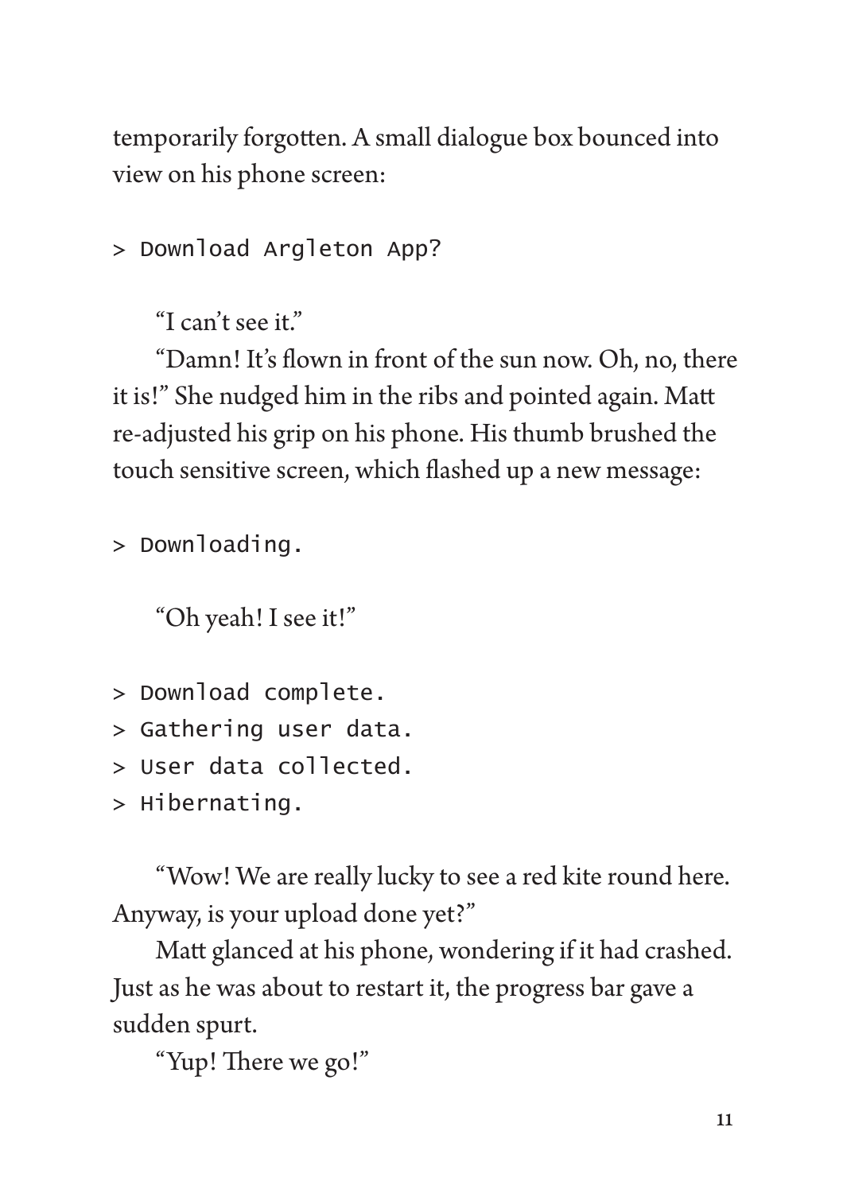temporarily forgotten. A small dialogue box bounced into view on his phone screen:

```
> Download Argleton App?
```

"I can't see it."

"Damn! It's flown in front of the sun now. Oh, no, there it is!" She nudged him in the ribs and pointed again. Matt re-adjusted his grip on his phone. His thumb brushed the touch sensitive screen, which flashed up a new message:

```
> Downloading.
```

"Oh yeah! I see it!"

```
> Download complete.
> Gathering user data.
> User data collected.
> Hibernating.
```

"Wow! We are really lucky to see a red kite round here. Anyway, is your upload done yet?"

Matt glanced at his phone, wondering if it had crashed. Just as he was about to restart it, the progress bar gave a sudden spurt.

"Yup! There we go!"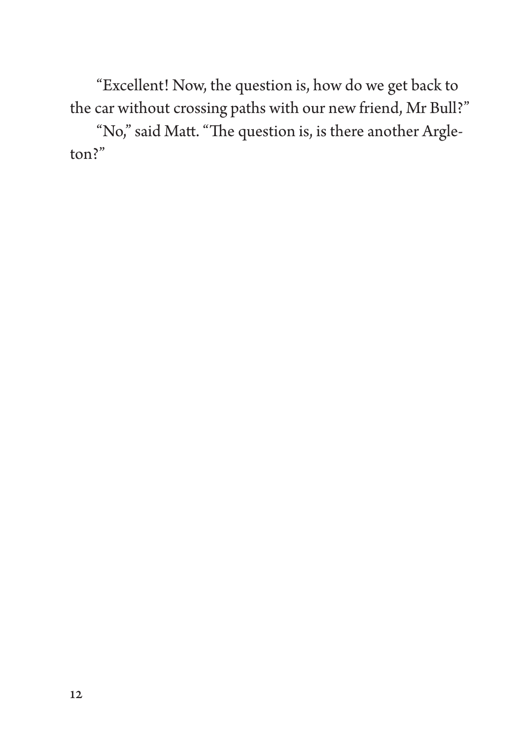"Excellent! Now, the question is, how do we get back to the car without crossing paths with our new friend, Mr Bull?"

"No," said Matt. "The question is, is there another Argleton?"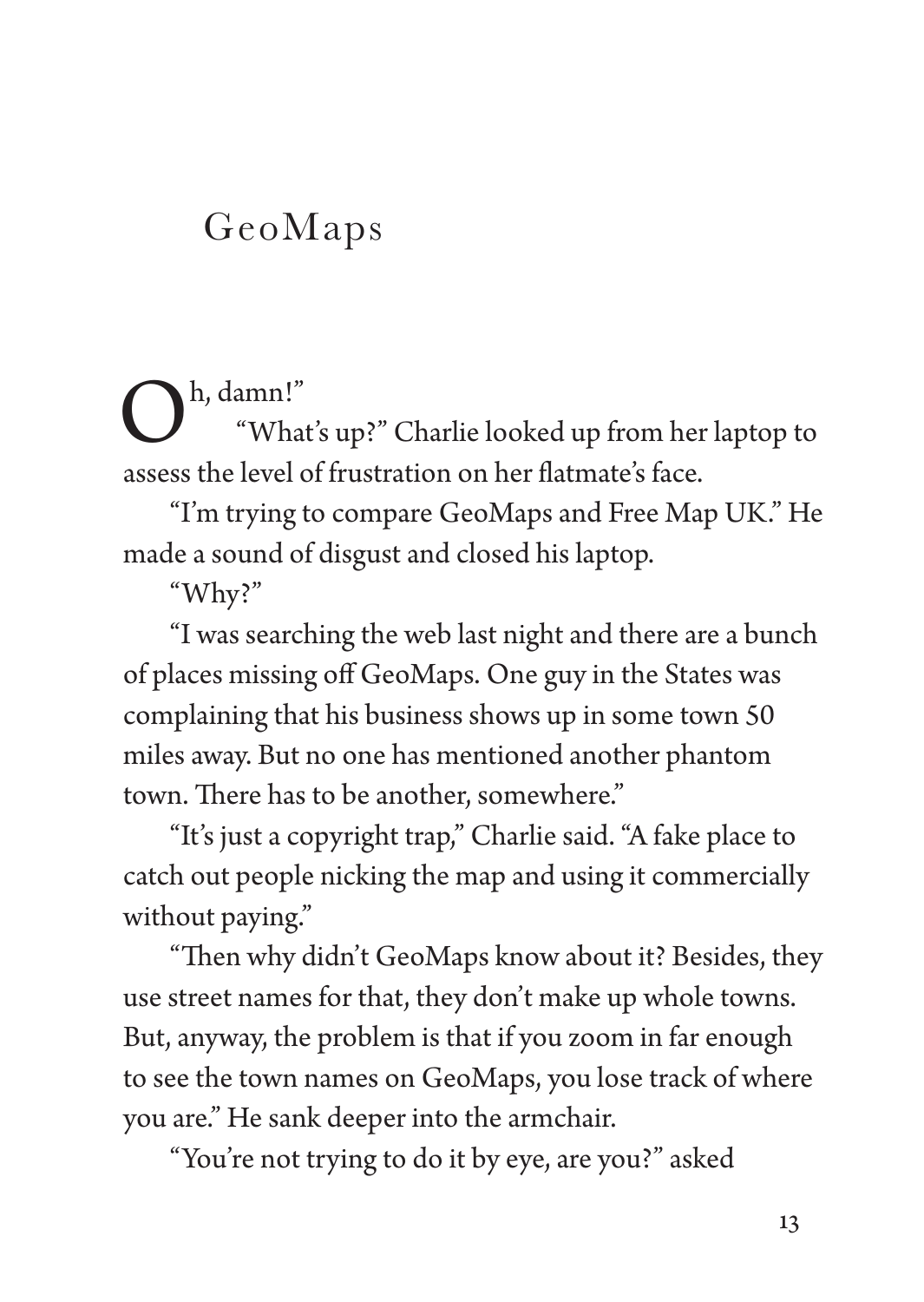# GeoMaps

"Oh, damn!"

"What's up?" Charlie looked up from her laptop to assess the level of frustration on her flatmate's face.

"I'm trying to compare GeoMaps and Free Map UK." He made a sound of disgust and closed his laptop.

"Why?"

"I was searching the web last night and there are a bunch of places missing off GeoMaps. One guy in the States was complaining that his business shows up in some town 50 miles away. But no one has mentioned another phantom town. There has to be another, somewhere."

"It's just a copyright trap," Charlie said. "A fake place to catch out people nicking the map and using it commercially without paying."

"Then why didn't GeoMaps know about it? Besides, they use street names for that, they don't make up whole towns. But, anyway, the problem is that if you zoom in far enough to see the town names on GeoMaps, you lose track of where you are." He sank deeper into the armchair.

"You're not trying to do it by eye, are you?" asked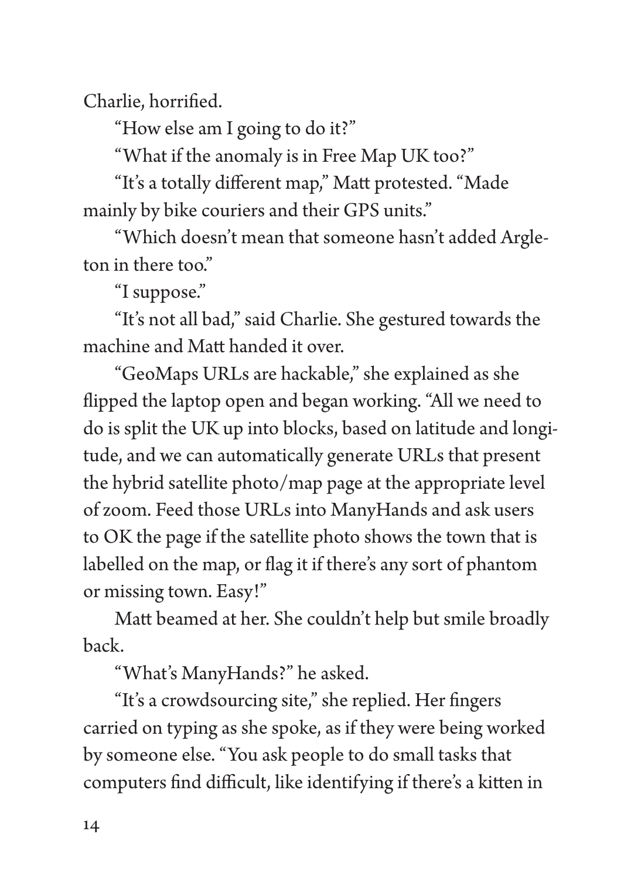Charlie, horrified.

"How else am I going to do it?"

"What if the anomaly is in Free Map UK too?"

"It's a totally different map," Matt protested. "Made mainly by bike couriers and their GPS units."

"Which doesn't mean that someone hasn't added Argleton in there too."

"I suppose."

"It's not all bad," said Charlie. She gestured towards the machine and Matt handed it over.

"GeoMaps URLs are hackable," she explained as she flipped the laptop open and began working. "All we need to do is split the UK up into blocks, based on latitude and longitude, and we can automatically generate URLs that present the hybrid satellite photo/map page at the appropriate level of zoom. Feed those URLs into ManyHands and ask users to OK the page if the satellite photo shows the town that is labelled on the map, or flag it if there's any sort of phantom or missing town. Easy!"

Matt beamed at her. She couldn't help but smile broadly back.

"What's ManyHands?" he asked.

"It's a crowdsourcing site," she replied. Her fingers carried on typing as she spoke, as if they were being worked by someone else. "You ask people to do small tasks that computers find difficult, like identifying if there's a kitten in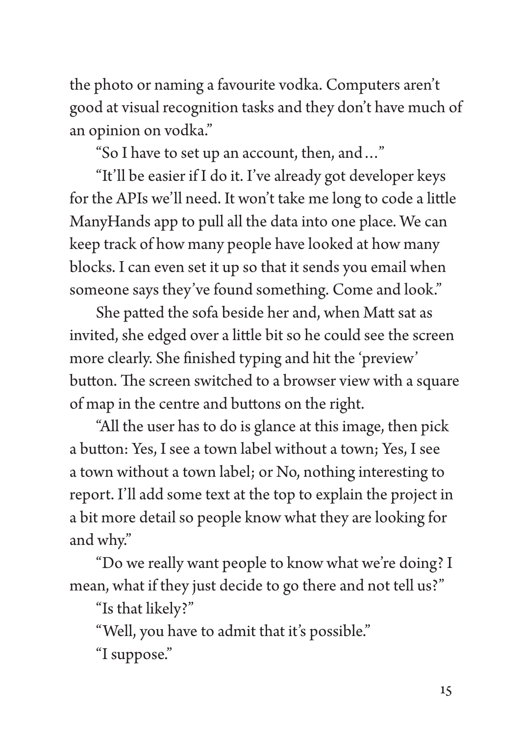the photo or naming a favourite vodka. Computers aren't good at visual recognition tasks and they don't have much of an opinion on vodka."

"So I have to set up an account, then, and…"

"It'll be easier if I do it. I've already got developer keys for the APIs we'll need. It won't take me long to code a little ManyHands app to pull all the data into one place. We can keep track of how many people have looked at how many blocks. I can even set it up so that it sends you email when someone says they've found something. Come and look."

She patted the sofa beside her and, when Matt sat as invited, she edged over a little bit so he could see the screen more clearly. She finished typing and hit the 'preview' button. The screen switched to a browser view with a square of map in the centre and buttons on the right.

"All the user has to do is glance at this image, then pick a button: Yes, I see a town label without a town; Yes, I see a town without a town label; or No, nothing interesting to report. I'll add some text at the top to explain the project in a bit more detail so people know what they are looking for and why."

"Do we really want people to know what we're doing? I mean, what if they just decide to go there and not tell us?"

"Is that likely?"

"Well, you have to admit that it's possible."

"I suppose."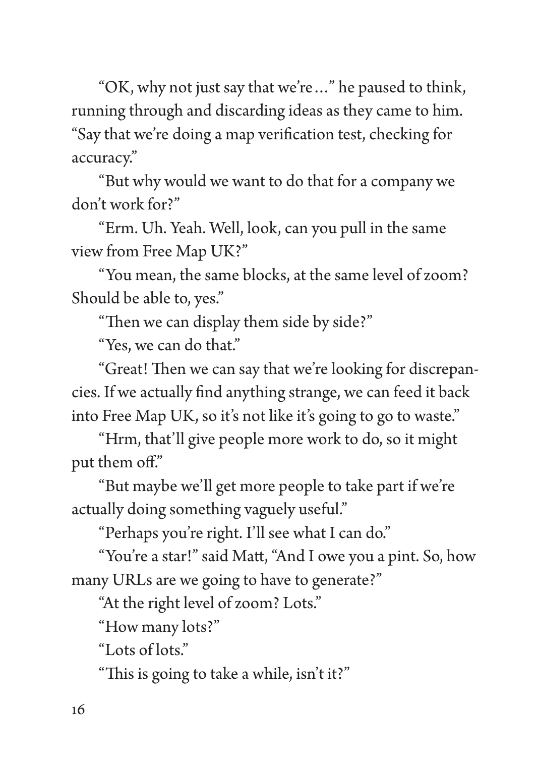"OK, why not just say that we're…" he paused to think, running through and discarding ideas as they came to him. "Say that we're doing a map verification test, checking for accuracy."

"But why would we want to do that for a company we don't work for?"

"Erm. Uh. Yeah. Well, look, can you pull in the same view from Free Map UK?"

"You mean, the same blocks, at the same level of zoom? Should be able to, yes."

"Then we can display them side by side?"

"Yes, we can do that."

"Great! Then we can say that we're looking for discrepancies. If we actually find anything strange, we can feed it back into Free Map UK, so it's not like it's going to go to waste."

"Hrm, that'll give people more work to do, so it might put them off."

"But maybe we'll get more people to take part if we're actually doing something vaguely useful."

"Perhaps you're right. I'll see what I can do."

"You're a star!" said Matt, "And I owe you a pint. So, how many URLs are we going to have to generate?"

"At the right level of zoom? Lots."

"How many lots?"

"Lots of lots."

"This is going to take a while, isn't it?"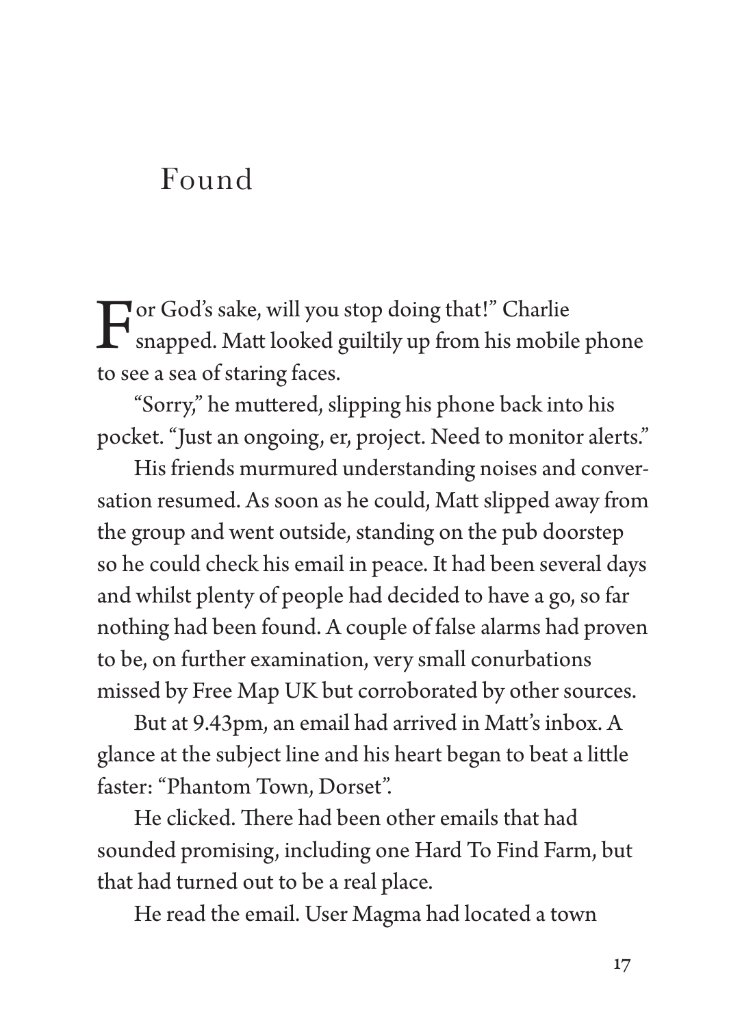# Found

For God's sake, will you stop doing that!" Charlie snapped. Matt looked guiltily up from his mobile phone to see a sea of staring faces.

"Sorry," he muttered, slipping his phone back into his pocket. "Just an ongoing, er, project. Need to monitor alerts."

His friends murmured understanding noises and conversation resumed. As soon as he could, Matt slipped away from the group and went outside, standing on the pub doorstep so he could check his email in peace. It had been several days and whilst plenty of people had decided to have a go, so far nothing had been found. A couple of false alarms had proven to be, on further examination, very small conurbations missed by Free Map UK but corroborated by other sources.

But at 9.43pm, an email had arrived in Matt's inbox. A glance at the subject line and his heart began to beat a little faster: "Phantom Town, Dorset".

He clicked. There had been other emails that had sounded promising, including one Hard To Find Farm, but that had turned out to be a real place.

He read the email. User Magma had located a town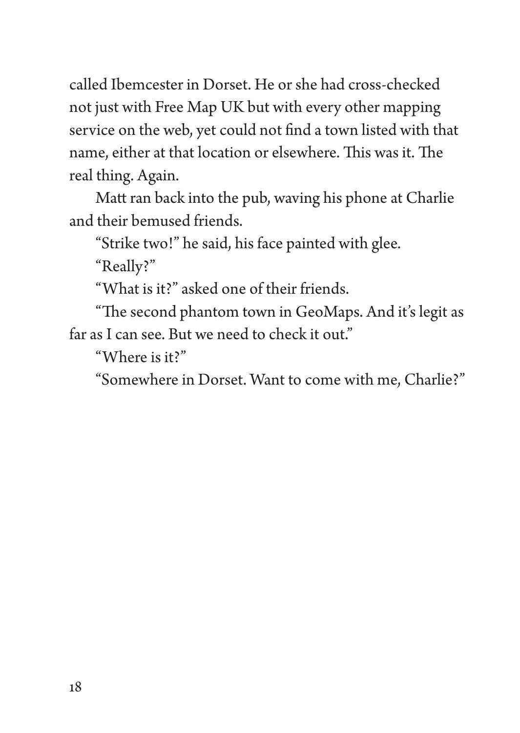called Ibemcester in Dorset. He or she had cross-checked not just with Free Map UK but with every other mapping service on the web, yet could not find a town listed with that name, either at that location or elsewhere. This was it. The real thing. Again.

Matt ran back into the pub, waving his phone at Charlie and their bemused friends.

"Strike two!" he said, his face painted with glee.

"Really?"

"What is it?" asked one of their friends.

"The second phantom town in GeoMaps. And it's legit as far as I can see. But we need to check it out."

"Where is it?"

"Somewhere in Dorset. Want to come with me, Charlie?"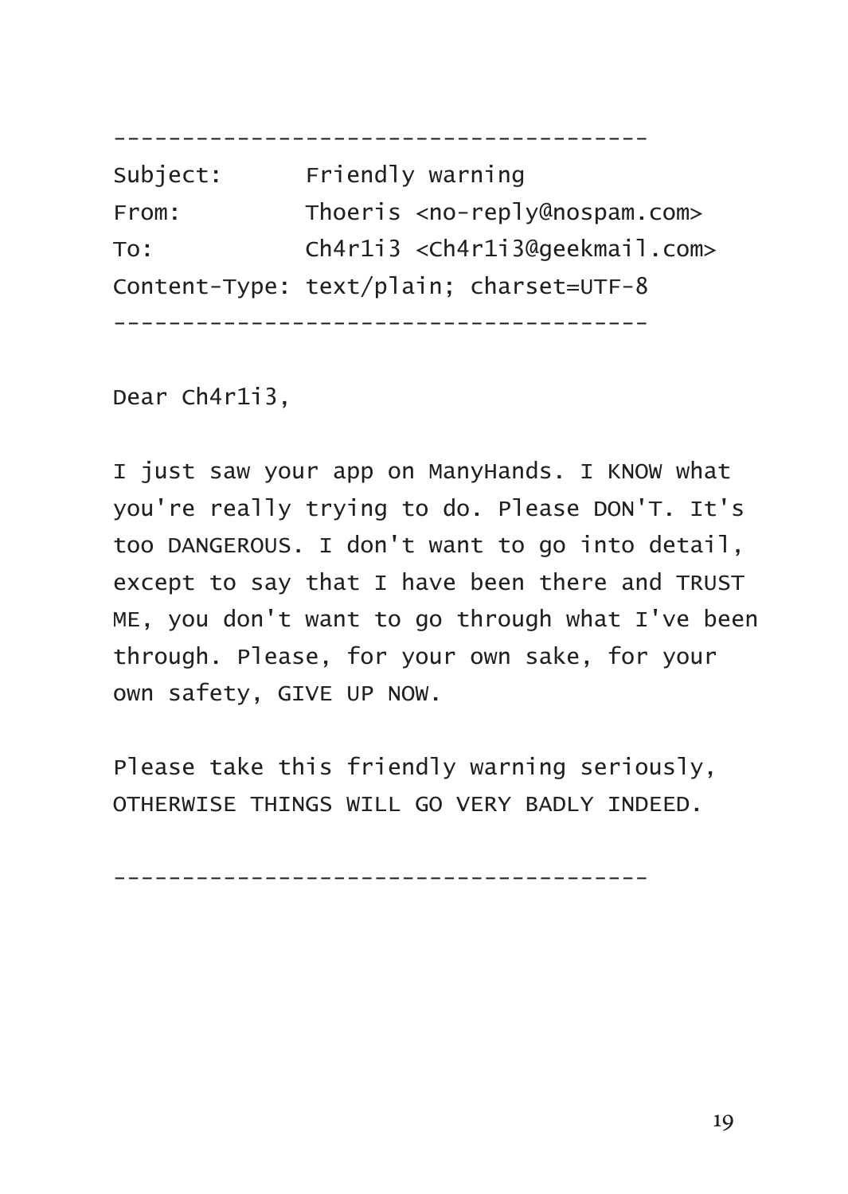```
--------------------------------------
Subject:      Friendly warning
From:         Thoeris <no-reply@nospam.com>
To:           Ch4r1i3 <Ch4r1i3@geekmail.com>
Content-Type: text/plain; charset=UTF-8
--------------------------------------

Dear Ch4r1i3,

I just saw your app on ManyHands. I KNOW what
you're really trying to do. Please DON'T. It's
too DANGEROUS. I don't want to go into detail,
except to say that I have been there and TRUST
ME, you don't want to go through what I've been
through. Please, for your own sake, for your
own safety, GIVE UP NOW.

Please take this friendly warning seriously,
OTHERWISE THINGS WILL GO VERY BADLY INDEED.

--------------------------------------
```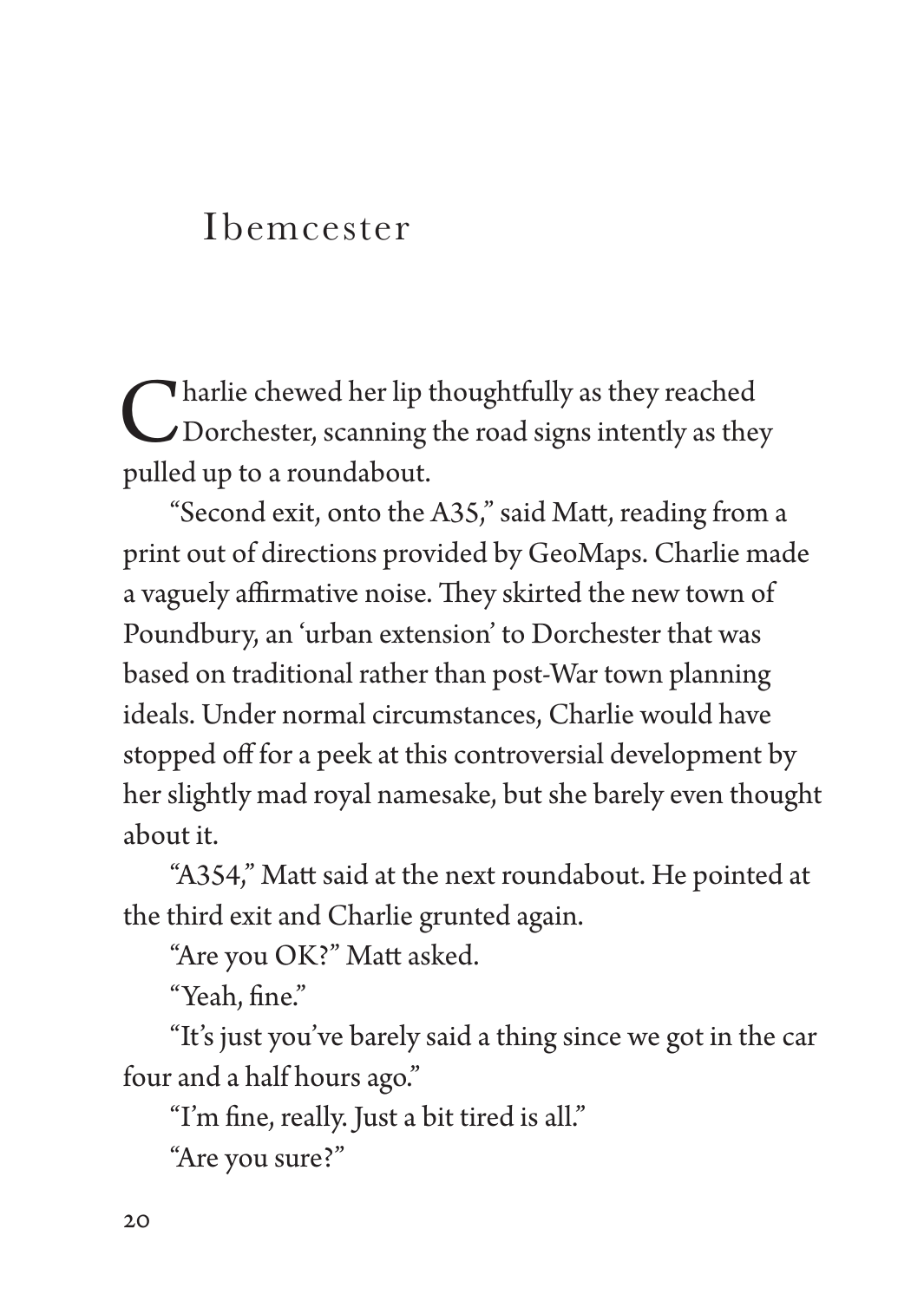# Ibemcester

Charlie chewed her lip thoughtfully as they reached Dorchester, scanning the road signs intently as they pulled up to a roundabout.

"Second exit, onto the A35," said Matt, reading from a print out of directions provided by GeoMaps. Charlie made a vaguely affirmative noise. They skirted the new town of Poundbury, an 'urban extension' to Dorchester that was based on traditional rather than post-War town planning ideals. Under normal circumstances, Charlie would have stopped off for a peek at this controversial development by her slightly mad royal namesake, but she barely even thought about it.

"A354," Matt said at the next roundabout. He pointed at the third exit and Charlie grunted again.

"Are you OK?" Matt asked.

"Yeah, fine."

"It's just you've barely said a thing since we got in the car four and a half hours ago."

"I'm fine, really. Just a bit tired is all."

"Are you sure?"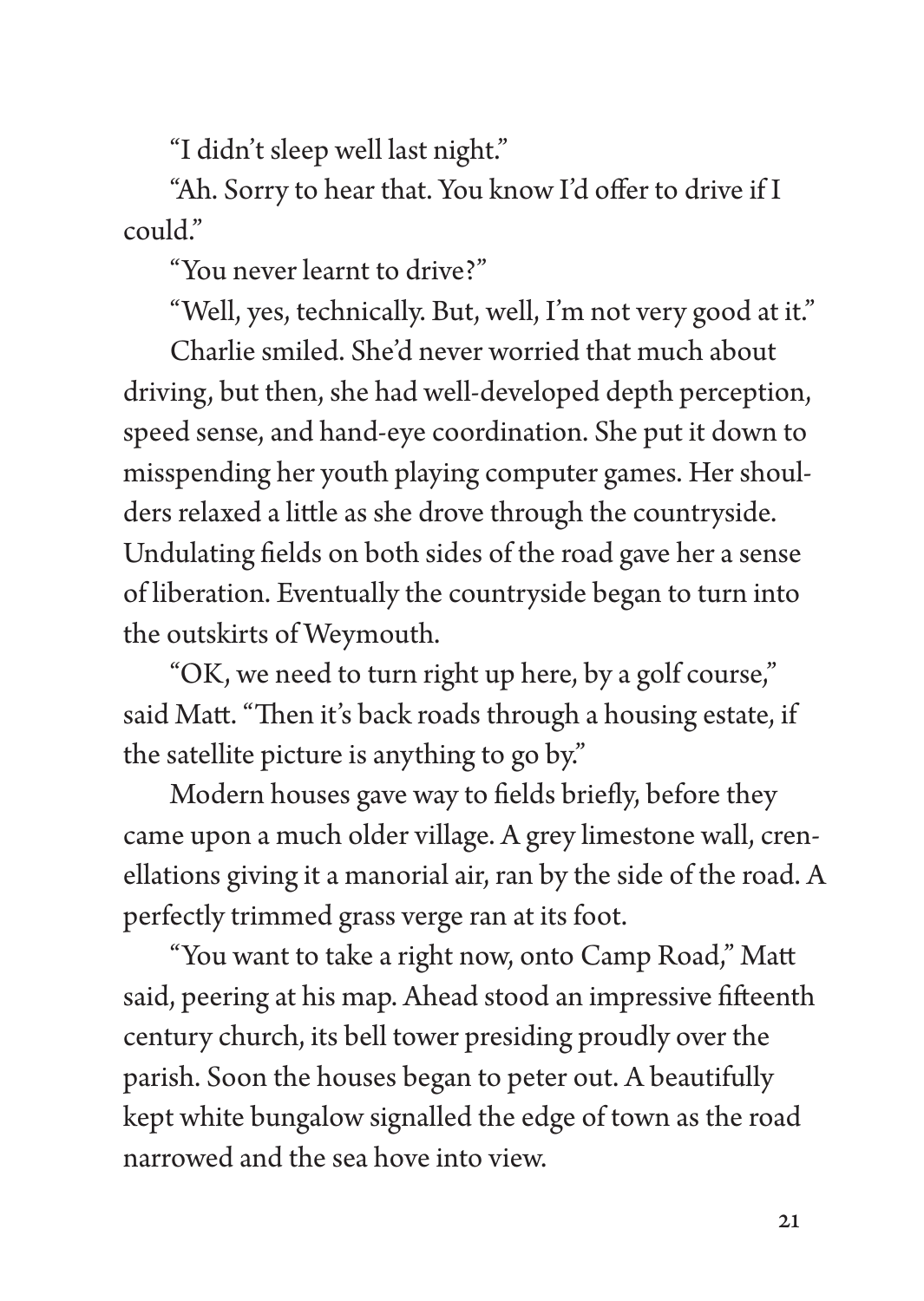"I didn't sleep well last night."

"Ah. Sorry to hear that. You know I'd offer to drive if I could."

"You never learnt to drive?"

"Well, yes, technically. But, well, I'm not very good at it."

Charlie smiled. She'd never worried that much about driving, but then, she had well-developed depth perception, speed sense, and hand-eye coordination. She put it down to misspending her youth playing computer games. Her shoulders relaxed a little as she drove through the countryside. Undulating fields on both sides of the road gave her a sense of liberation. Eventually the countryside began to turn into the outskirts of Weymouth.

"OK, we need to turn right up here, by a golf course," said Matt. "Then it's back roads through a housing estate, if the satellite picture is anything to go by."

Modern houses gave way to fields briefly, before they came upon a much older village. A grey limestone wall, crenellations giving it a manorial air, ran by the side of the road. A perfectly trimmed grass verge ran at its foot.

"You want to take a right now, onto Camp Road," Matt said, peering at his map. Ahead stood an impressive fifteenth century church, its bell tower presiding proudly over the parish. Soon the houses began to peter out. A beautifully kept white bungalow signalled the edge of town as the road narrowed and the sea hove into view.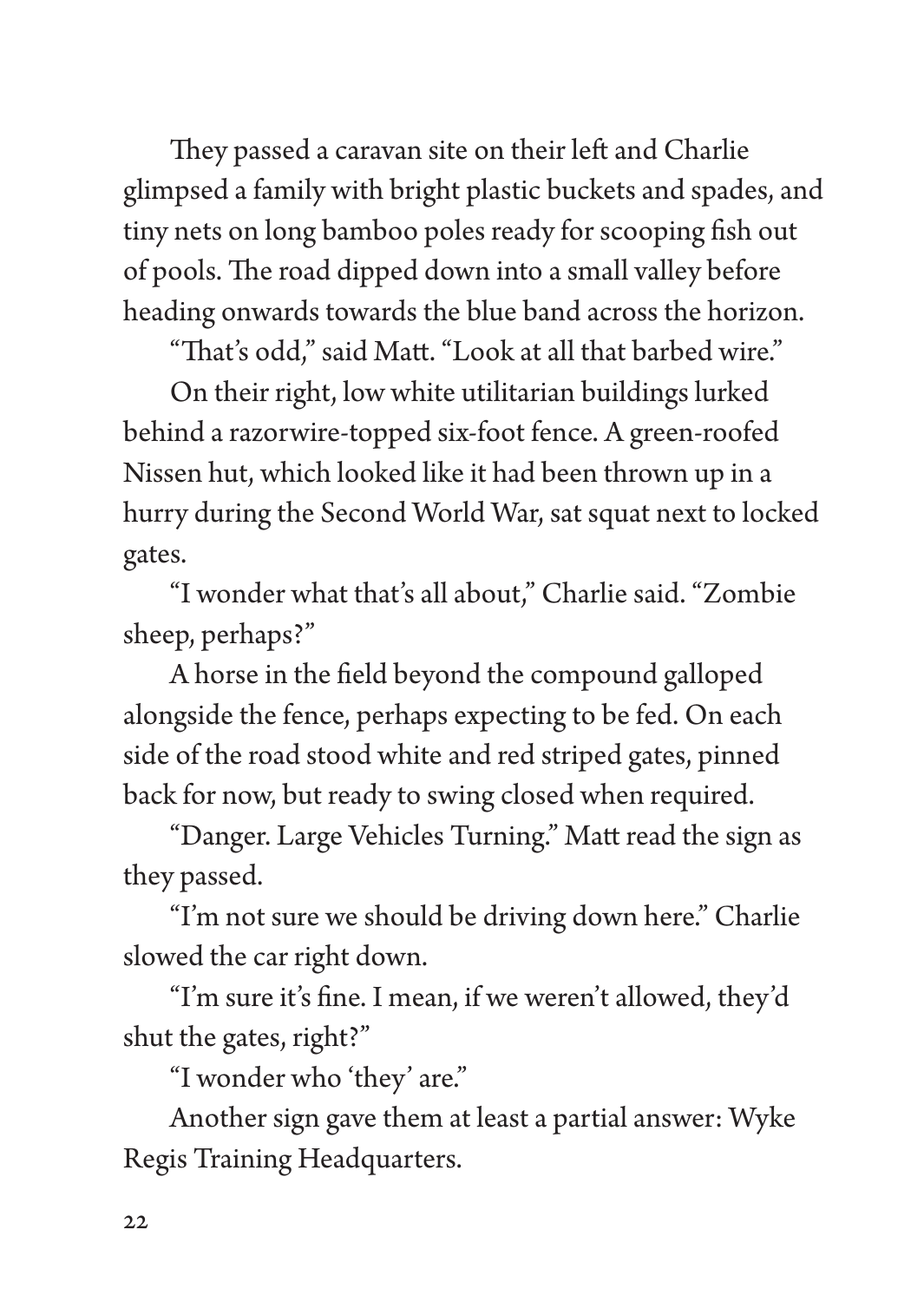They passed a caravan site on their left and Charlie glimpsed a family with bright plastic buckets and spades, and tiny nets on long bamboo poles ready for scooping fish out of pools. The road dipped down into a small valley before heading onwards towards the blue band across the horizon.

"That's odd," said Matt. "Look at all that barbed wire."

On their right, low white utilitarian buildings lurked behind a razorwire-topped six-foot fence. A green-roofed Nissen hut, which looked like it had been thrown up in a hurry during the Second World War, sat squat next to locked gates.

"I wonder what that's all about," Charlie said. "Zombie sheep, perhaps?"

A horse in the field beyond the compound galloped alongside the fence, perhaps expecting to be fed. On each side of the road stood white and red striped gates, pinned back for now, but ready to swing closed when required.

"Danger. Large Vehicles Turning." Matt read the sign as they passed.

"I'm not sure we should be driving down here." Charlie slowed the car right down.

"I'm sure it's fine. I mean, if we weren't allowed, they'd shut the gates, right?"

"I wonder who 'they' are."

Another sign gave them at least a partial answer: Wyke Regis Training Headquarters.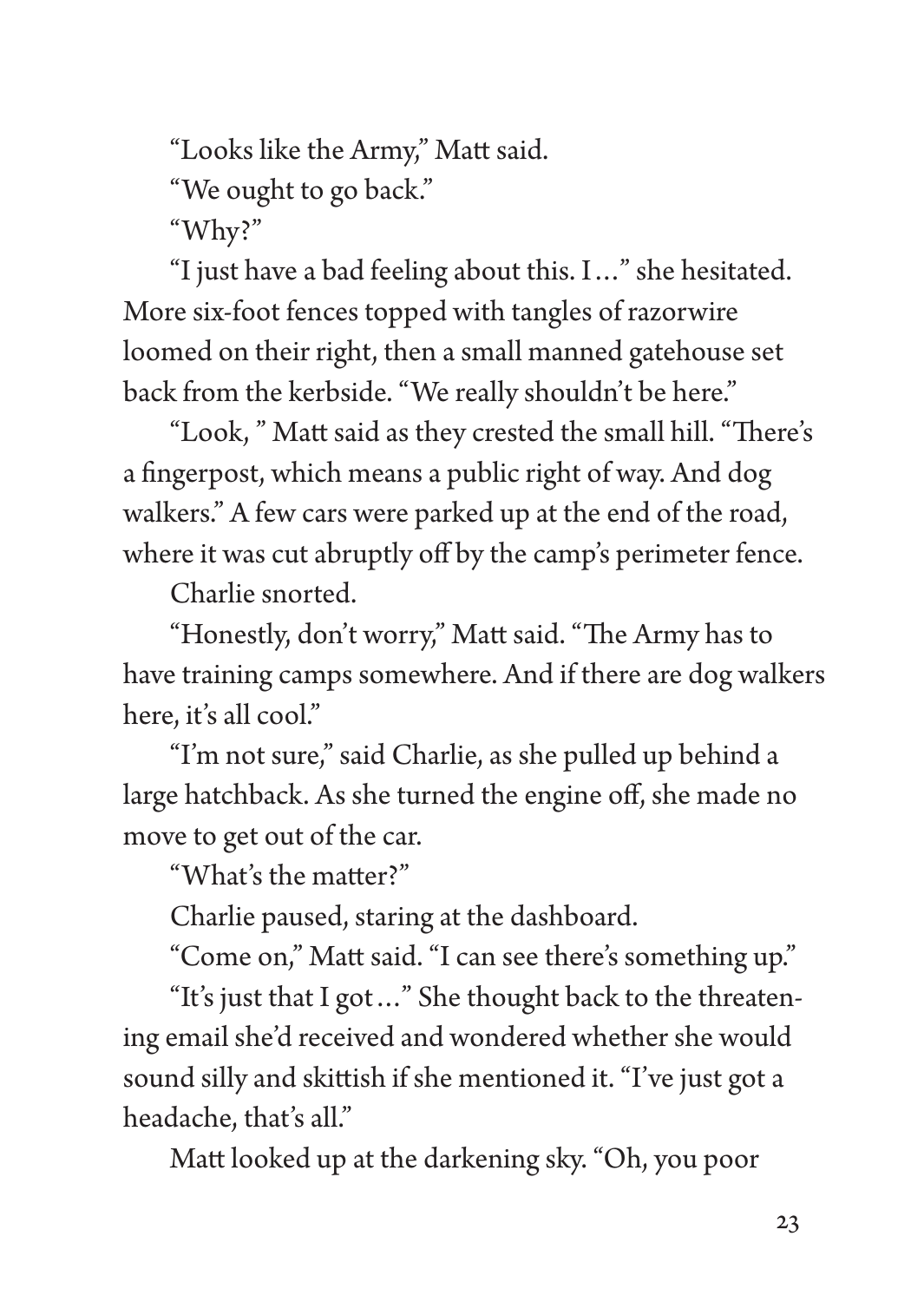"Looks like the Army," Matt said.

"We ought to go back."

"Why?"

"I just have a bad feeling about this. I…" she hesitated. More six-foot fences topped with tangles of razorwire loomed on their right, then a small manned gatehouse set back from the kerbside. "We really shouldn't be here."

"Look, " Matt said as they crested the small hill. "There's a fingerpost, which means a public right of way. And dog walkers." A few cars were parked up at the end of the road, where it was cut abruptly off by the camp's perimeter fence.

Charlie snorted.

"Honestly, don't worry," Matt said. "The Army has to have training camps somewhere. And if there are dog walkers here, it's all cool."

"I'm not sure," said Charlie, as she pulled up behind a large hatchback. As she turned the engine off, she made no move to get out of the car.

"What's the matter?"

Charlie paused, staring at the dashboard.

"Come on," Matt said. "I can see there's something up."

"It's just that I got…" She thought back to the threatening email she'd received and wondered whether she would sound silly and skittish if she mentioned it. "I've just got a headache, that's all."

Matt looked up at the darkening sky. "Oh, you poor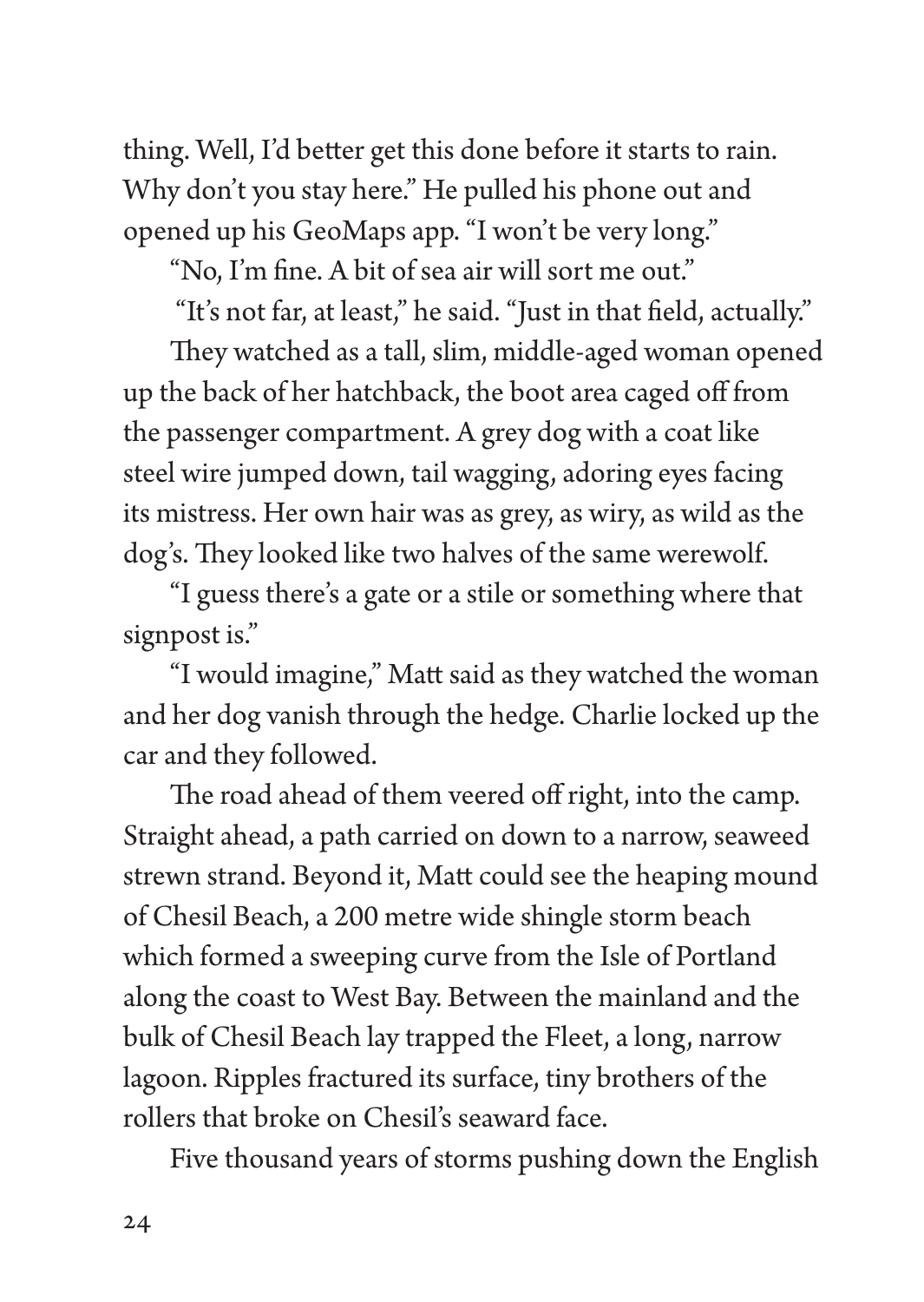thing. Well, I'd better get this done before it starts to rain. Why don't you stay here." He pulled his phone out and opened up his GeoMaps app. "I won't be very long."

"No, I'm fine. A bit of sea air will sort me out."

"It's not far, at least," he said. "Just in that field, actually."

They watched as a tall, slim, middle-aged woman opened up the back of her hatchback, the boot area caged off from the passenger compartment. A grey dog with a coat like steel wire jumped down, tail wagging, adoring eyes facing its mistress. Her own hair was as grey, as wiry, as wild as the dog's. They looked like two halves of the same werewolf.

"I guess there's a gate or a stile or something where that signpost is."

"I would imagine," Matt said as they watched the woman and her dog vanish through the hedge. Charlie locked up the car and they followed.

The road ahead of them veered off right, into the camp. Straight ahead, a path carried on down to a narrow, seaweed strewn strand. Beyond it, Matt could see the heaping mound of Chesil Beach, a 200 metre wide shingle storm beach which formed a sweeping curve from the Isle of Portland along the coast to West Bay. Between the mainland and the bulk of Chesil Beach lay trapped the Fleet, a long, narrow lagoon. Ripples fractured its surface, tiny brothers of the rollers that broke on Chesil's seaward face.

Five thousand years of storms pushing down the English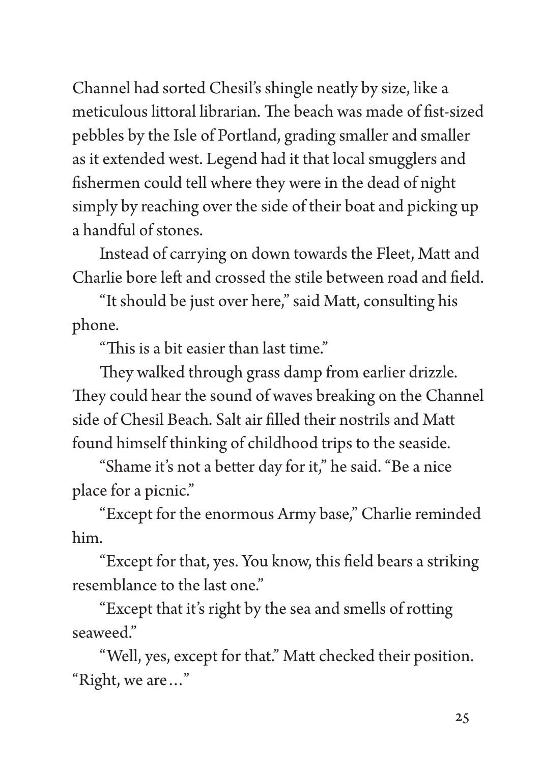Channel had sorted Chesil's shingle neatly by size, like a meticulous littoral librarian. The beach was made of fist-sized pebbles by the Isle of Portland, grading smaller and smaller as it extended west. Legend had it that local smugglers and fishermen could tell where they were in the dead of night simply by reaching over the side of their boat and picking up a handful of stones.

Instead of carrying on down towards the Fleet, Matt and Charlie bore left and crossed the stile between road and field.

"It should be just over here," said Matt, consulting his phone.

"This is a bit easier than last time."

They walked through grass damp from earlier drizzle. They could hear the sound of waves breaking on the Channel side of Chesil Beach. Salt air filled their nostrils and Matt found himself thinking of childhood trips to the seaside.

"Shame it's not a better day for it," he said. "Be a nice place for a picnic."

"Except for the enormous Army base," Charlie reminded him.

"Except for that, yes. You know, this field bears a striking resemblance to the last one."

"Except that it's right by the sea and smells of rotting seaweed."

"Well, yes, except for that." Matt checked their position. "Right, we are…"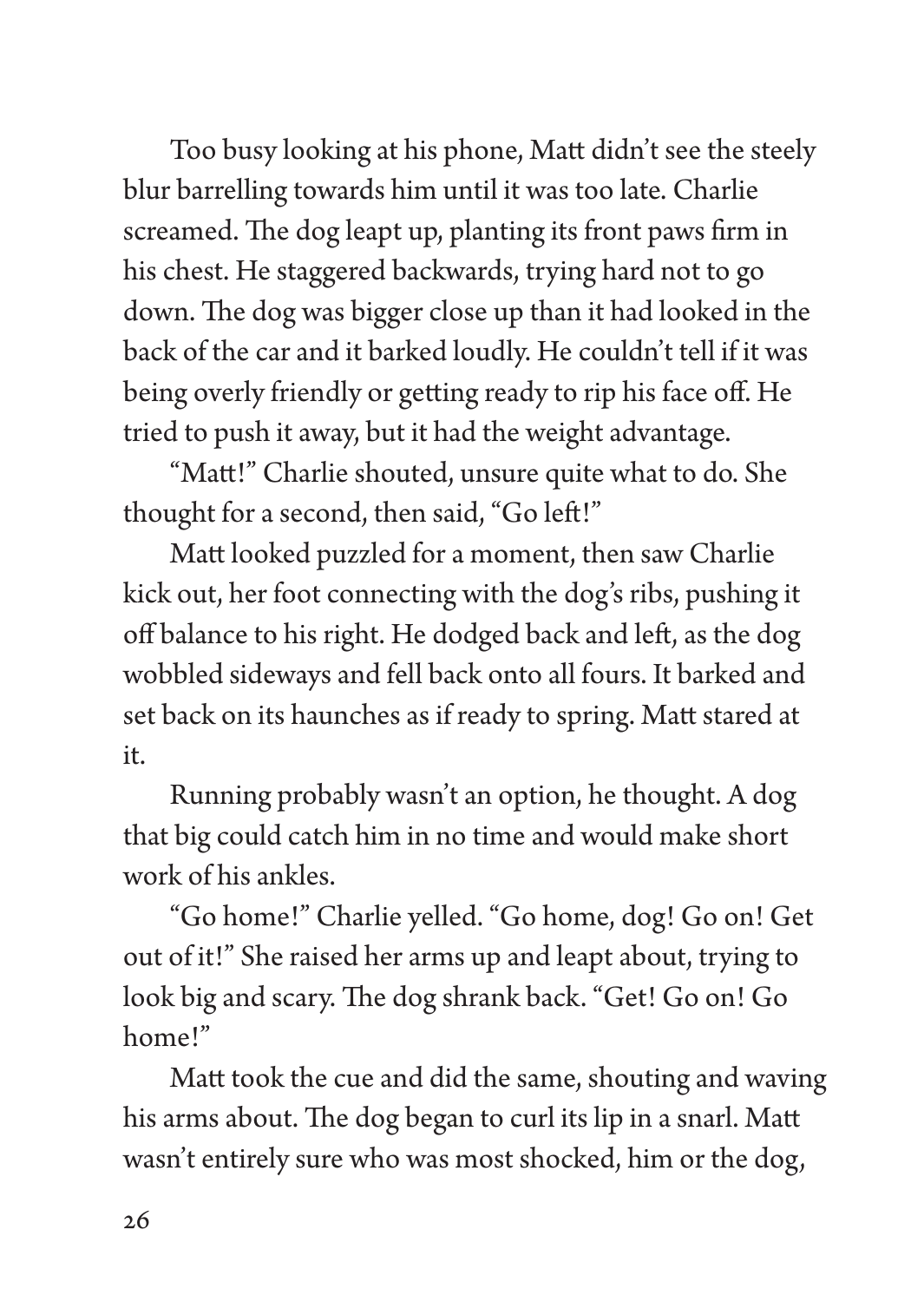Too busy looking at his phone, Matt didn't see the steely blur barrelling towards him until it was too late. Charlie screamed. The dog leapt up, planting its front paws firm in his chest. He staggered backwards, trying hard not to go down. The dog was bigger close up than it had looked in the back of the car and it barked loudly. He couldn't tell if it was being overly friendly or getting ready to rip his face off. He tried to push it away, but it had the weight advantage.

"Matt!" Charlie shouted, unsure quite what to do. She thought for a second, then said, "Go left!"

Matt looked puzzled for a moment, then saw Charlie kick out, her foot connecting with the dog's ribs, pushing it off balance to his right. He dodged back and left, as the dog wobbled sideways and fell back onto all fours. It barked and set back on its haunches as if ready to spring. Matt stared at it.

Running probably wasn't an option, he thought. A dog that big could catch him in no time and would make short work of his ankles.

"Go home!" Charlie yelled. "Go home, dog! Go on! Get out of it!" She raised her arms up and leapt about, trying to look big and scary. The dog shrank back. "Get! Go on! Go home!"

Matt took the cue and did the same, shouting and waving his arms about. The dog began to curl its lip in a snarl. Matt wasn't entirely sure who was most shocked, him or the dog,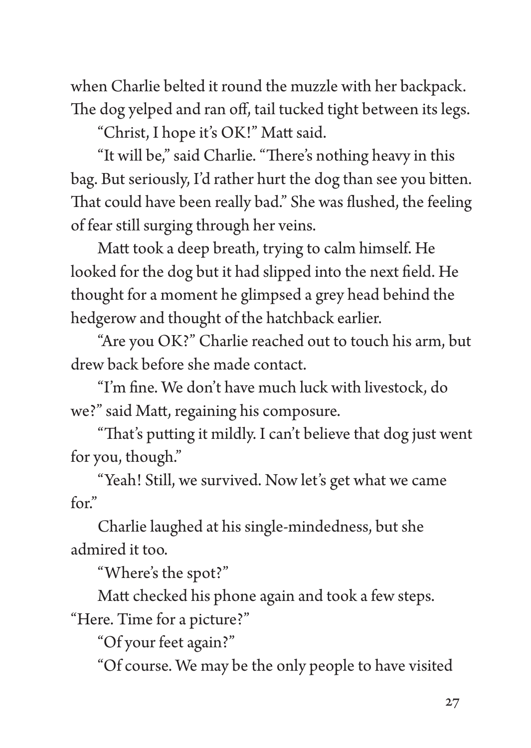when Charlie belted it round the muzzle with her backpack. The dog yelped and ran off, tail tucked tight between its legs.

"Christ, I hope it's OK!" Matt said.

"It will be," said Charlie. "There's nothing heavy in this bag. But seriously, I'd rather hurt the dog than see you bitten. That could have been really bad." She was flushed, the feeling of fear still surging through her veins.

Matt took a deep breath, trying to calm himself. He looked for the dog but it had slipped into the next field. He thought for a moment he glimpsed a grey head behind the hedgerow and thought of the hatchback earlier.

"Are you OK?" Charlie reached out to touch his arm, but drew back before she made contact.

"I'm fine. We don't have much luck with livestock, do we?" said Matt, regaining his composure.

"That's putting it mildly. I can't believe that dog just went for you, though."

"Yeah! Still, we survived. Now let's get what we came for."

Charlie laughed at his single-mindedness, but she admired it too.

"Where's the spot?"

Matt checked his phone again and took a few steps. "Here. Time for a picture?"

"Of your feet again?"

"Of course. We may be the only people to have visited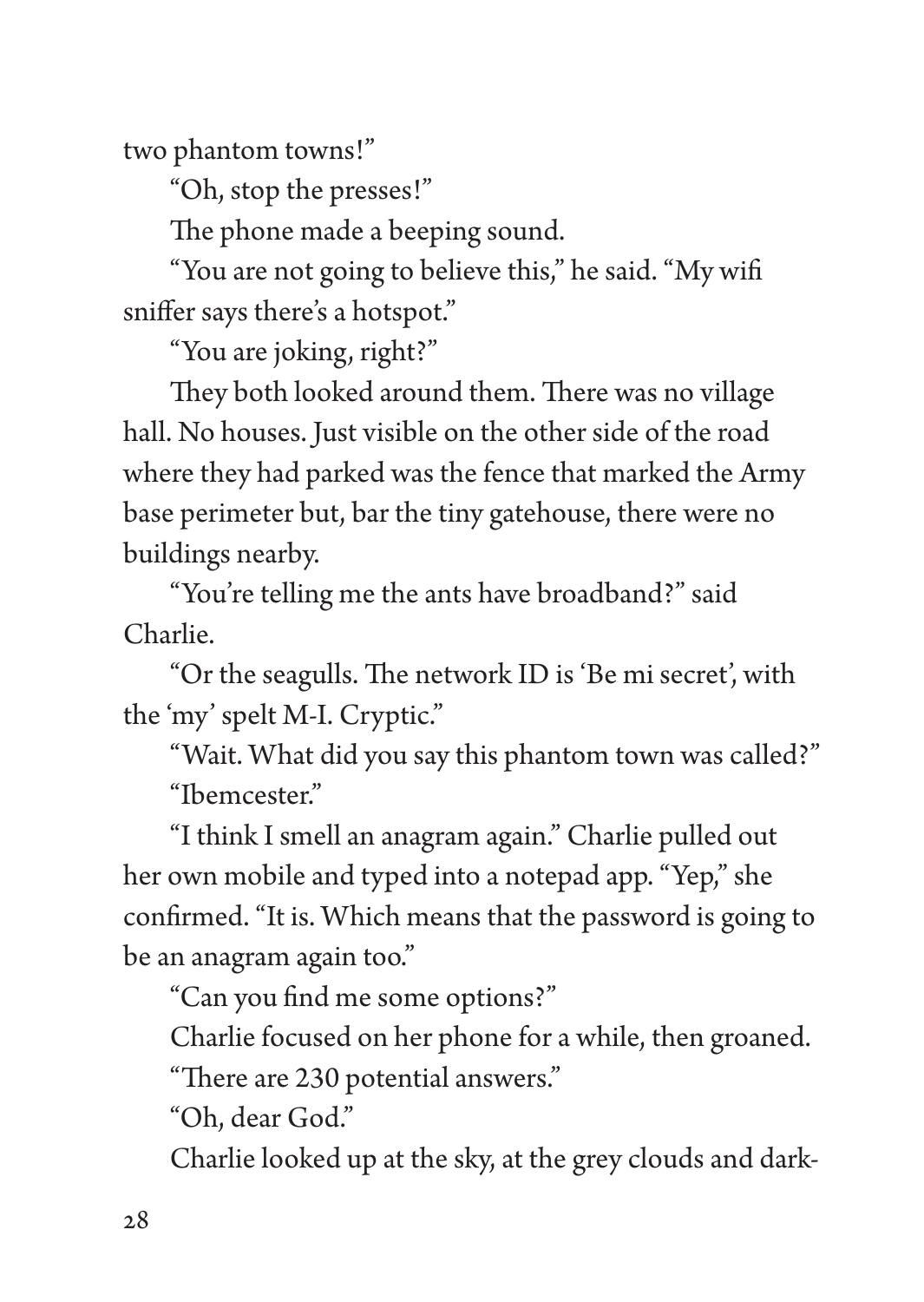two phantom towns!"

"Oh, stop the presses!"

The phone made a beeping sound.

"You are not going to believe this," he said. "My wifi sniffer says there's a hotspot."

"You are joking, right?"

They both looked around them. There was no village hall. No houses. Just visible on the other side of the road where they had parked was the fence that marked the Army base perimeter but, bar the tiny gatehouse, there were no buildings nearby.

"You're telling me the ants have broadband?" said Charlie.

"Or the seagulls. The network ID is 'Be mi secret', with the 'my' spelt M-I. Cryptic."

"Wait. What did you say this phantom town was called?"

"Ibemcester."

"I think I smell an anagram again." Charlie pulled out her own mobile and typed into a notepad app. "Yep," she confirmed. "It is. Which means that the password is going to be an anagram again too."

"Can you find me some options?"

Charlie focused on her phone for a while, then groaned.

"There are 230 potential answers."

"Oh, dear God."

Charlie looked up at the sky, at the grey clouds and dark-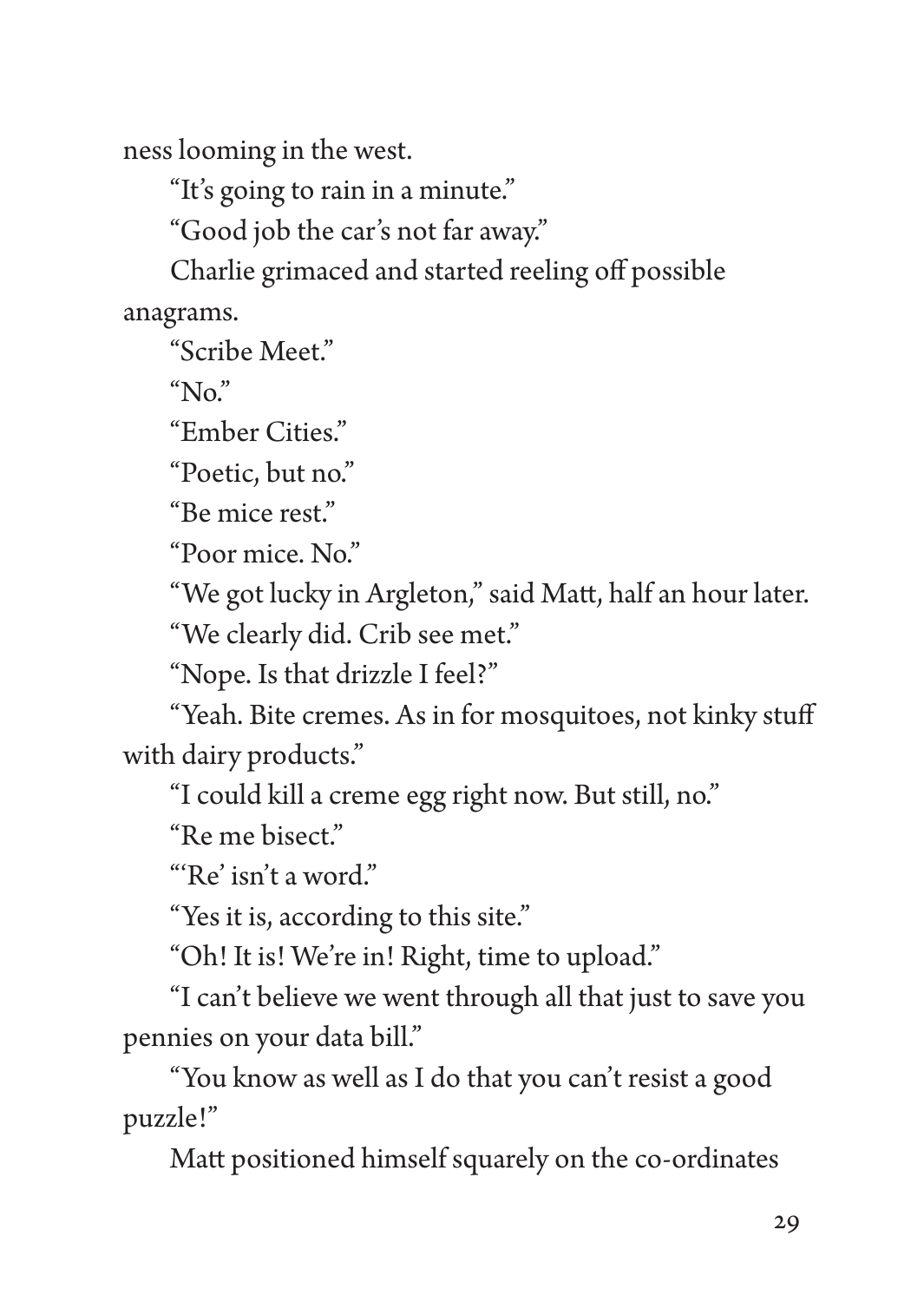ness looming in the west.

"It's going to rain in a minute."

"Good job the car's not far away."

Charlie grimaced and started reeling off possible anagrams.

"Scribe Meet."

"No."

"Ember Cities."

"Poetic, but no."

"Be mice rest."

"Poor mice. No."

"We got lucky in Argleton," said Matt, half an hour later.

"We clearly did. Crib see met."

"Nope. Is that drizzle I feel?"

"Yeah. Bite cremes. As in for mosquitoes, not kinky stuff with dairy products."

"I could kill a creme egg right now. But still, no."

"Re me bisect."

"'Re' isn't a word."

"Yes it is, according to this site."

"Oh! It is! We're in! Right, time to upload."

"I can't believe we went through all that just to save you pennies on your data bill."

"You know as well as I do that you can't resist a good puzzle!"

Matt positioned himself squarely on the co-ordinates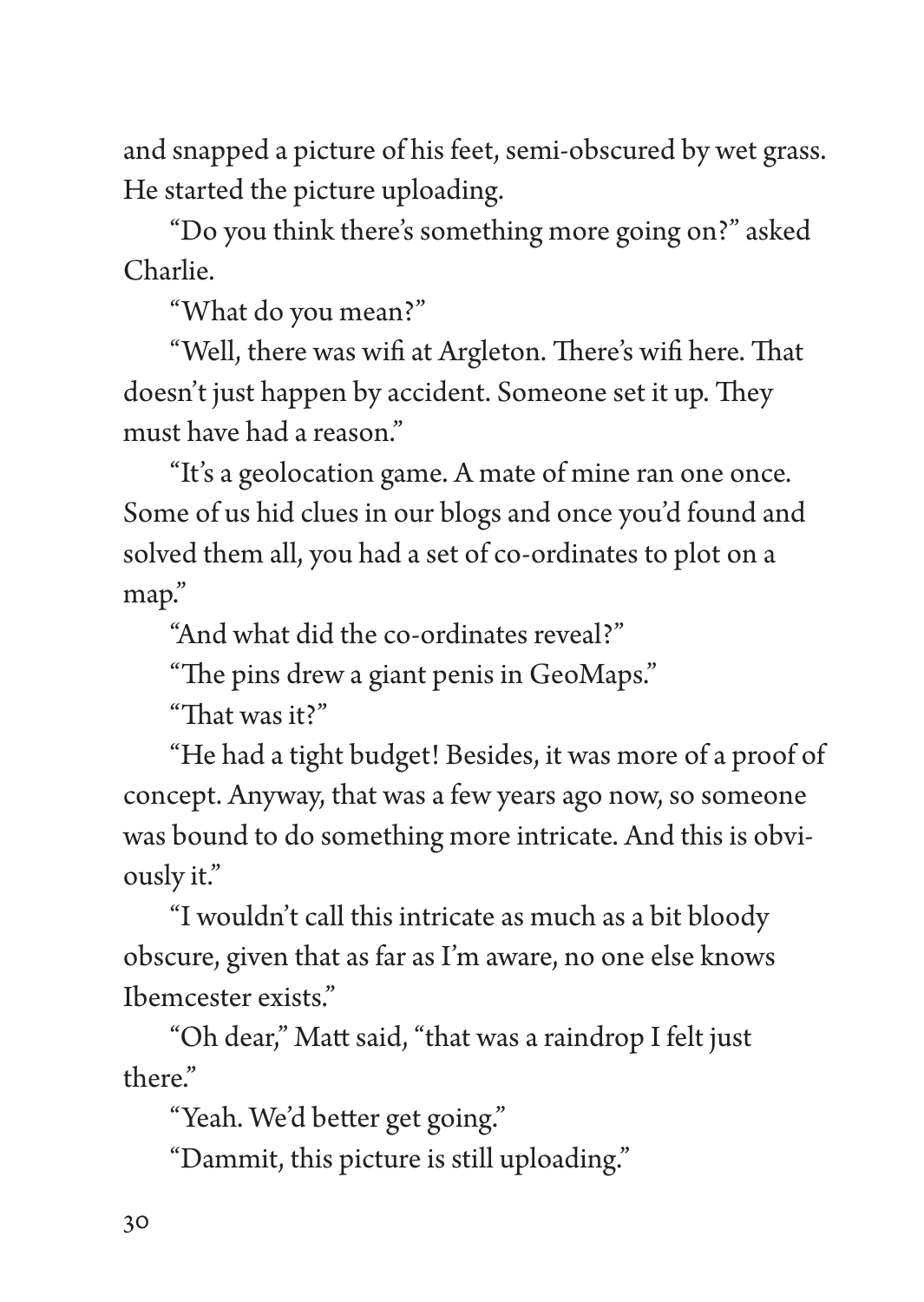and snapped a picture of his feet, semi-obscured by wet grass. He started the picture uploading.

"Do you think there's something more going on?" asked Charlie.

"What do you mean?"

"Well, there was wifi at Argleton. There's wifi here. That doesn't just happen by accident. Someone set it up. They must have had a reason."

"It's a geolocation game. A mate of mine ran one once. Some of us hid clues in our blogs and once you'd found and solved them all, you had a set of co-ordinates to plot on a map."

"And what did the co-ordinates reveal?"

"The pins drew a giant penis in GeoMaps."

"That was it?"

"He had a tight budget! Besides, it was more of a proof of concept. Anyway, that was a few years ago now, so someone was bound to do something more intricate. And this is obviously it."

"I wouldn't call this intricate as much as a bit bloody obscure, given that as far as I'm aware, no one else knows Ibemcester exists."

"Oh dear," Matt said, "that was a raindrop I felt just there."

"Yeah. We'd better get going."

"Dammit, this picture is still uploading."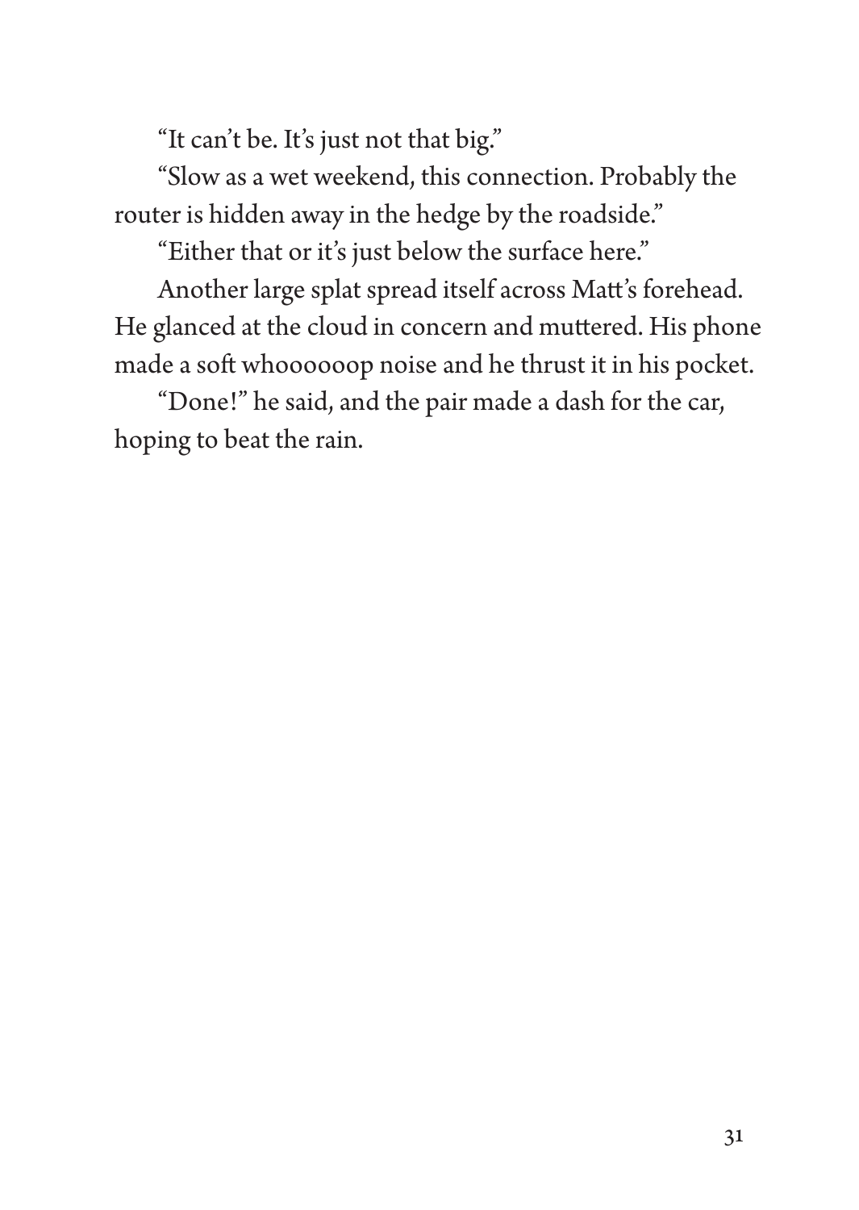"It can't be. It's just not that big."

"Slow as a wet weekend, this connection. Probably the router is hidden away in the hedge by the roadside."

"Either that or it's just below the surface here."

Another large splat spread itself across Matt's forehead. He glanced at the cloud in concern and muttered. His phone made a soft whoooooop noise and he thrust it in his pocket.

"Done!" he said, and the pair made a dash for the car, hoping to beat the rain.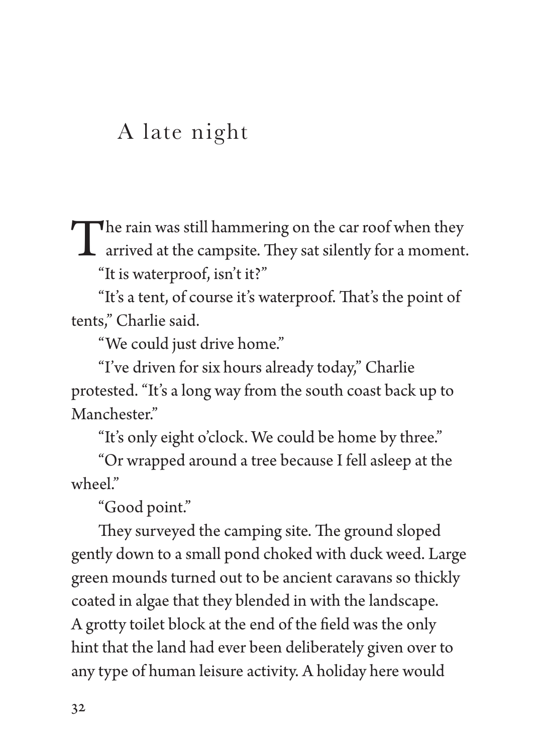# A late night

The rain was still hammering on the car roof when they arrived at the campsite. They sat silently for a moment.

"It is waterproof, isn't it?"

"It's a tent, of course it's waterproof. That's the point of tents," Charlie said.

"We could just drive home."

"I've driven for six hours already today," Charlie protested. "It's a long way from the south coast back up to Manchester."

"It's only eight o'clock. We could be home by three."

"Or wrapped around a tree because I fell asleep at the wheel."

"Good point."

They surveyed the camping site. The ground sloped gently down to a small pond choked with duck weed. Large green mounds turned out to be ancient caravans so thickly coated in algae that they blended in with the landscape. A grotty toilet block at the end of the field was the only hint that the land had ever been deliberately given over to any type of human leisure activity. A holiday here would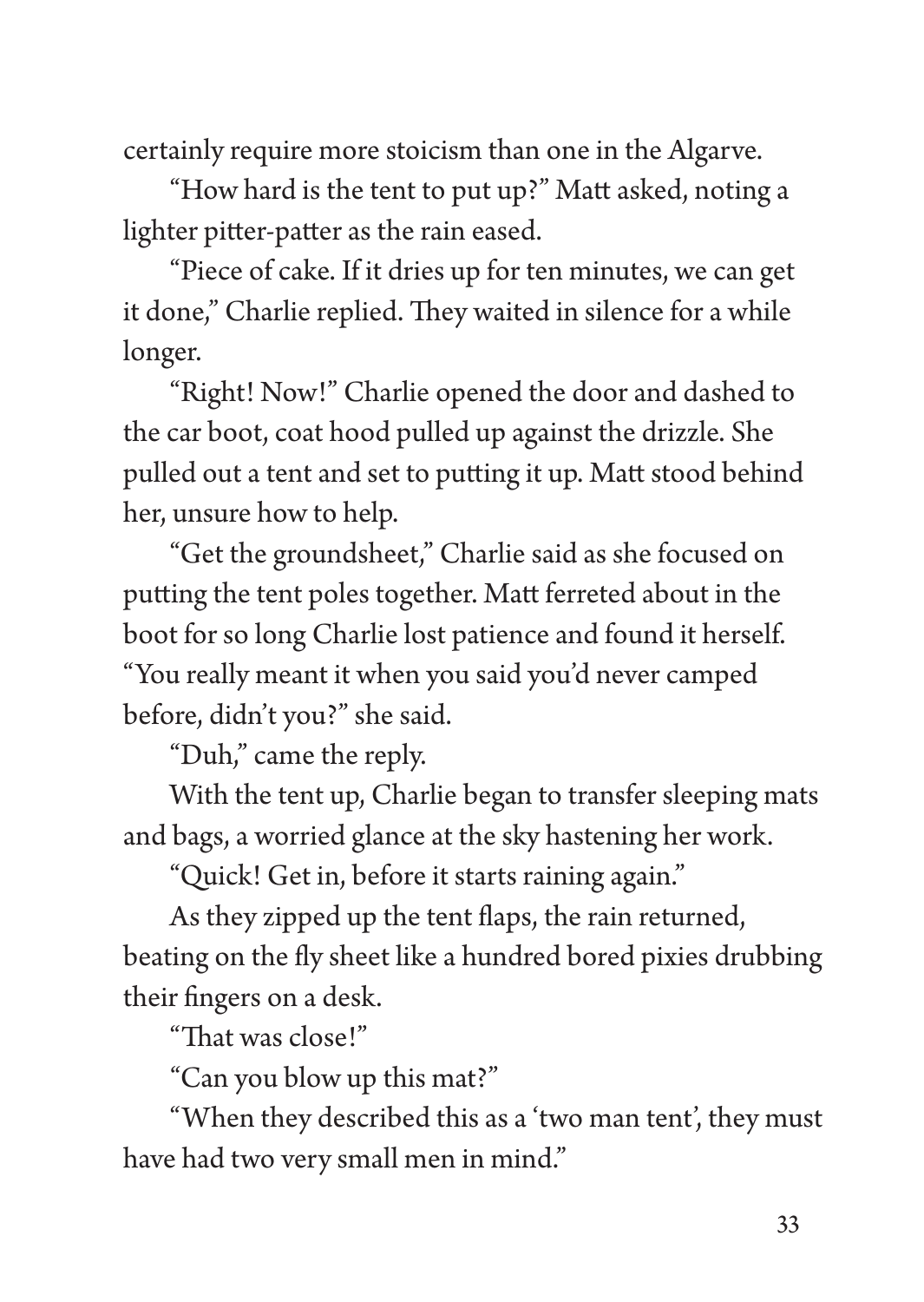certainly require more stoicism than one in the Algarve.

"How hard is the tent to put up?" Matt asked, noting a lighter pitter-patter as the rain eased.

"Piece of cake. If it dries up for ten minutes, we can get it done," Charlie replied. They waited in silence for a while longer.

"Right! Now!" Charlie opened the door and dashed to the car boot, coat hood pulled up against the drizzle. She pulled out a tent and set to putting it up. Matt stood behind her, unsure how to help.

"Get the groundsheet," Charlie said as she focused on putting the tent poles together. Matt ferreted about in the boot for so long Charlie lost patience and found it herself. "You really meant it when you said you'd never camped before, didn't you?" she said.

"Duh," came the reply.

With the tent up, Charlie began to transfer sleeping mats and bags, a worried glance at the sky hastening her work.

"Quick! Get in, before it starts raining again."

As they zipped up the tent flaps, the rain returned, beating on the fly sheet like a hundred bored pixies drubbing their fingers on a desk.

"That was close!"

"Can you blow up this mat?"

"When they described this as a 'two man tent', they must have had two very small men in mind."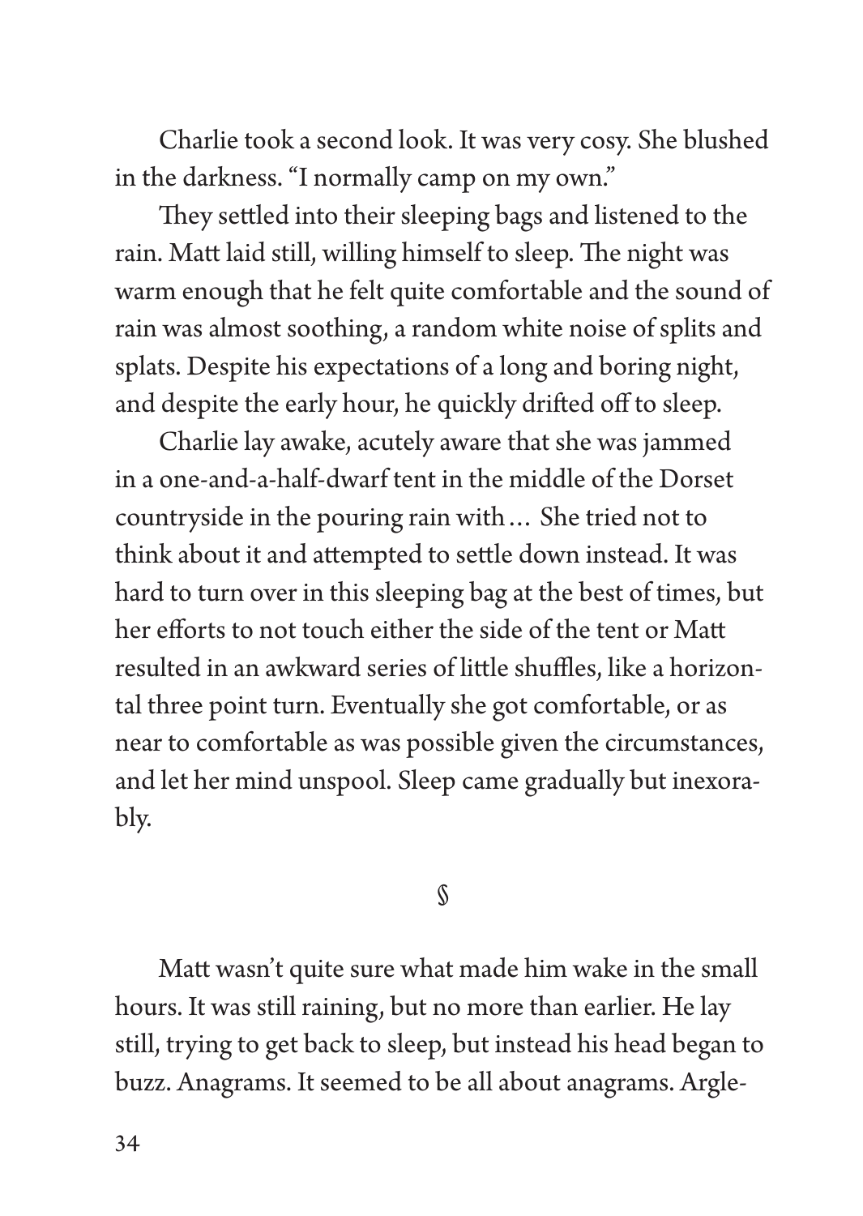Charlie took a second look. It was very cosy. She blushed in the darkness. "I normally camp on my own."

They settled into their sleeping bags and listened to the rain. Matt laid still, willing himself to sleep. The night was warm enough that he felt quite comfortable and the sound of rain was almost soothing, a random white noise of splits and splats. Despite his expectations of a long and boring night, and despite the early hour, he quickly drifted off to sleep.

Charlie lay awake, acutely aware that she was jammed in a one-and-a-half-dwarf tent in the middle of the Dorset countryside in the pouring rain with… She tried not to think about it and attempted to settle down instead. It was hard to turn over in this sleeping bag at the best of times, but her efforts to not touch either the side of the tent or Matt resulted in an awkward series of little shuffles, like a horizontal three point turn. Eventually she got comfortable, or as near to comfortable as was possible given the circumstances, and let her mind unspool. Sleep came gradually but inexorably.

§

Matt wasn't quite sure what made him wake in the small hours. It was still raining, but no more than earlier. He lay still, trying to get back to sleep, but instead his head began to buzz. Anagrams. It seemed to be all about anagrams. Argle-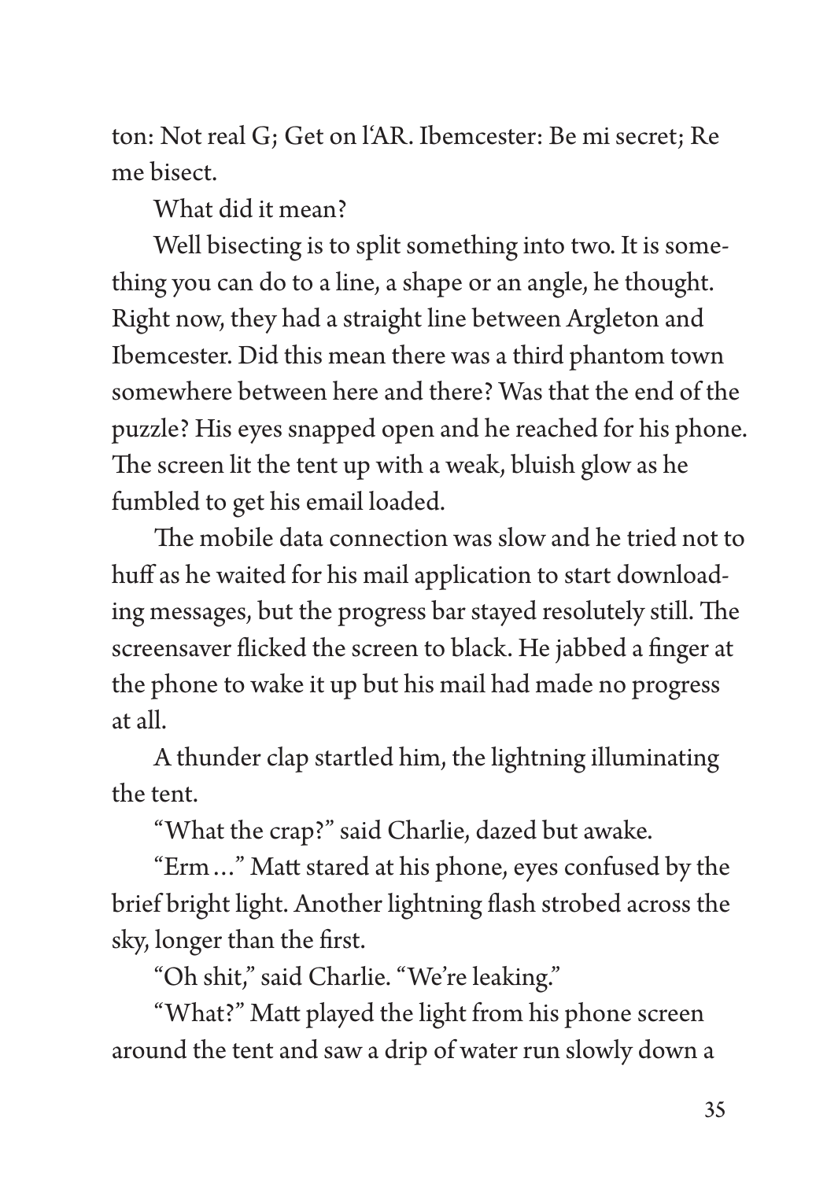ton: Not real G; Get on l'AR. Ibemcester: Be mi secret; Re me bisect.

What did it mean?

Well bisecting is to split something into two. It is something you can do to a line, a shape or an angle, he thought. Right now, they had a straight line between Argleton and Ibemcester. Did this mean there was a third phantom town somewhere between here and there? Was that the end of the puzzle? His eyes snapped open and he reached for his phone. The screen lit the tent up with a weak, bluish glow as he fumbled to get his email loaded.

The mobile data connection was slow and he tried not to huff as he waited for his mail application to start downloading messages, but the progress bar stayed resolutely still. The screensaver flicked the screen to black. He jabbed a finger at the phone to wake it up but his mail had made no progress at all.

A thunder clap startled him, the lightning illuminating the tent.

"What the crap?" said Charlie, dazed but awake.

"Erm…" Matt stared at his phone, eyes confused by the brief bright light. Another lightning flash strobed across the sky, longer than the first.

"Oh shit," said Charlie. "We're leaking."

"What?" Matt played the light from his phone screen around the tent and saw a drip of water run slowly down a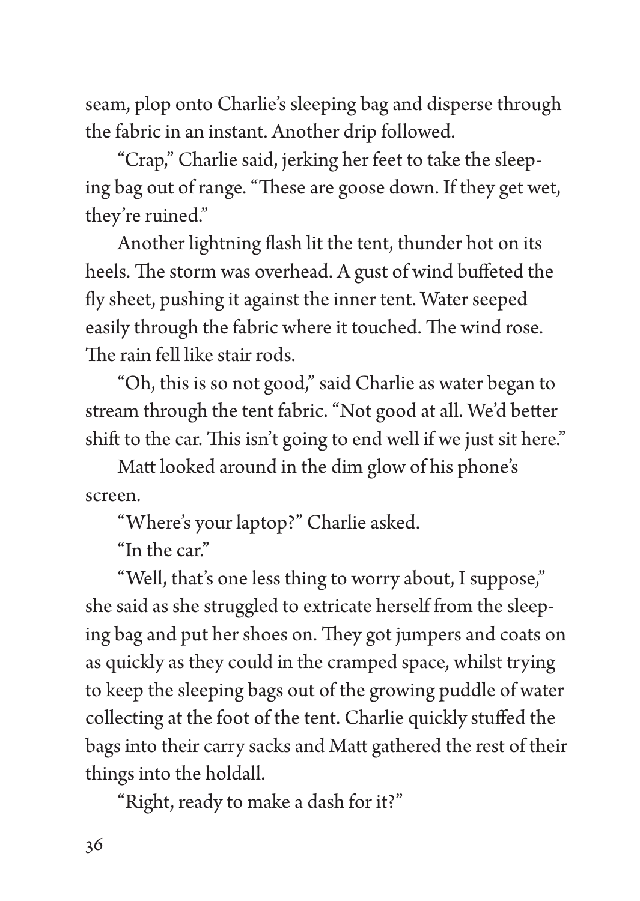seam, plop onto Charlie's sleeping bag and disperse through the fabric in an instant. Another drip followed.

"Crap," Charlie said, jerking her feet to take the sleeping bag out of range. "These are goose down. If they get wet, they're ruined."

Another lightning flash lit the tent, thunder hot on its heels. The storm was overhead. A gust of wind buffeted the fly sheet, pushing it against the inner tent. Water seeped easily through the fabric where it touched. The wind rose. The rain fell like stair rods.

"Oh, this is so not good," said Charlie as water began to stream through the tent fabric. "Not good at all. We'd better shift to the car. This isn't going to end well if we just sit here."

Matt looked around in the dim glow of his phone's screen.

"Where's your laptop?" Charlie asked.

"In the car."

"Well, that's one less thing to worry about, I suppose," she said as she struggled to extricate herself from the sleeping bag and put her shoes on. They got jumpers and coats on as quickly as they could in the cramped space, whilst trying to keep the sleeping bags out of the growing puddle of water collecting at the foot of the tent. Charlie quickly stuffed the bags into their carry sacks and Matt gathered the rest of their things into the holdall.

"Right, ready to make a dash for it?"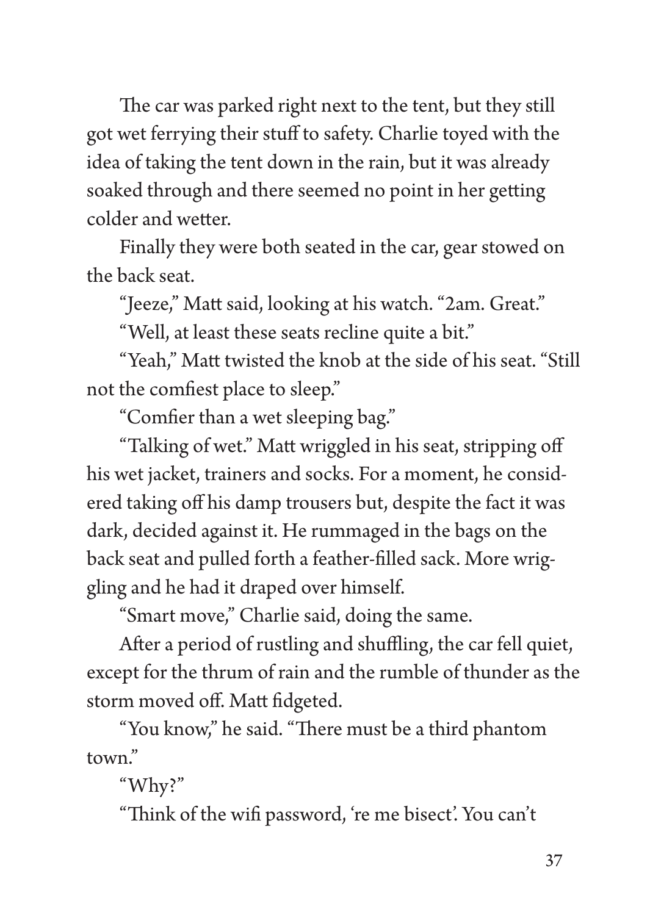The car was parked right next to the tent, but they still got wet ferrying their stuff to safety. Charlie toyed with the idea of taking the tent down in the rain, but it was already soaked through and there seemed no point in her getting colder and wetter.

Finally they were both seated in the car, gear stowed on the back seat.

"Jeeze," Matt said, looking at his watch. "2am. Great."

"Well, at least these seats recline quite a bit."

"Yeah," Matt twisted the knob at the side of his seat. "Still not the comfiest place to sleep."

"Comfier than a wet sleeping bag."

"Talking of wet." Matt wriggled in his seat, stripping off his wet jacket, trainers and socks. For a moment, he considered taking off his damp trousers but, despite the fact it was dark, decided against it. He rummaged in the bags on the back seat and pulled forth a feather-filled sack. More wriggling and he had it draped over himself.

"Smart move," Charlie said, doing the same.

After a period of rustling and shuffling, the car fell quiet, except for the thrum of rain and the rumble of thunder as the storm moved off. Matt fidgeted.

"You know," he said. "There must be a third phantom town."

"Why?"

"Think of the wifi password, 're me bisect'. You can't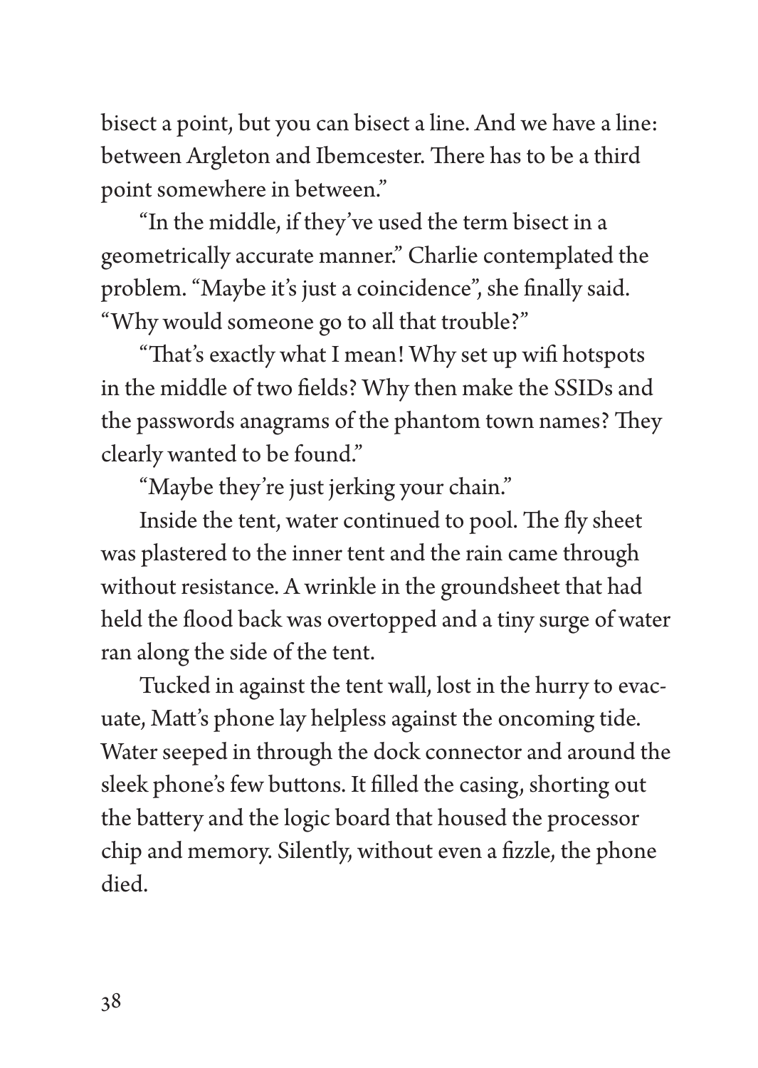bisect a point, but you can bisect a line. And we have a line: between Argleton and Ibemcester. There has to be a third point somewhere in between."

"In the middle, if they've used the term bisect in a geometrically accurate manner." Charlie contemplated the problem. "Maybe it's just a coincidence", she finally said. "Why would someone go to all that trouble?"

"That's exactly what I mean! Why set up wifi hotspots in the middle of two fields? Why then make the SSIDs and the passwords anagrams of the phantom town names? They clearly wanted to be found."

"Maybe they're just jerking your chain."

Inside the tent, water continued to pool. The fly sheet was plastered to the inner tent and the rain came through without resistance. A wrinkle in the groundsheet that had held the flood back was overtopped and a tiny surge of water ran along the side of the tent.

Tucked in against the tent wall, lost in the hurry to evacuate, Matt's phone lay helpless against the oncoming tide. Water seeped in through the dock connector and around the sleek phone's few buttons. It filled the casing, shorting out the battery and the logic board that housed the processor chip and memory. Silently, without even a fizzle, the phone died.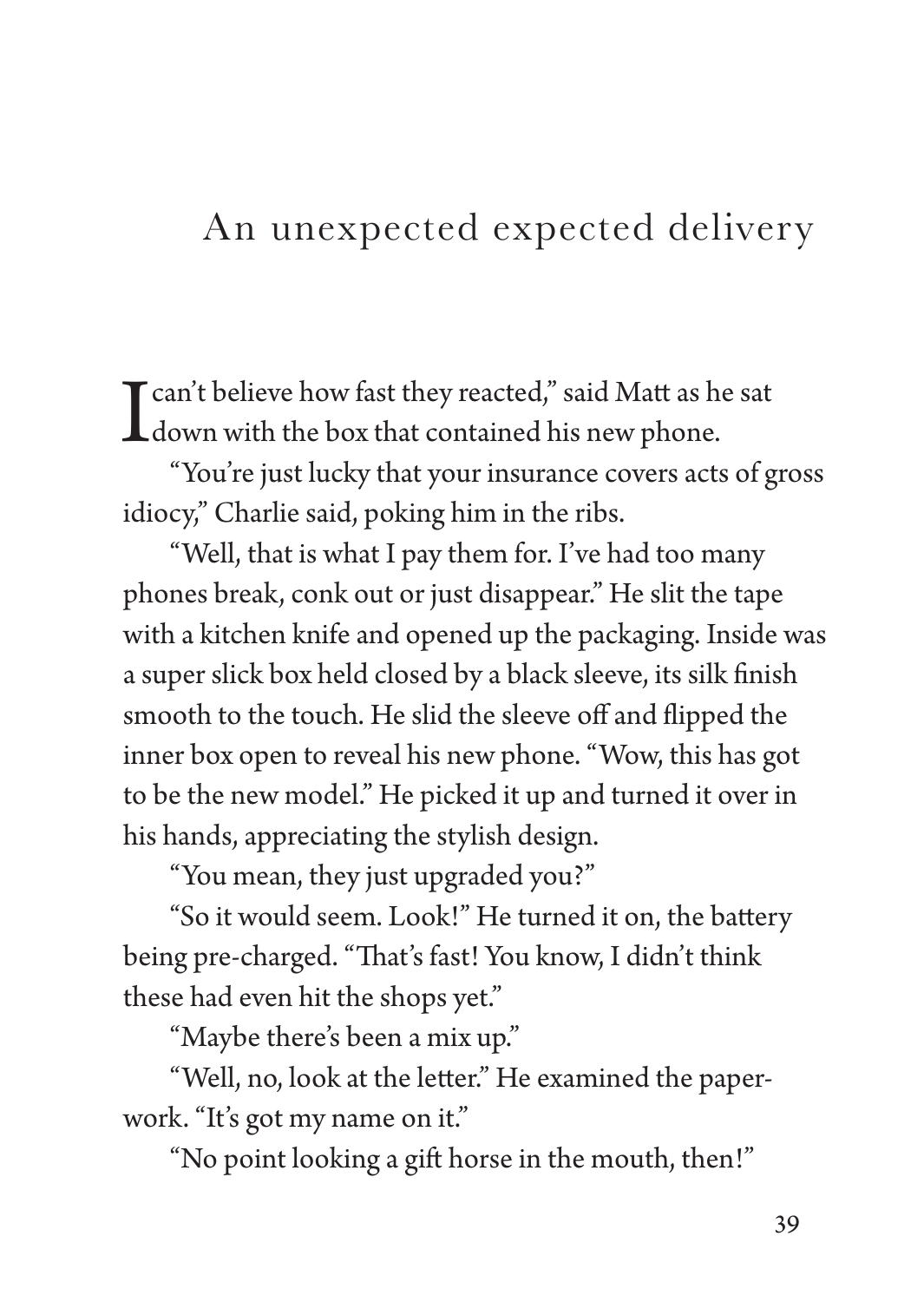# An unexpected expected delivery

I can't believe how fast they reacted," said Matt as he sat down with the box that contained his new phone.

"You're just lucky that your insurance covers acts of gross idiocy," Charlie said, poking him in the ribs.

"Well, that is what I pay them for. I've had too many phones break, conk out or just disappear." He slit the tape with a kitchen knife and opened up the packaging. Inside was a super slick box held closed by a black sleeve, its silk finish smooth to the touch. He slid the sleeve off and flipped the inner box open to reveal his new phone. "Wow, this has got to be the new model." He picked it up and turned it over in his hands, appreciating the stylish design.

"You mean, they just upgraded you?"

"So it would seem. Look!" He turned it on, the battery being pre-charged. "That's fast! You know, I didn't think these had even hit the shops yet."

"Maybe there's been a mix up."

"Well, no, look at the letter." He examined the paperwork. "It's got my name on it."

"No point looking a gift horse in the mouth, then!"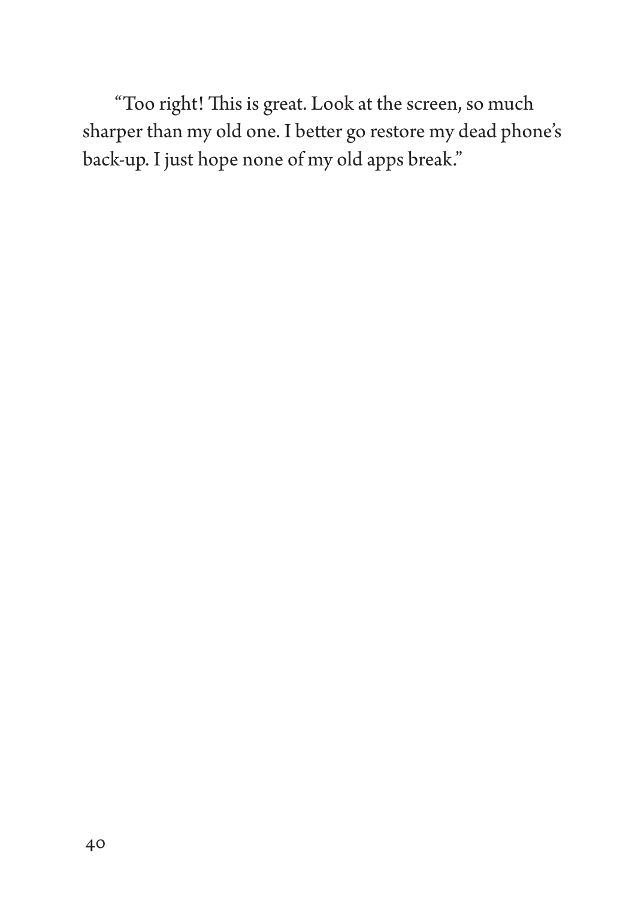"Too right! This is great. Look at the screen, so much sharper than my old one. I better go restore my dead phone's back-up. I just hope none of my old apps break."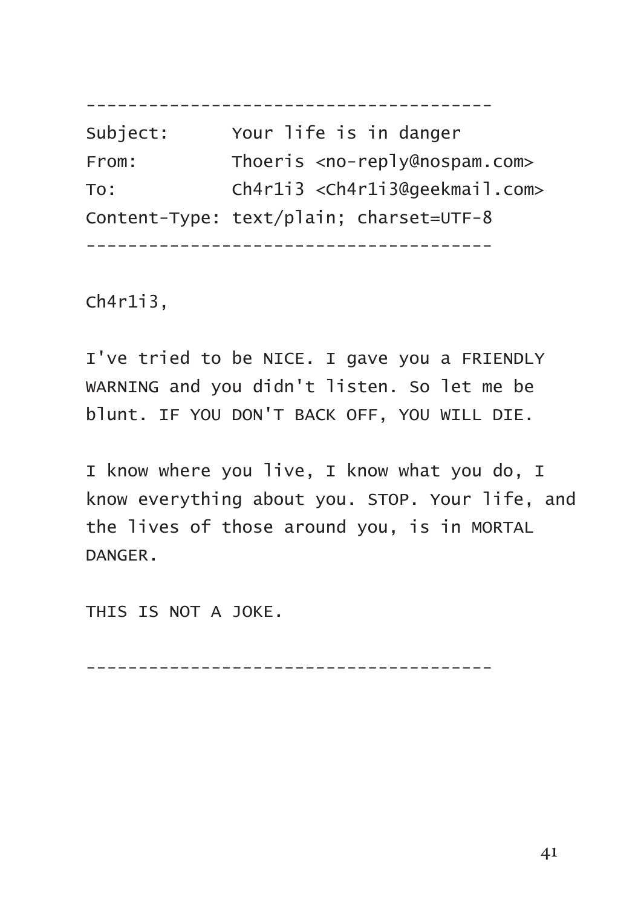```
---------------------------------------
Subject:      Your life is in danger
From:         Thoeris <no-reply@nospam.com>
To:           Ch4r1i3 <Ch4r1i3@geekmail.com>
Content-Type: text/plain; charset=UTF-8
---------------------------------------

Ch4r1i3,

I've tried to be NICE. I gave you a FRIENDLY
WARNING and you didn't listen. So let me be
blunt. IF YOU DON'T BACK OFF, YOU WILL DIE.

I know where you live, I know what you do, I
know everything about you. STOP. Your life, and
the lives of those around you, is in MORTAL
DANGER.

THIS IS NOT A JOKE.

---------------------------------------
```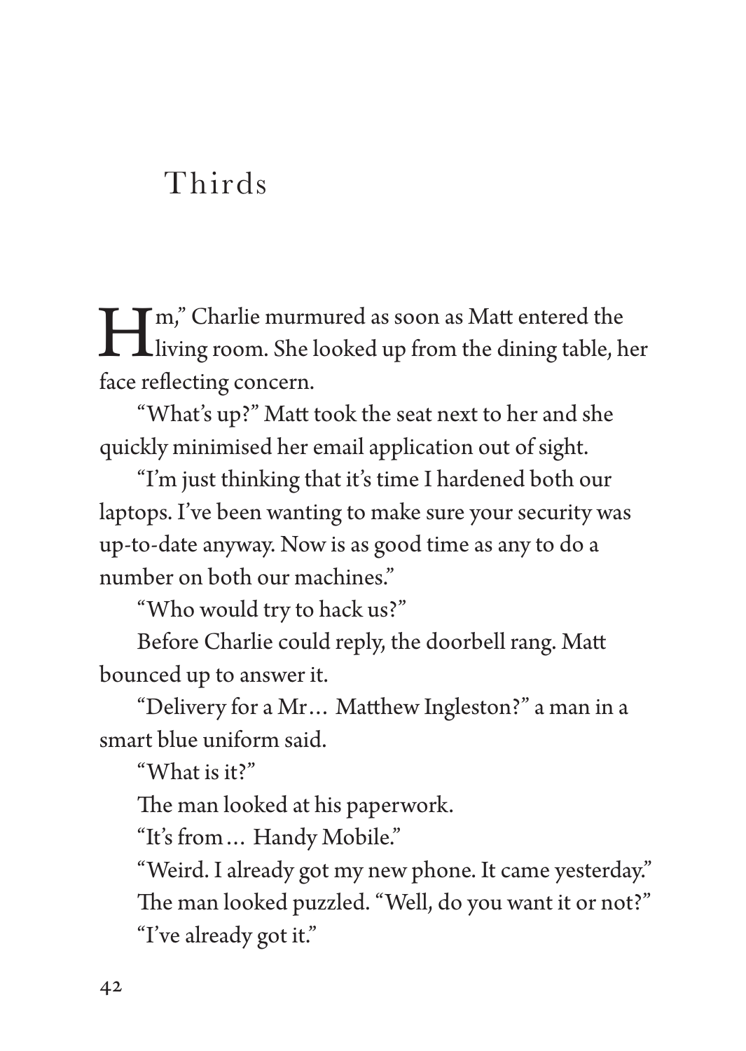# Thirds

"Hm," Charlie murmured as soon as Matt entered the living room. She looked up from the dining table, her face reflecting concern.

"What's up?" Matt took the seat next to her and she quickly minimised her email application out of sight.

"I'm just thinking that it's time I hardened both our laptops. I've been wanting to make sure your security was up-to-date anyway. Now is as good time as any to do a number on both our machines."

"Who would try to hack us?"

Before Charlie could reply, the doorbell rang. Matt bounced up to answer it.

"Delivery for a Mr… Matthew Ingleston?" a man in a smart blue uniform said.

"What is it?"

The man looked at his paperwork.

"It's from… Handy Mobile."

"Weird. I already got my new phone. It came yesterday."

The man looked puzzled. "Well, do you want it or not?"

"I've already got it."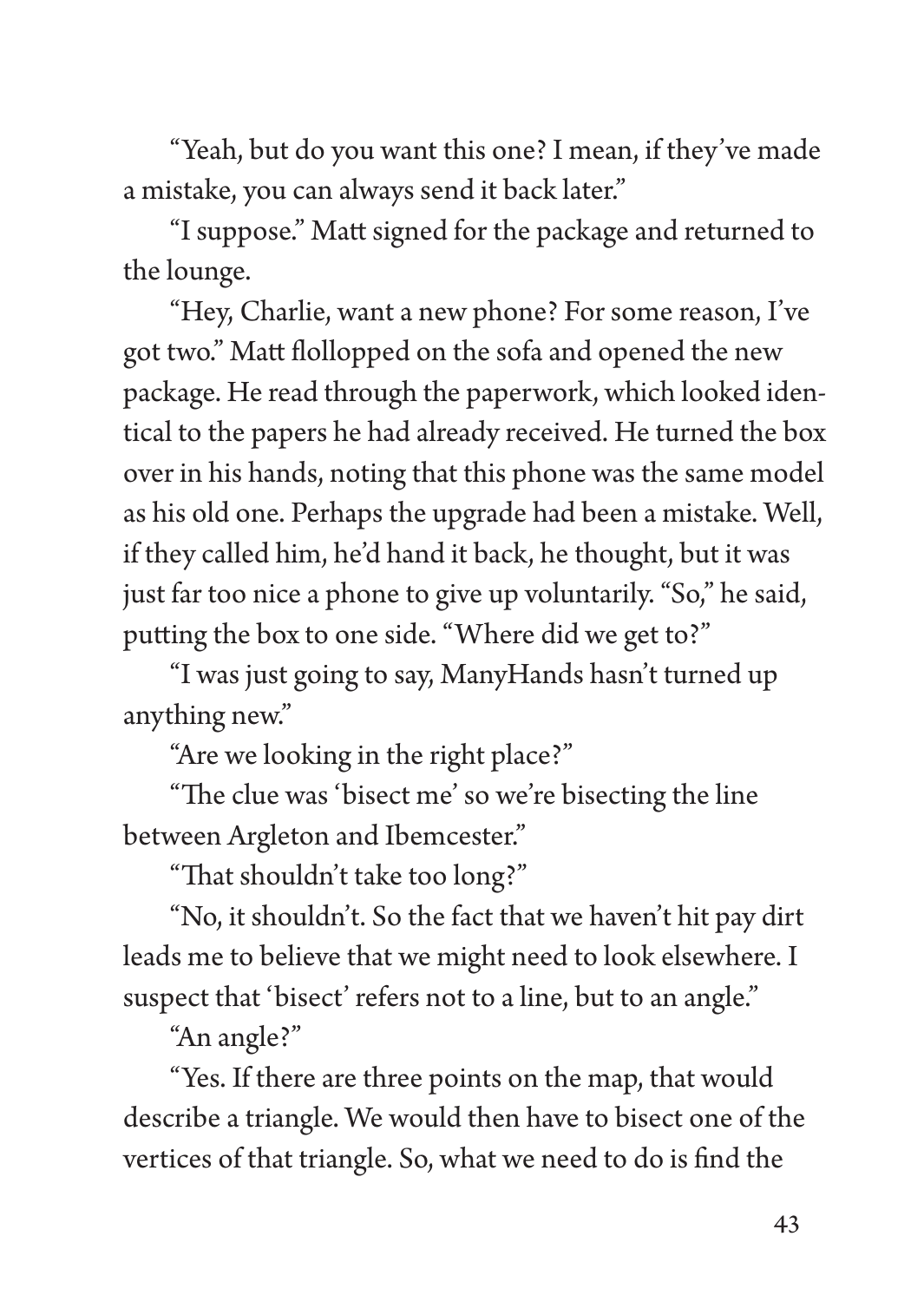"Yeah, but do you want this one? I mean, if they've made a mistake, you can always send it back later."

"I suppose." Matt signed for the package and returned to the lounge.

"Hey, Charlie, want a new phone? For some reason, I've got two." Matt flollopped on the sofa and opened the new package. He read through the paperwork, which looked identical to the papers he had already received. He turned the box over in his hands, noting that this phone was the same model as his old one. Perhaps the upgrade had been a mistake. Well, if they called him, he'd hand it back, he thought, but it was just far too nice a phone to give up voluntarily. "So," he said, putting the box to one side. "Where did we get to?"

"I was just going to say, ManyHands hasn't turned up anything new."

"Are we looking in the right place?"

"The clue was 'bisect me' so we're bisecting the line between Argleton and Ibemcester."

"That shouldn't take too long?"

"No, it shouldn't. So the fact that we haven't hit pay dirt leads me to believe that we might need to look elsewhere. I suspect that 'bisect' refers not to a line, but to an angle."

"An angle?"

"Yes. If there are three points on the map, that would describe a triangle. We would then have to bisect one of the vertices of that triangle. So, what we need to do is find the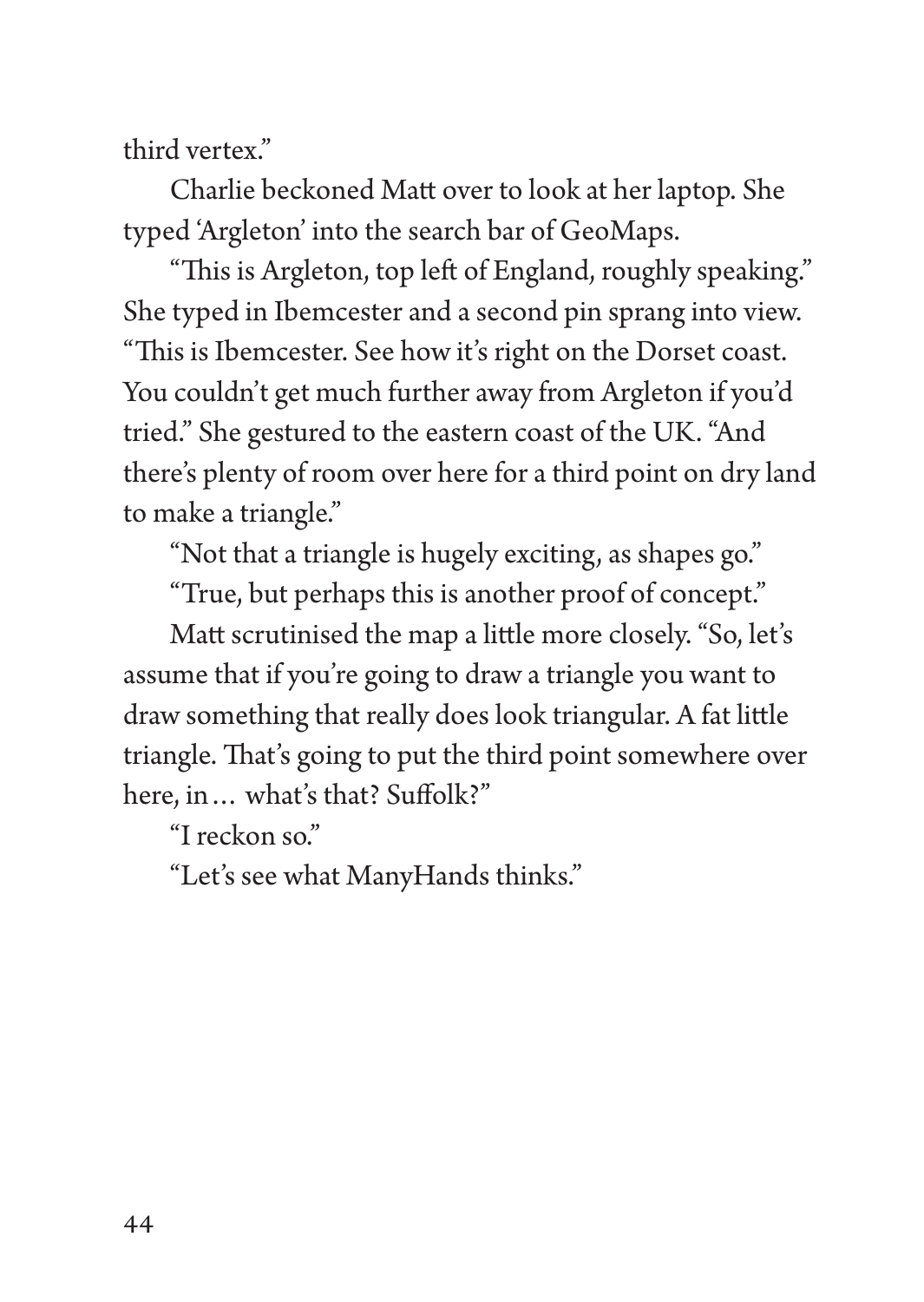third vertex."

Charlie beckoned Matt over to look at her laptop. She typed 'Argleton' into the search bar of GeoMaps.

"This is Argleton, top left of England, roughly speaking." She typed in Ibemcester and a second pin sprang into view. "This is Ibemcester. See how it's right on the Dorset coast. You couldn't get much further away from Argleton if you'd tried." She gestured to the eastern coast of the UK. "And there's plenty of room over here for a third point on dry land to make a triangle."

"Not that a triangle is hugely exciting, as shapes go."

"True, but perhaps this is another proof of concept."

Matt scrutinised the map a little more closely. "So, let's assume that if you're going to draw a triangle you want to draw something that really does look triangular. A fat little triangle. That's going to put the third point somewhere over here, in… what's that? Suffolk?"

"I reckon so."

"Let's see what ManyHands thinks."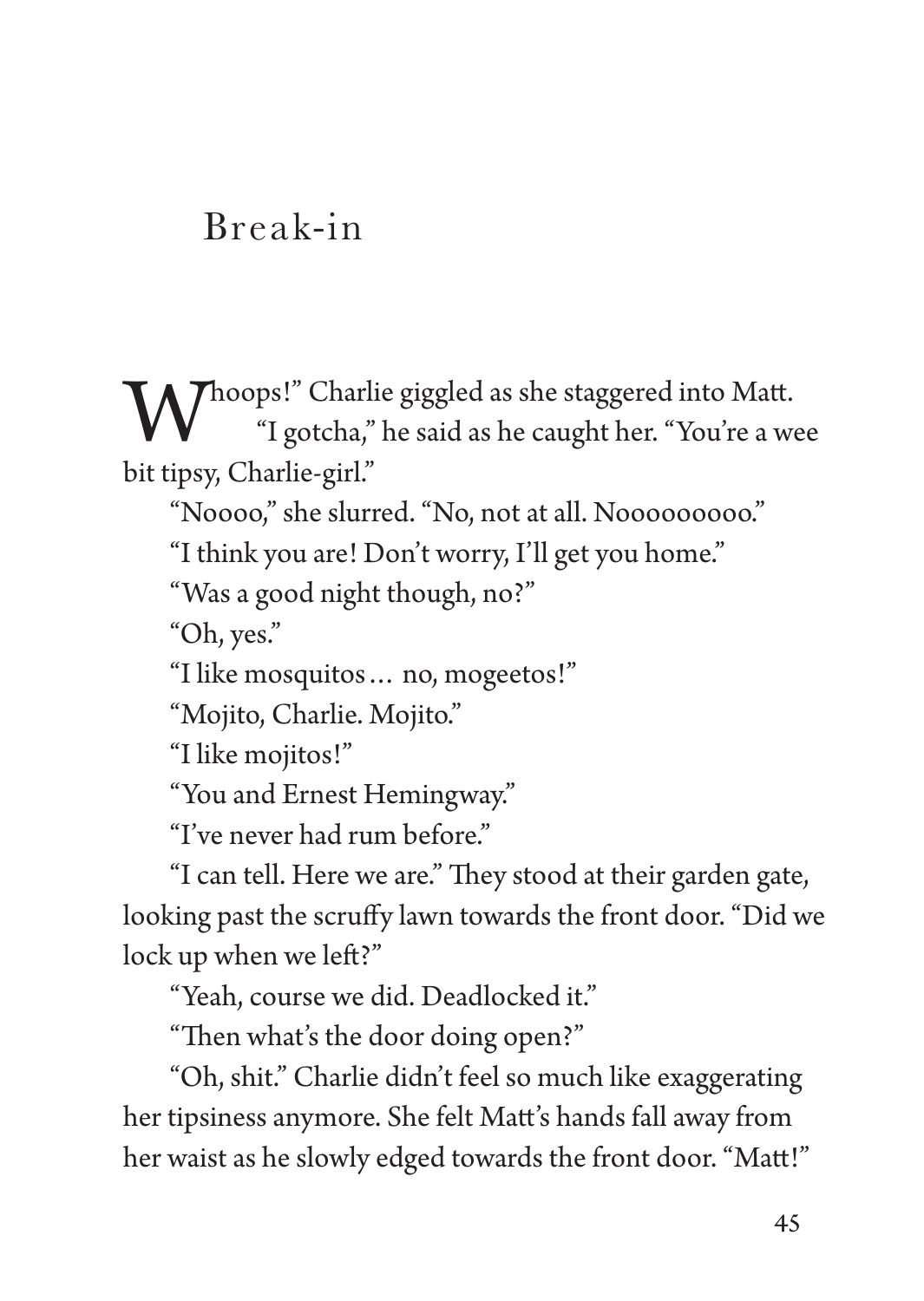# Break-in

"Whoops!" Charlie giggled as she staggered into Matt.

"I gotcha," he said as he caught her. "You're a wee bit tipsy, Charlie-girl."

"Noooo," she slurred. "No, not at all. Nooooooooo."

"I think you are! Don't worry, I'll get you home."

"Was a good night though, no?"

"Oh, yes."

"I like mosquitos… no, mogeetos!"

"Mojito, Charlie. Mojito."

"I like mojitos!"

"You and Ernest Hemingway."

"I've never had rum before."

"I can tell. Here we are." They stood at their garden gate, looking past the scruffy lawn towards the front door. "Did we lock up when we left?"

"Yeah, course we did. Deadlocked it."

"Then what's the door doing open?"

"Oh, shit." Charlie didn't feel so much like exaggerating her tipsiness anymore. She felt Matt's hands fall away from her waist as he slowly edged towards the front door. "Matt!"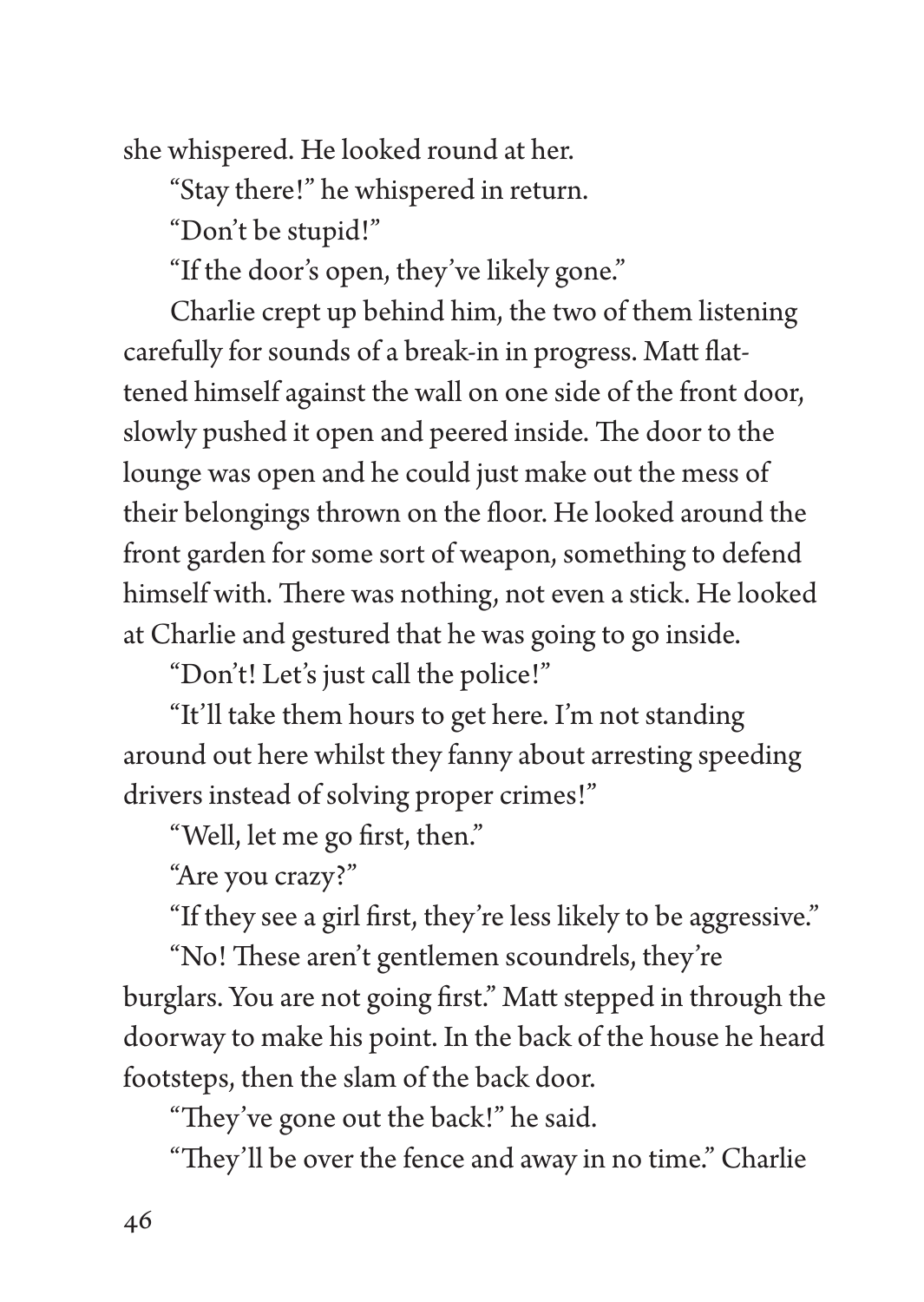she whispered. He looked round at her.

"Stay there!" he whispered in return.

"Don't be stupid!"

"If the door's open, they've likely gone."

Charlie crept up behind him, the two of them listening carefully for sounds of a break-in in progress. Matt flattened himself against the wall on one side of the front door, slowly pushed it open and peered inside. The door to the lounge was open and he could just make out the mess of their belongings thrown on the floor. He looked around the front garden for some sort of weapon, something to defend himself with. There was nothing, not even a stick. He looked at Charlie and gestured that he was going to go inside.

"Don't! Let's just call the police!"

"It'll take them hours to get here. I'm not standing around out here whilst they fanny about arresting speeding drivers instead of solving proper crimes!"

"Well, let me go first, then."

"Are you crazy?"

"If they see a girl first, they're less likely to be aggressive."

"No! These aren't gentlemen scoundrels, they're burglars. You are not going first." Matt stepped in through the doorway to make his point. In the back of the house he heard footsteps, then the slam of the back door.

"They've gone out the back!" he said.

"They'll be over the fence and away in no time." Charlie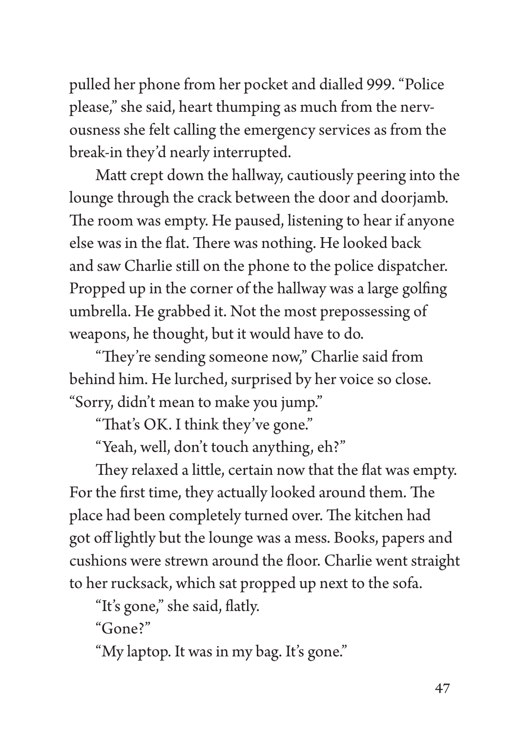pulled her phone from her pocket and dialled 999. "Police please," she said, heart thumping as much from the nervousness she felt calling the emergency services as from the break-in they'd nearly interrupted.

Matt crept down the hallway, cautiously peering into the lounge through the crack between the door and doorjamb. The room was empty. He paused, listening to hear if anyone else was in the flat. There was nothing. He looked back and saw Charlie still on the phone to the police dispatcher. Propped up in the corner of the hallway was a large golfing umbrella. He grabbed it. Not the most prepossessing of weapons, he thought, but it would have to do.

"They're sending someone now," Charlie said from behind him. He lurched, surprised by her voice so close. "Sorry, didn't mean to make you jump."

"That's OK. I think they've gone."

"Yeah, well, don't touch anything, eh?"

They relaxed a little, certain now that the flat was empty. For the first time, they actually looked around them. The place had been completely turned over. The kitchen had got off lightly but the lounge was a mess. Books, papers and cushions were strewn around the floor. Charlie went straight to her rucksack, which sat propped up next to the sofa.

"It's gone," she said, flatly.

"Gone?"

"My laptop. It was in my bag. It's gone."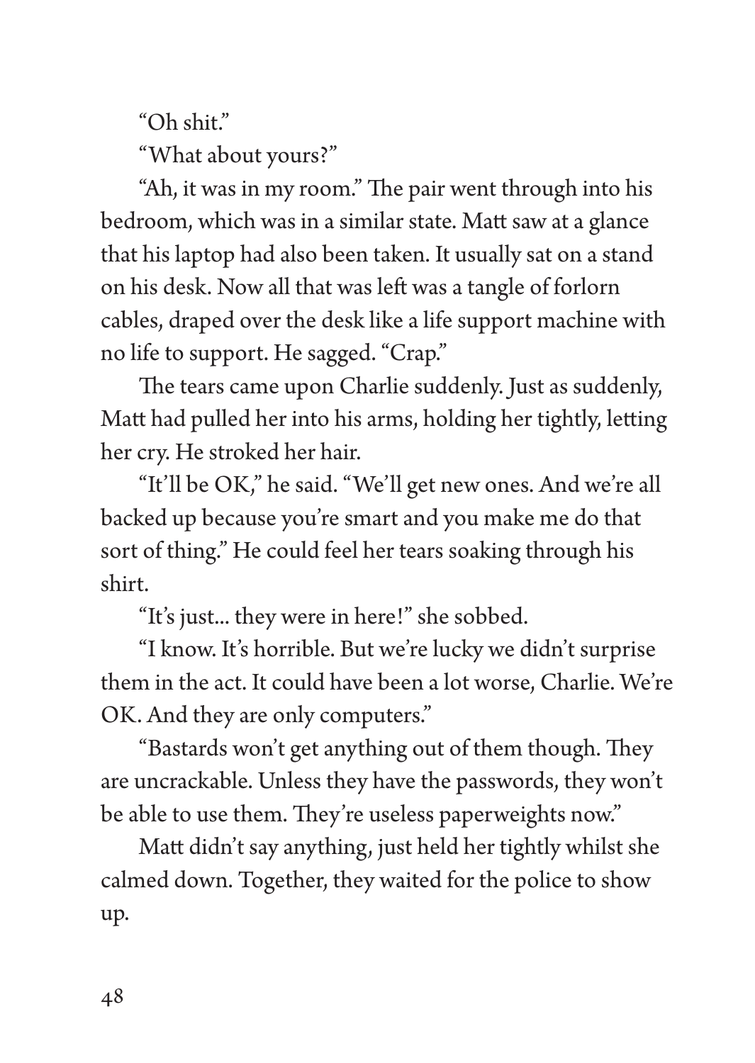"Oh shit."

"What about yours?"

"Ah, it was in my room." The pair went through into his bedroom, which was in a similar state. Matt saw at a glance that his laptop had also been taken. It usually sat on a stand on his desk. Now all that was left was a tangle of forlorn cables, draped over the desk like a life support machine with no life to support. He sagged. "Crap."

The tears came upon Charlie suddenly. Just as suddenly, Matt had pulled her into his arms, holding her tightly, letting her cry. He stroked her hair.

"It'll be OK," he said. "We'll get new ones. And we're all backed up because you're smart and you make me do that sort of thing." He could feel her tears soaking through his shirt.

"It's just... they were in here!" she sobbed.

"I know. It's horrible. But we're lucky we didn't surprise them in the act. It could have been a lot worse, Charlie. We're OK. And they are only computers."

"Bastards won't get anything out of them though. They are uncrackable. Unless they have the passwords, they won't be able to use them. They're useless paperweights now."

Matt didn't say anything, just held her tightly whilst she calmed down. Together, they waited for the police to show up.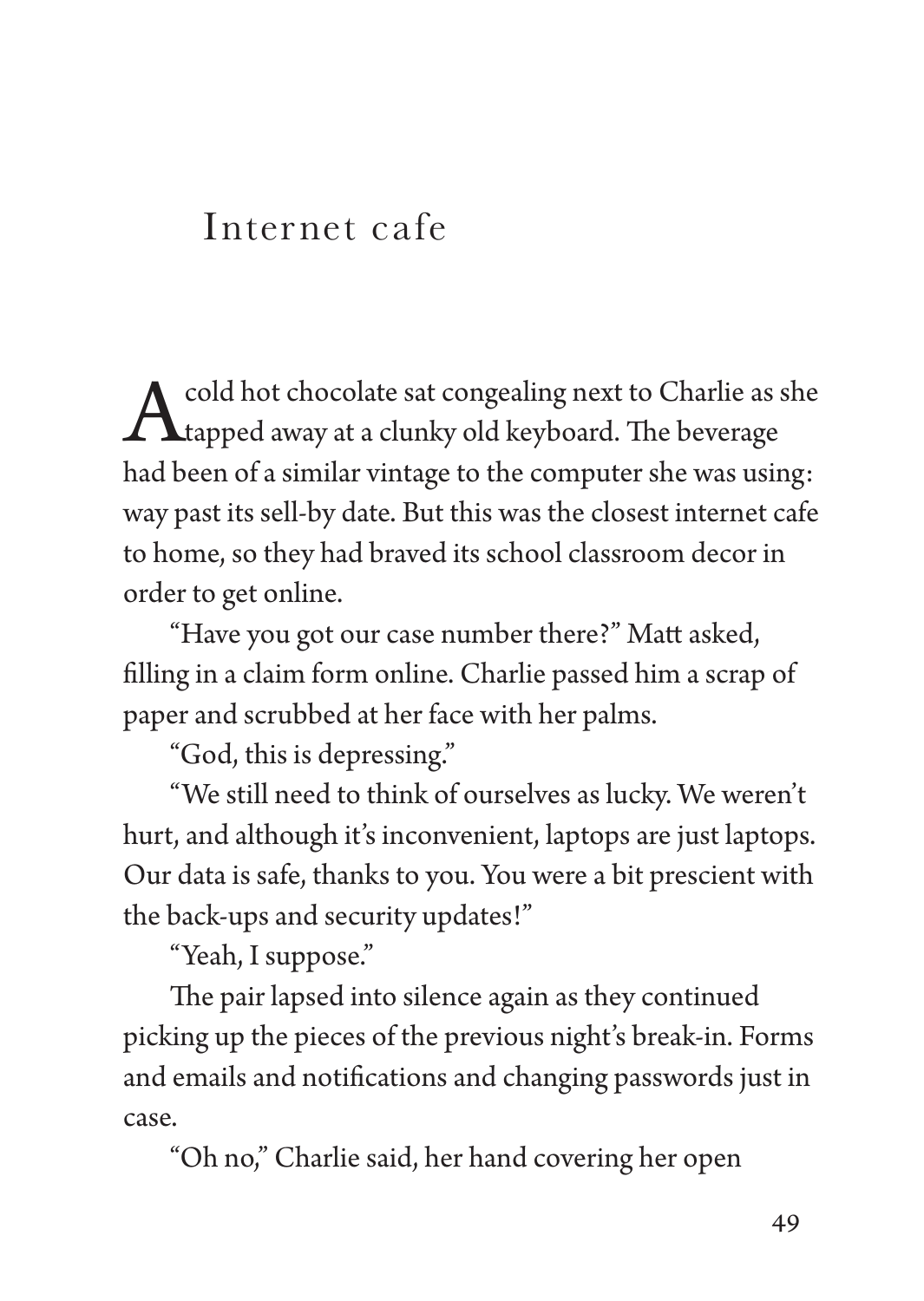# Internet cafe

A cold hot chocolate sat congealing next to Charlie as she tapped away at a clunky old keyboard. The beverage had been of a similar vintage to the computer she was using: way past its sell-by date. But this was the closest internet cafe to home, so they had braved its school classroom decor in order to get online.

"Have you got our case number there?" Matt asked, filling in a claim form online. Charlie passed him a scrap of paper and scrubbed at her face with her palms.

"God, this is depressing."

"We still need to think of ourselves as lucky. We weren't hurt, and although it's inconvenient, laptops are just laptops. Our data is safe, thanks to you. You were a bit prescient with the back-ups and security updates!"

"Yeah, I suppose."

The pair lapsed into silence again as they continued picking up the pieces of the previous night's break-in. Forms and emails and notifications and changing passwords just in case.

"Oh no," Charlie said, her hand covering her open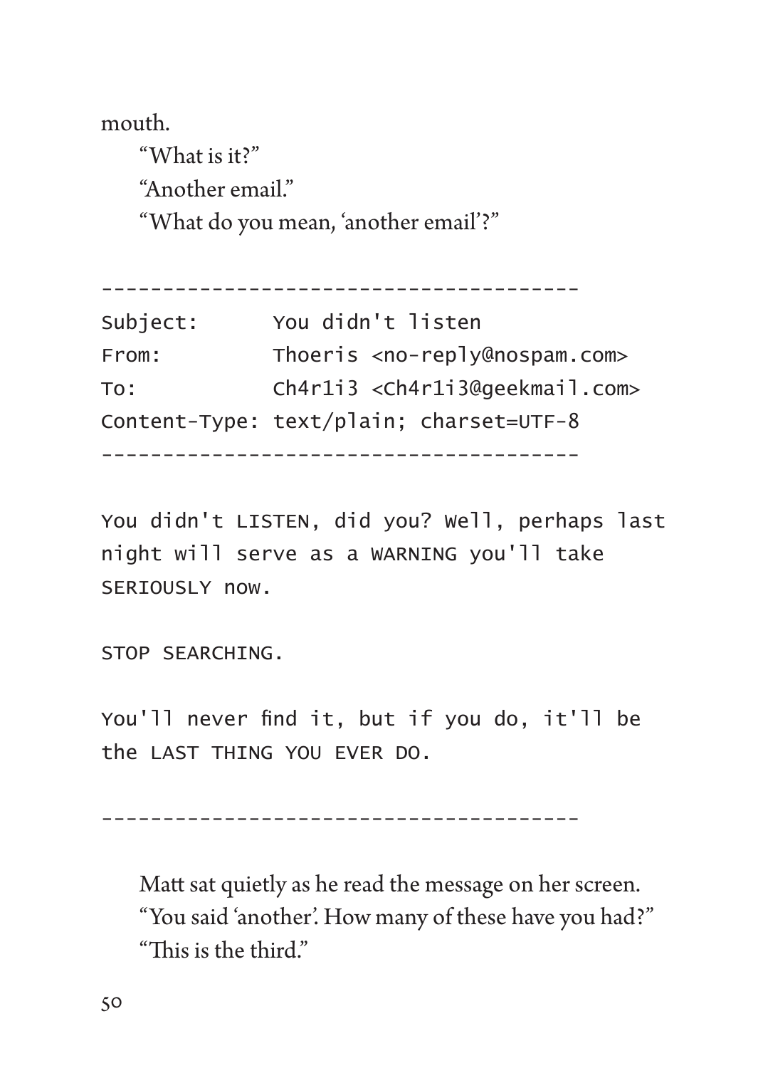mouth.

"What is it?"

"Another email."

"What do you mean, 'another email'?"

```
---------------------------------------
Subject:      You didn't listen
From:         Thoeris <no-reply@nospam.com>
To:           Ch4r1i3 <Ch4r1i3@geekmail.com>
Content-Type: text/plain; charset=UTF-8
---------------------------------------

You didn't LISTEN, did you? Well, perhaps last
night will serve as a WARNING you'll take
SERIOUSLY now.

STOP SEARCHING.

You'll never find it, but if you do, it'll be
the LAST THING YOU EVER DO.

---------------------------------------
```

Matt sat quietly as he read the message on her screen.

"You said 'another'. How many of these have you had?"

"This is the third."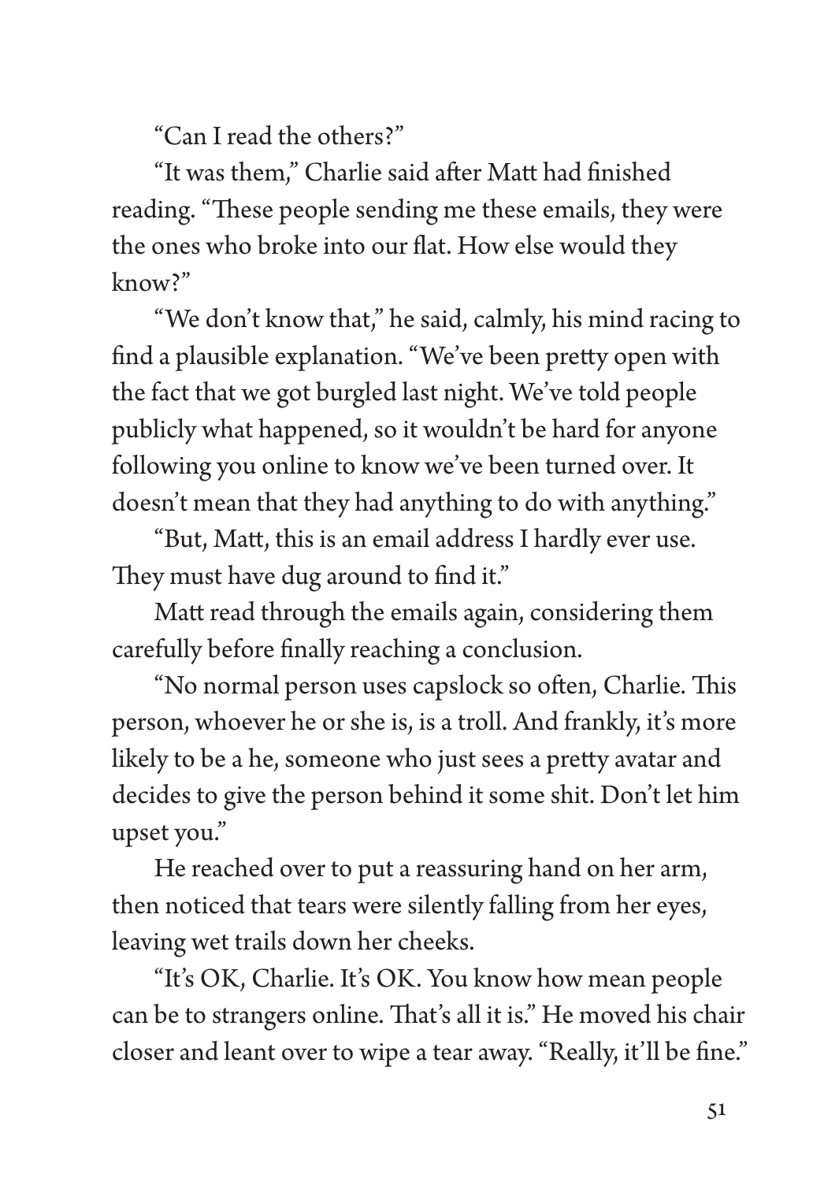"Can I read the others?"

"It was them," Charlie said after Matt had finished reading. "These people sending me these emails, they were the ones who broke into our flat. How else would they know?"

"We don't know that," he said, calmly, his mind racing to find a plausible explanation. "We've been pretty open with the fact that we got burgled last night. We've told people publicly what happened, so it wouldn't be hard for anyone following you online to know we've been turned over. It doesn't mean that they had anything to do with anything."

"But, Matt, this is an email address I hardly ever use. They must have dug around to find it."

Matt read through the emails again, considering them carefully before finally reaching a conclusion.

"No normal person uses capslock so often, Charlie. This person, whoever he or she is, is a troll. And frankly, it's more likely to be a he, someone who just sees a pretty avatar and decides to give the person behind it some shit. Don't let him upset you."

He reached over to put a reassuring hand on her arm, then noticed that tears were silently falling from her eyes, leaving wet trails down her cheeks.

"It's OK, Charlie. It's OK. You know how mean people can be to strangers online. That's all it is." He moved his chair closer and leant over to wipe a tear away. "Really, it'll be fine."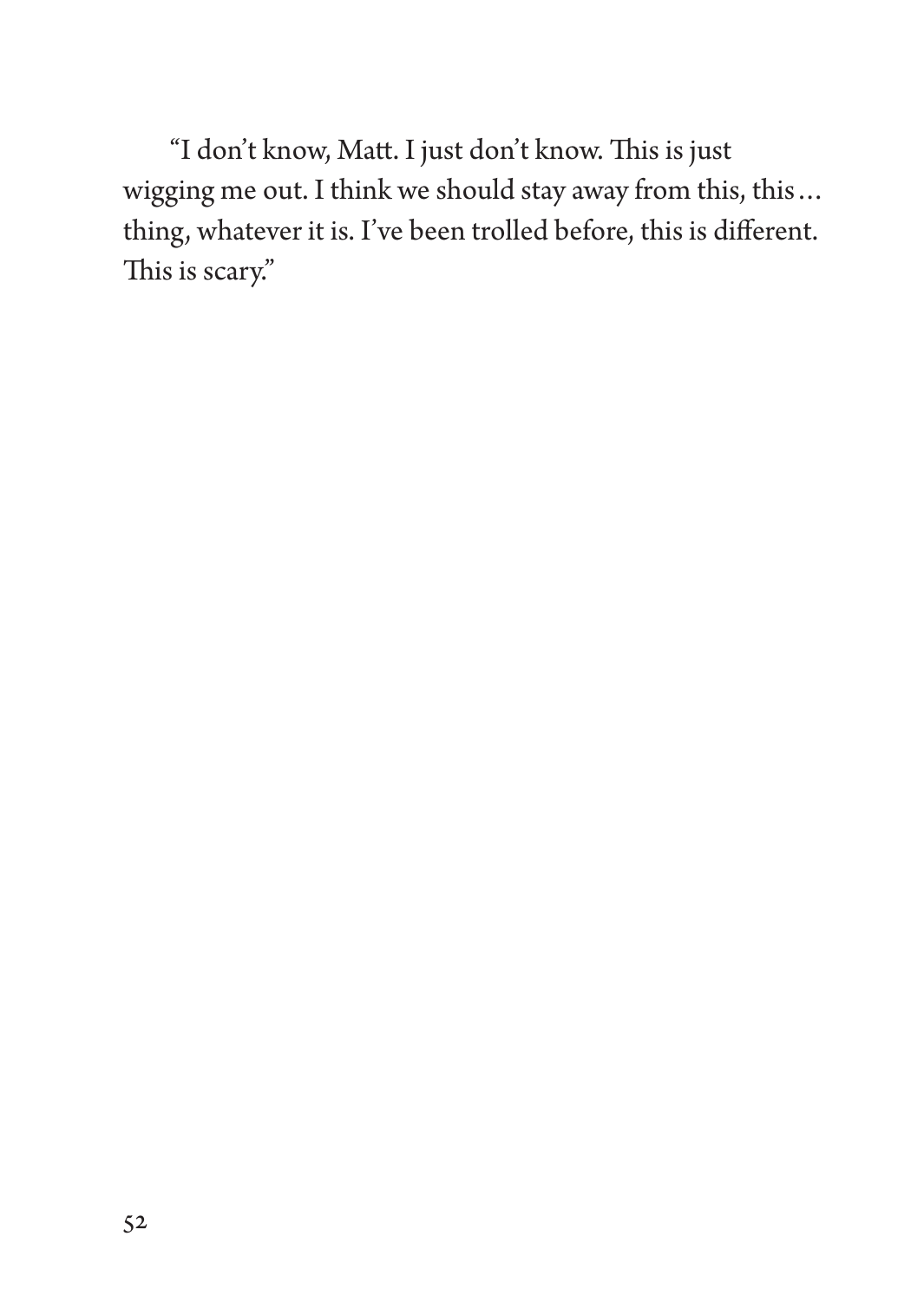"I don't know, Matt. I just don't know. This is just wigging me out. I think we should stay away from this, this… thing, whatever it is. I've been trolled before, this is different. This is scary."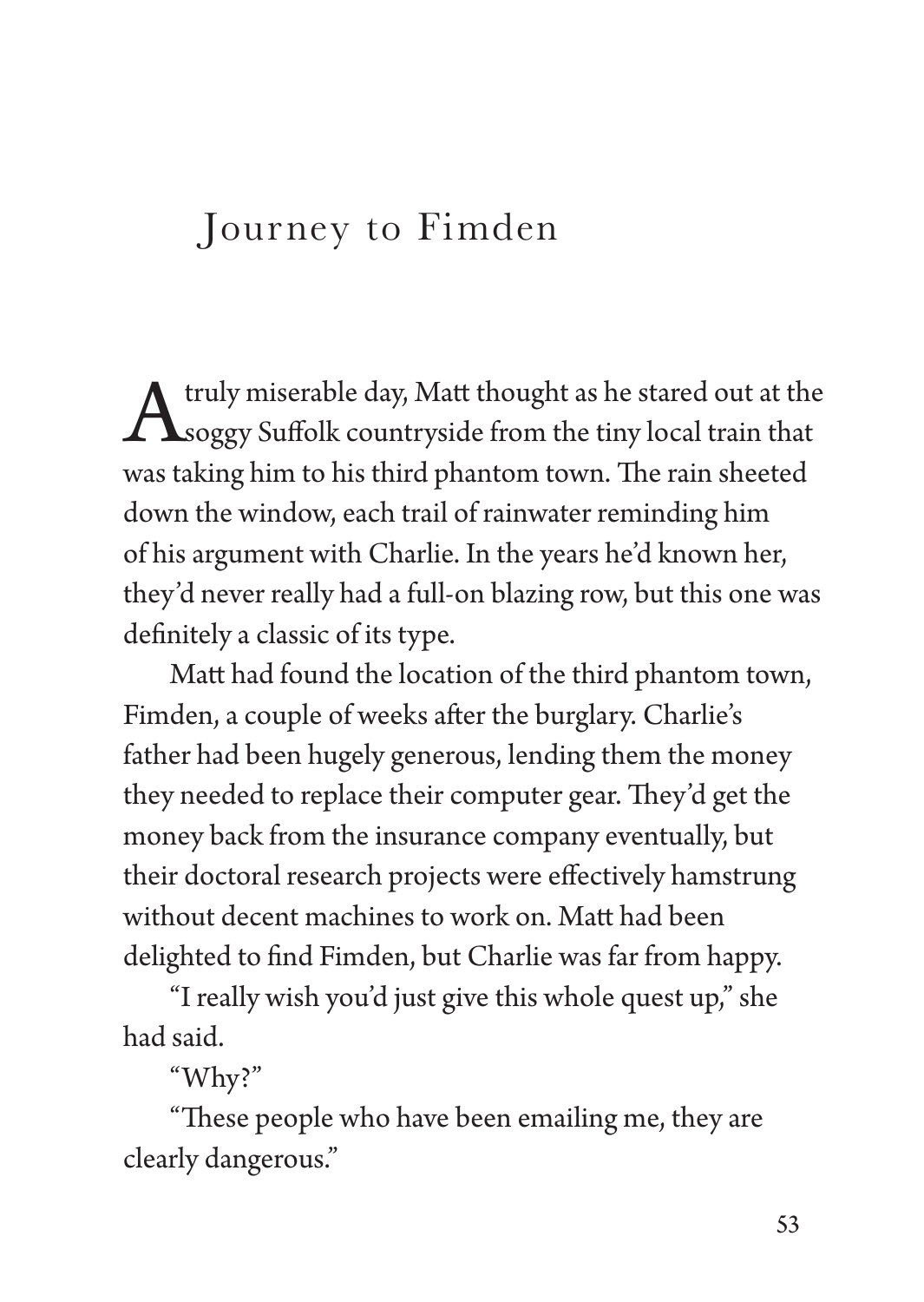# Journey to Fimden

A truly miserable day, Matt thought as he stared out at the soggy Suffolk countryside from the tiny local train that was taking him to his third phantom town. The rain sheeted down the window, each trail of rainwater reminding him of his argument with Charlie. In the years he'd known her, they'd never really had a full-on blazing row, but this one was definitely a classic of its type.

Matt had found the location of the third phantom town, Fimden, a couple of weeks after the burglary. Charlie's father had been hugely generous, lending them the money they needed to replace their computer gear. They'd get the money back from the insurance company eventually, but their doctoral research projects were effectively hamstrung without decent machines to work on. Matt had been delighted to find Fimden, but Charlie was far from happy.

"I really wish you'd just give this whole quest up," she had said.

"Why?"

"These people who have been emailing me, they are clearly dangerous."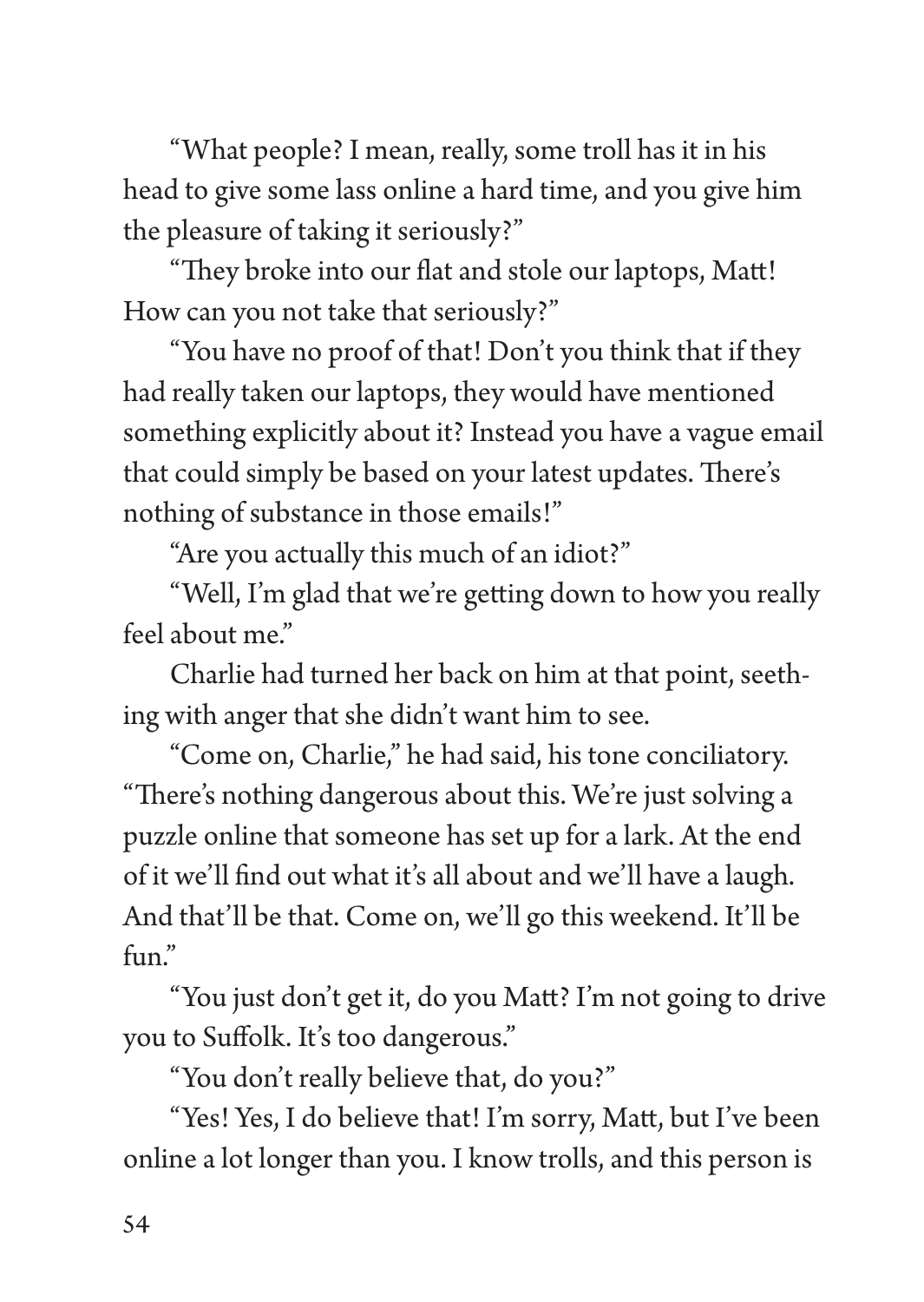"What people? I mean, really, some troll has it in his head to give some lass online a hard time, and you give him the pleasure of taking it seriously?"

"They broke into our flat and stole our laptops, Matt! How can you not take that seriously?"

"You have no proof of that! Don't you think that if they had really taken our laptops, they would have mentioned something explicitly about it? Instead you have a vague email that could simply be based on your latest updates. There's nothing of substance in those emails!"

"Are you actually this much of an idiot?"

"Well, I'm glad that we're getting down to how you really feel about me."

Charlie had turned her back on him at that point, seething with anger that she didn't want him to see.

"Come on, Charlie," he had said, his tone conciliatory. "There's nothing dangerous about this. We're just solving a puzzle online that someone has set up for a lark. At the end of it we'll find out what it's all about and we'll have a laugh. And that'll be that. Come on, we'll go this weekend. It'll be fun."

"You just don't get it, do you Matt? I'm not going to drive you to Suffolk. It's too dangerous."

"You don't really believe that, do you?"

"Yes! Yes, I do believe that! I'm sorry, Matt, but I've been online a lot longer than you. I know trolls, and this person is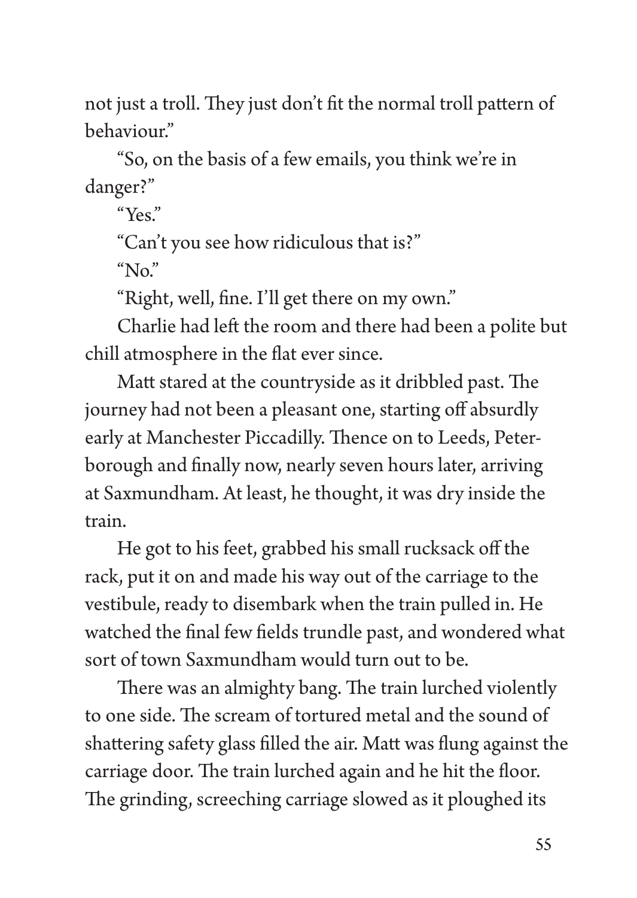not just a troll. They just don't fit the normal troll pattern of behaviour."

"So, on the basis of a few emails, you think we're in danger?"

"Yes."

"Can't you see how ridiculous that is?"

"No."

"Right, well, fine. I'll get there on my own."

Charlie had left the room and there had been a polite but chill atmosphere in the flat ever since.

Matt stared at the countryside as it dribbled past. The journey had not been a pleasant one, starting off absurdly early at Manchester Piccadilly. Thence on to Leeds, Peterborough and finally now, nearly seven hours later, arriving at Saxmundham. At least, he thought, it was dry inside the train.

He got to his feet, grabbed his small rucksack off the rack, put it on and made his way out of the carriage to the vestibule, ready to disembark when the train pulled in. He watched the final few fields trundle past, and wondered what sort of town Saxmundham would turn out to be.

There was an almighty bang. The train lurched violently to one side. The scream of tortured metal and the sound of shattering safety glass filled the air. Matt was flung against the carriage door. The train lurched again and he hit the floor. The grinding, screeching carriage slowed as it ploughed its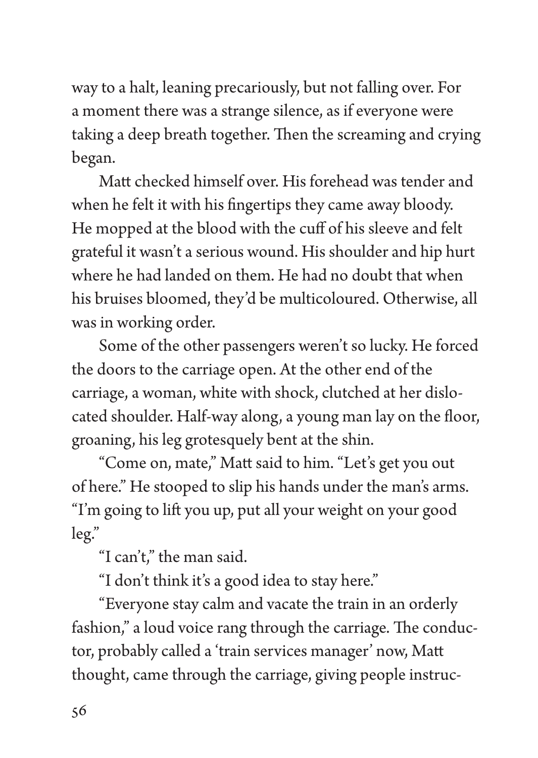way to a halt, leaning precariously, but not falling over. For a moment there was a strange silence, as if everyone were taking a deep breath together. Then the screaming and crying began.

Matt checked himself over. His forehead was tender and when he felt it with his fingertips they came away bloody. He mopped at the blood with the cuff of his sleeve and felt grateful it wasn't a serious wound. His shoulder and hip hurt where he had landed on them. He had no doubt that when his bruises bloomed, they'd be multicoloured. Otherwise, all was in working order.

Some of the other passengers weren't so lucky. He forced the doors to the carriage open. At the other end of the carriage, a woman, white with shock, clutched at her dislocated shoulder. Half-way along, a young man lay on the floor, groaning, his leg grotesquely bent at the shin.

"Come on, mate," Matt said to him. "Let's get you out of here." He stooped to slip his hands under the man's arms. "I'm going to lift you up, put all your weight on your good leg."

"I can't," the man said.

"I don't think it's a good idea to stay here."

"Everyone stay calm and vacate the train in an orderly fashion," a loud voice rang through the carriage. The conductor, probably called a 'train services manager' now, Matt thought, came through the carriage, giving people instruc-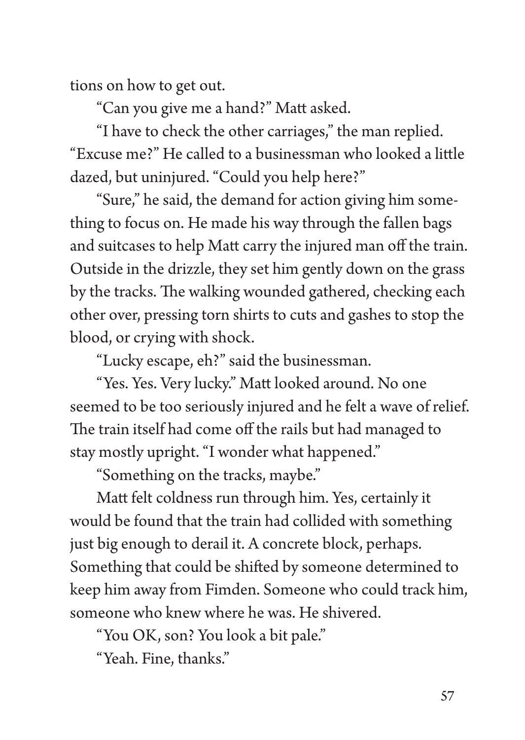tions on how to get out.

"Can you give me a hand?" Matt asked.

"I have to check the other carriages," the man replied. "Excuse me?" He called to a businessman who looked a little dazed, but uninjured. "Could you help here?"

"Sure," he said, the demand for action giving him something to focus on. He made his way through the fallen bags and suitcases to help Matt carry the injured man off the train. Outside in the drizzle, they set him gently down on the grass by the tracks. The walking wounded gathered, checking each other over, pressing torn shirts to cuts and gashes to stop the blood, or crying with shock.

"Lucky escape, eh?" said the businessman.

"Yes. Yes. Very lucky." Matt looked around. No one seemed to be too seriously injured and he felt a wave of relief. The train itself had come off the rails but had managed to stay mostly upright. "I wonder what happened."

"Something on the tracks, maybe."

Matt felt coldness run through him. Yes, certainly it would be found that the train had collided with something just big enough to derail it. A concrete block, perhaps. Something that could be shifted by someone determined to keep him away from Fimden. Someone who could track him, someone who knew where he was. He shivered.

"You OK, son? You look a bit pale."

"Yeah. Fine, thanks."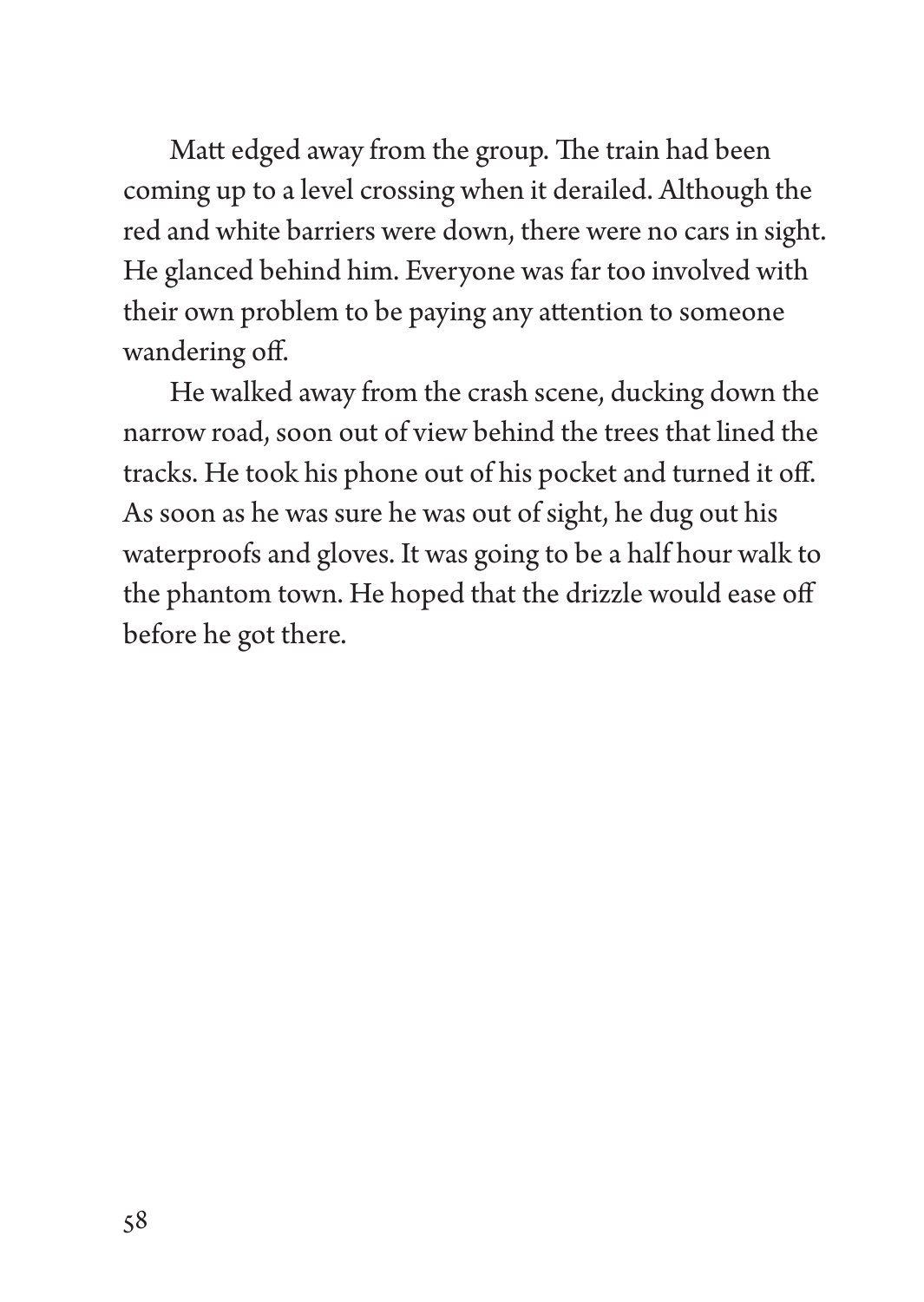Matt edged away from the group. The train had been coming up to a level crossing when it derailed. Although the red and white barriers were down, there were no cars in sight. He glanced behind him. Everyone was far too involved with their own problem to be paying any attention to someone wandering off.

He walked away from the crash scene, ducking down the narrow road, soon out of view behind the trees that lined the tracks. He took his phone out of his pocket and turned it off. As soon as he was sure he was out of sight, he dug out his waterproofs and gloves. It was going to be a half hour walk to the phantom town. He hoped that the drizzle would ease off before he got there.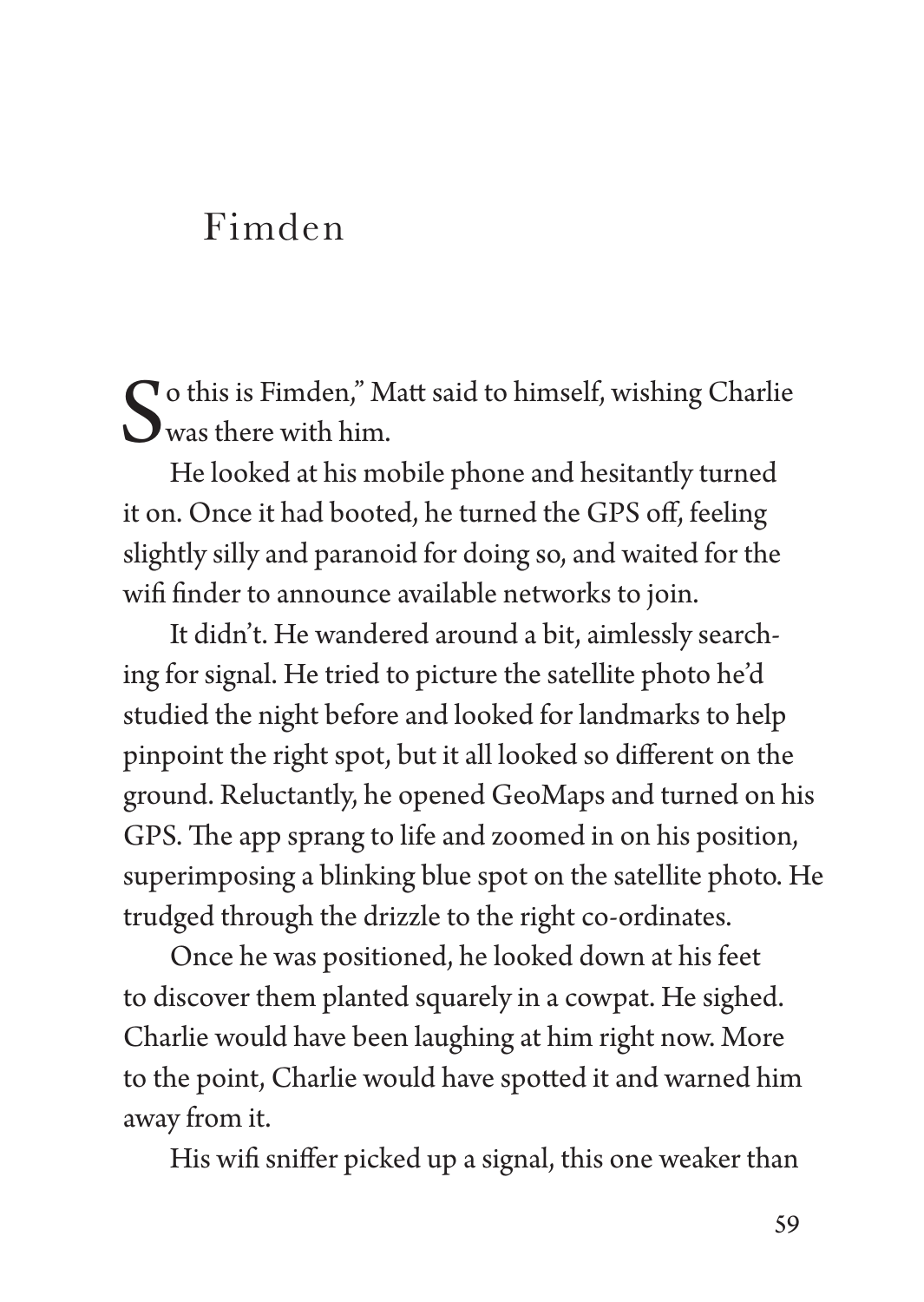# Fimden

"So this is Fimden," Matt said to himself, wishing Charlie was there with him.

He looked at his mobile phone and hesitantly turned it on. Once it had booted, he turned the GPS off, feeling slightly silly and paranoid for doing so, and waited for the wifi finder to announce available networks to join.

It didn't. He wandered around a bit, aimlessly searching for signal. He tried to picture the satellite photo he'd studied the night before and looked for landmarks to help pinpoint the right spot, but it all looked so different on the ground. Reluctantly, he opened GeoMaps and turned on his GPS. The app sprang to life and zoomed in on his position, superimposing a blinking blue spot on the satellite photo. He trudged through the drizzle to the right co-ordinates.

Once he was positioned, he looked down at his feet to discover them planted squarely in a cowpat. He sighed. Charlie would have been laughing at him right now. More to the point, Charlie would have spotted it and warned him away from it.

His wifi sniffer picked up a signal, this one weaker than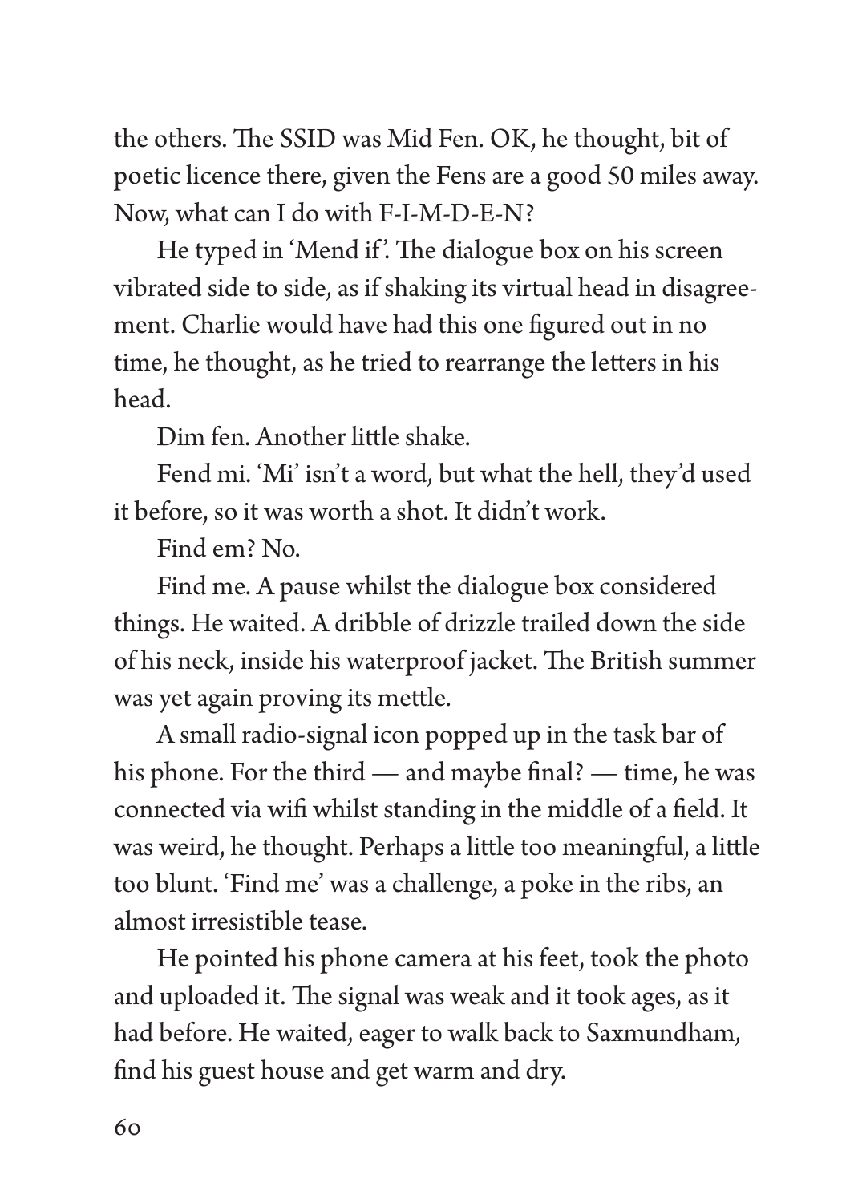the others. The SSID was Mid Fen. OK, he thought, bit of poetic licence there, given the Fens are a good 50 miles away. Now, what can I do with F-I-M-D-E-N?

He typed in 'Mend if'. The dialogue box on his screen vibrated side to side, as if shaking its virtual head in disagreement. Charlie would have had this one figured out in no time, he thought, as he tried to rearrange the letters in his head.

Dim fen. Another little shake.

Fend mi. 'Mi' isn't a word, but what the hell, they'd used it before, so it was worth a shot. It didn't work.

Find em? No.

Find me. A pause whilst the dialogue box considered things. He waited. A dribble of drizzle trailed down the side of his neck, inside his waterproof jacket. The British summer was yet again proving its mettle.

A small radio-signal icon popped up in the task bar of his phone. For the third — and maybe final? — time, he was connected via wifi whilst standing in the middle of a field. It was weird, he thought. Perhaps a little too meaningful, a little too blunt. 'Find me' was a challenge, a poke in the ribs, an almost irresistible tease.

He pointed his phone camera at his feet, took the photo and uploaded it. The signal was weak and it took ages, as it had before. He waited, eager to walk back to Saxmundham, find his guest house and get warm and dry.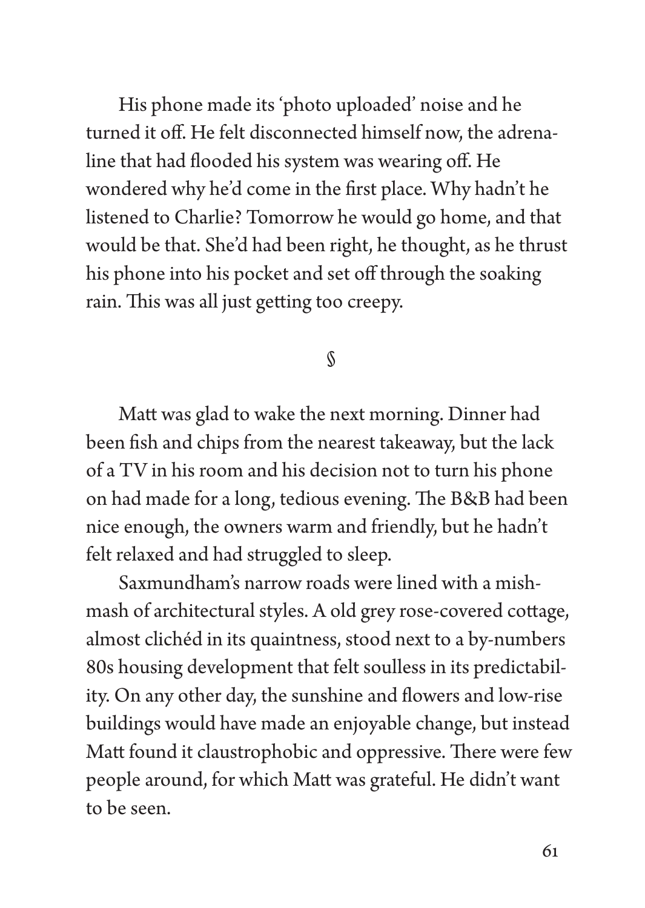His phone made its 'photo uploaded' noise and he turned it off. He felt disconnected himself now, the adrenaline that had flooded his system was wearing off. He wondered why he'd come in the first place. Why hadn't he listened to Charlie? Tomorrow he would go home, and that would be that. She'd had been right, he thought, as he thrust his phone into his pocket and set off through the soaking rain. This was all just getting too creepy.

§

Matt was glad to wake the next morning. Dinner had been fish and chips from the nearest takeaway, but the lack of a TV in his room and his decision not to turn his phone on had made for a long, tedious evening. The B&B had been nice enough, the owners warm and friendly, but he hadn't felt relaxed and had struggled to sleep.

Saxmundham's narrow roads were lined with a mishmash of architectural styles. A old grey rose-covered cottage, almost clichéd in its quaintness, stood next to a by-numbers 80s housing development that felt soulless in its predictability. On any other day, the sunshine and flowers and low-rise buildings would have made an enjoyable change, but instead Matt found it claustrophobic and oppressive. There were few people around, for which Matt was grateful. He didn't want to be seen.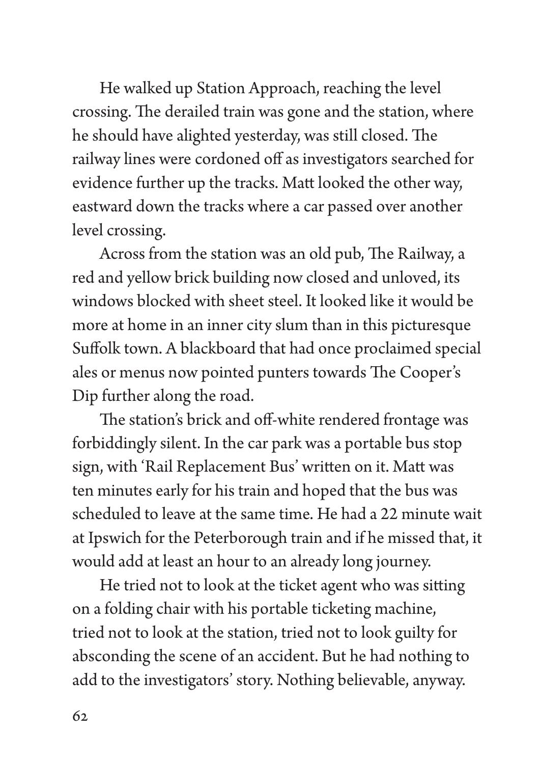He walked up Station Approach, reaching the level crossing. The derailed train was gone and the station, where he should have alighted yesterday, was still closed. The railway lines were cordoned off as investigators searched for evidence further up the tracks. Matt looked the other way, eastward down the tracks where a car passed over another level crossing.

Across from the station was an old pub, The Railway, a red and yellow brick building now closed and unloved, its windows blocked with sheet steel. It looked like it would be more at home in an inner city slum than in this picturesque Suffolk town. A blackboard that had once proclaimed special ales or menus now pointed punters towards The Cooper's Dip further along the road.

The station's brick and off-white rendered frontage was forbiddingly silent. In the car park was a portable bus stop sign, with 'Rail Replacement Bus' written on it. Matt was ten minutes early for his train and hoped that the bus was scheduled to leave at the same time. He had a 22 minute wait at Ipswich for the Peterborough train and if he missed that, it would add at least an hour to an already long journey.

He tried not to look at the ticket agent who was sitting on a folding chair with his portable ticketing machine, tried not to look at the station, tried not to look guilty for absconding the scene of an accident. But he had nothing to add to the investigators' story. Nothing believable, anyway.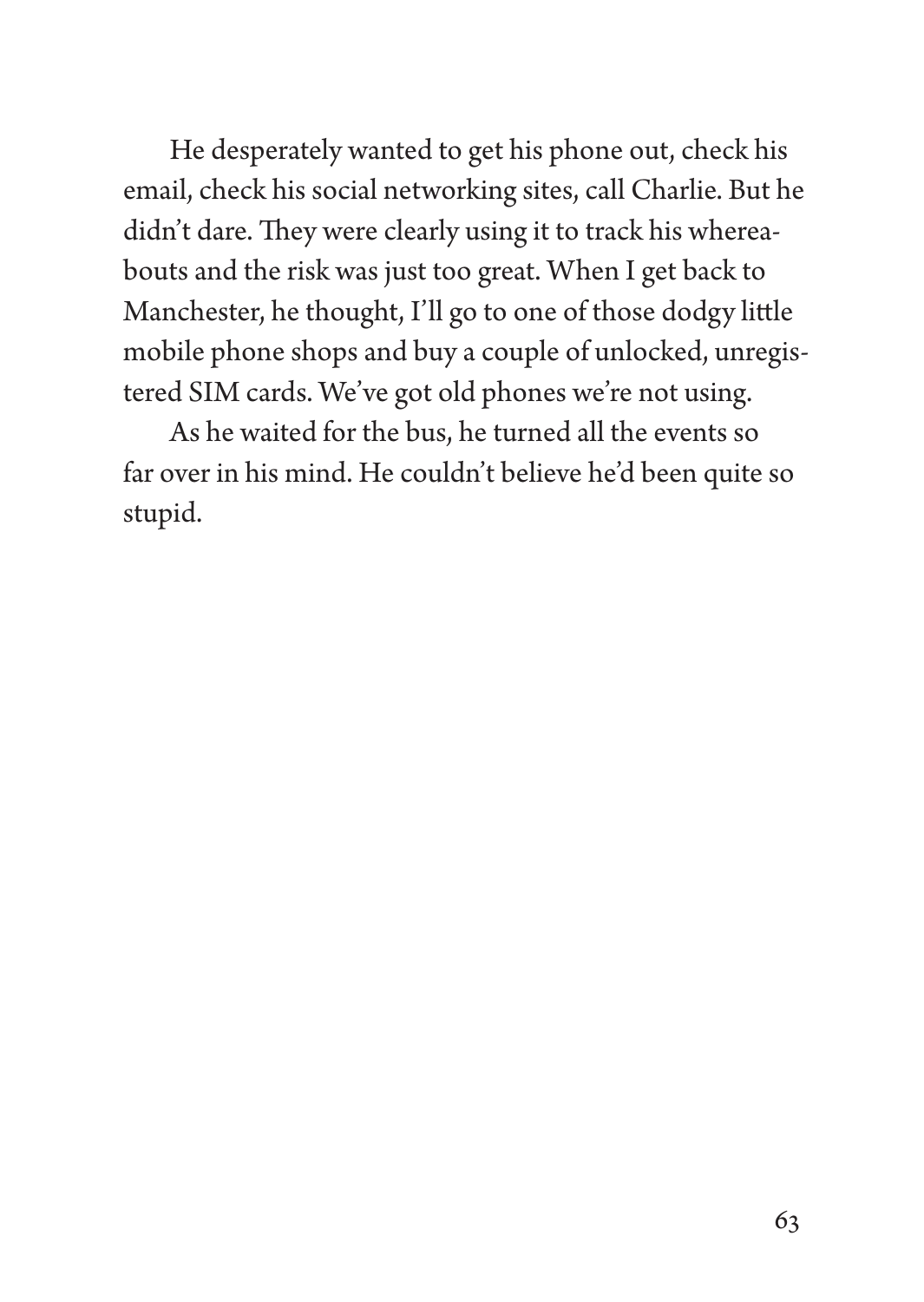He desperately wanted to get his phone out, check his email, check his social networking sites, call Charlie. But he didn't dare. They were clearly using it to track his whereabouts and the risk was just too great. When I get back to Manchester, he thought, I'll go to one of those dodgy little mobile phone shops and buy a couple of unlocked, unregistered SIM cards. We've got old phones we're not using.

As he waited for the bus, he turned all the events so far over in his mind. He couldn't believe he'd been quite so stupid.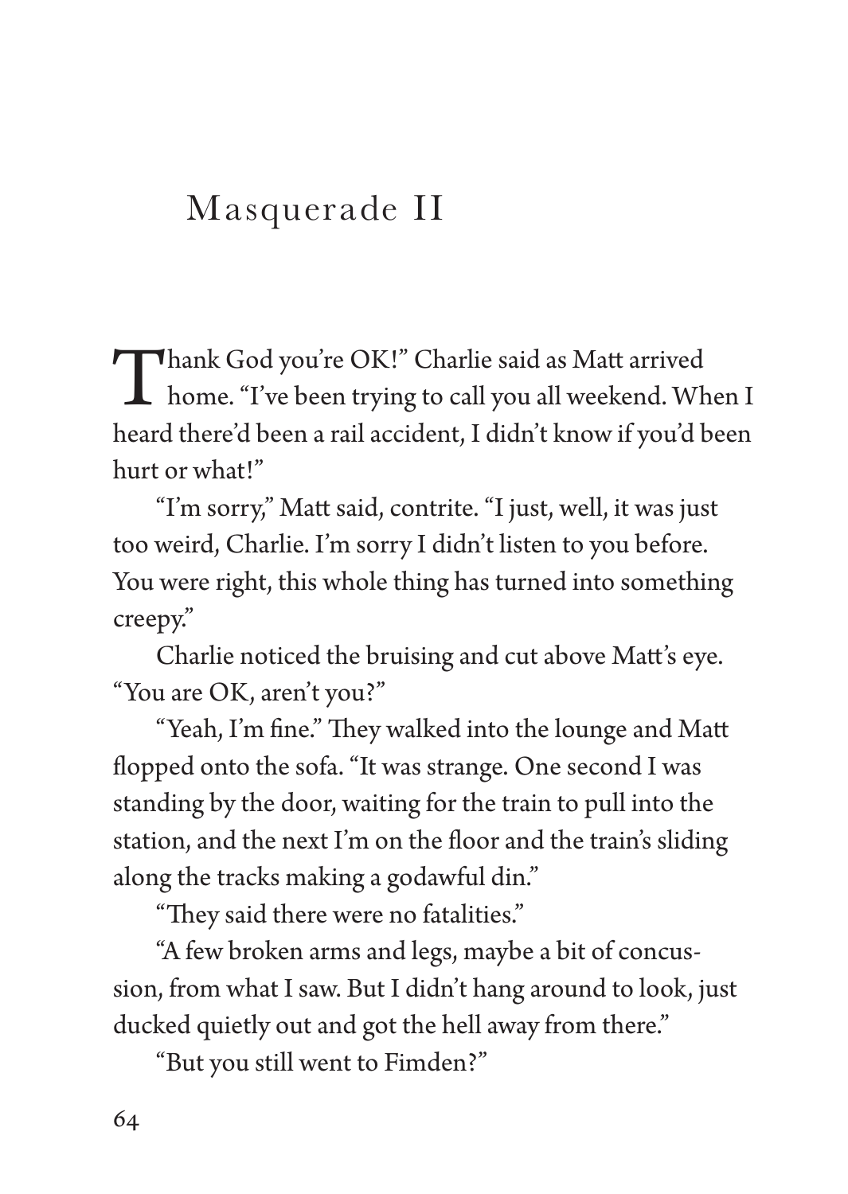# Masquerade II

"Thank God you're OK!" Charlie said as Matt arrived home. "I've been trying to call you all weekend. When I heard there'd been a rail accident, I didn't know if you'd been hurt or what!"

"I'm sorry," Matt said, contrite. "I just, well, it was just too weird, Charlie. I'm sorry I didn't listen to you before. You were right, this whole thing has turned into something creepy."

Charlie noticed the bruising and cut above Matt's eye. "You are OK, aren't you?"

"Yeah, I'm fine." They walked into the lounge and Matt flopped onto the sofa. "It was strange. One second I was standing by the door, waiting for the train to pull into the station, and the next I'm on the floor and the train's sliding along the tracks making a godawful din."

"They said there were no fatalities."

"A few broken arms and legs, maybe a bit of concussion, from what I saw. But I didn't hang around to look, just ducked quietly out and got the hell away from there."

"But you still went to Fimden?"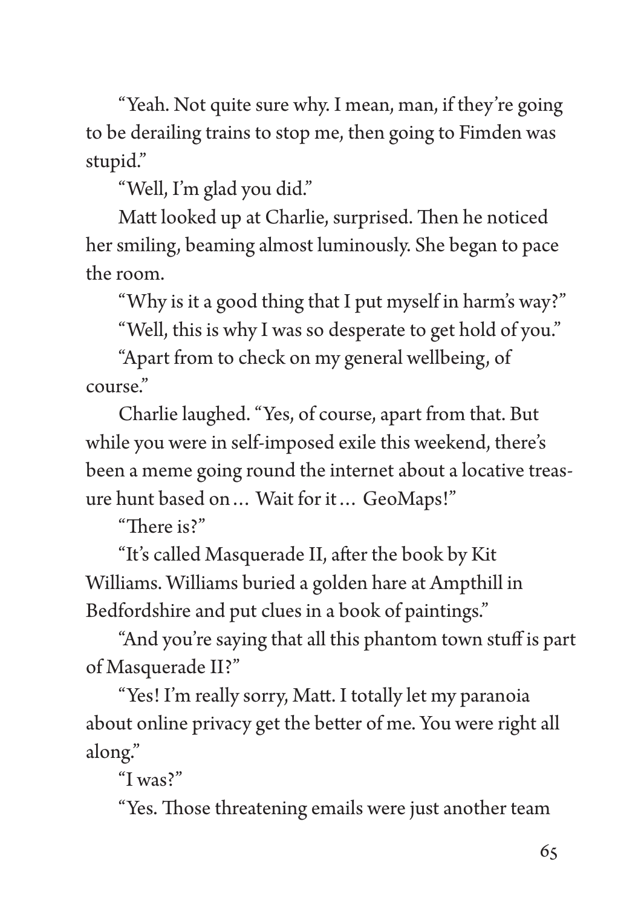"Yeah. Not quite sure why. I mean, man, if they're going to be derailing trains to stop me, then going to Fimden was stupid."

"Well, I'm glad you did."

Matt looked up at Charlie, surprised. Then he noticed her smiling, beaming almost luminously. She began to pace the room.

"Why is it a good thing that I put myself in harm's way?"

"Well, this is why I was so desperate to get hold of you."

"Apart from to check on my general wellbeing, of course."

Charlie laughed. "Yes, of course, apart from that. But while you were in self-imposed exile this weekend, there's been a meme going round the internet about a locative treasure hunt based on … Wait for it … GeoMaps!"

"There is?"

"It's called Masquerade II, after the book by Kit Williams. Williams buried a golden hare at Ampthill in Bedfordshire and put clues in a book of paintings."

"And you're saying that all this phantom town stuff is part of Masquerade II?"

"Yes! I'm really sorry, Matt. I totally let my paranoia about online privacy get the better of me. You were right all along."

"I was?"

"Yes. Those threatening emails were just another team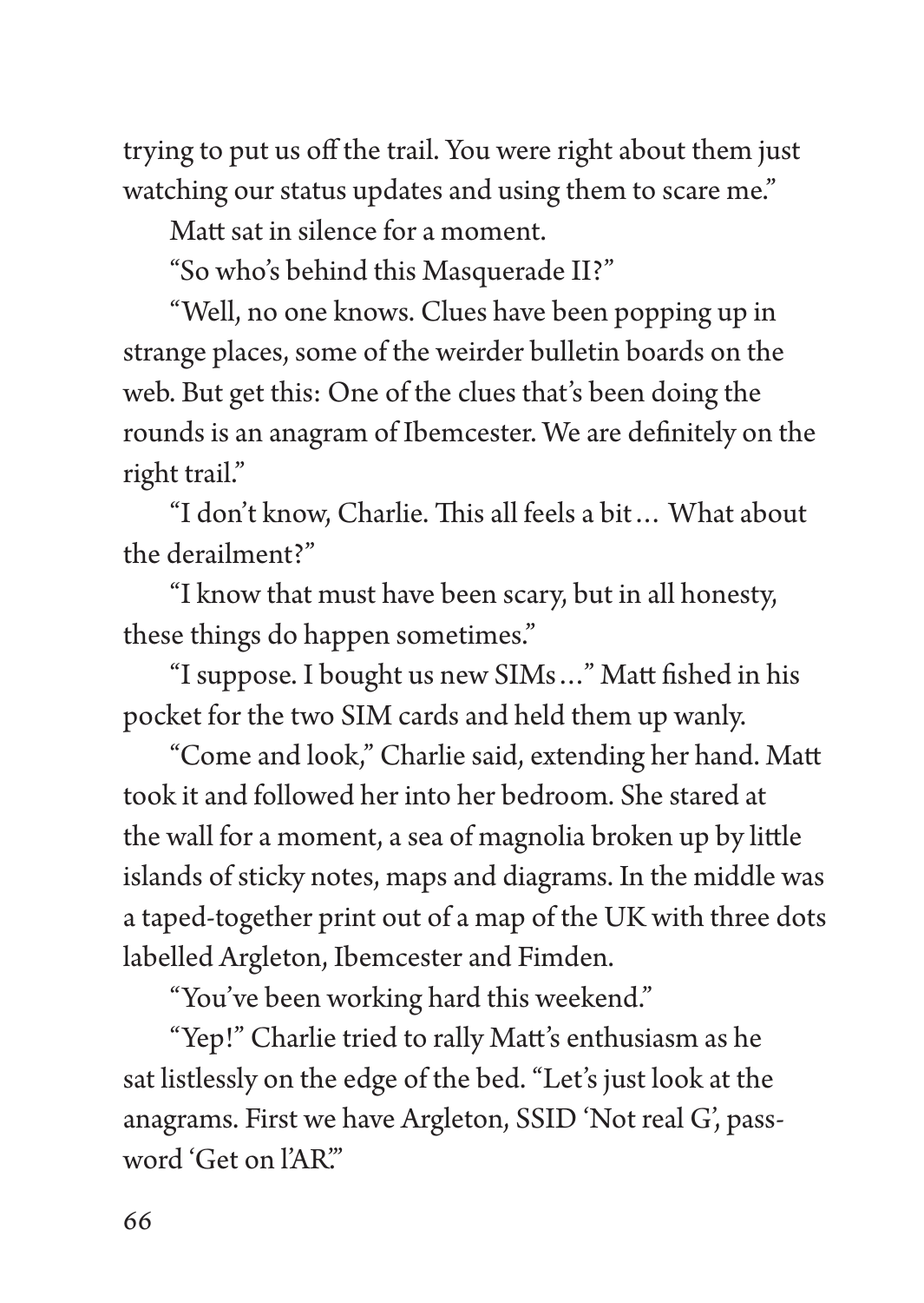trying to put us off the trail. You were right about them just watching our status updates and using them to scare me."

Matt sat in silence for a moment.

"So who's behind this Masquerade II?"

"Well, no one knows. Clues have been popping up in strange places, some of the weirder bulletin boards on the web. But get this: One of the clues that's been doing the rounds is an anagram of Ibemcester. We are definitely on the right trail."

"I don't know, Charlie. This all feels a bit… What about the derailment?"

"I know that must have been scary, but in all honesty, these things do happen sometimes."

"I suppose. I bought us new SIMs…" Matt fished in his pocket for the two SIM cards and held them up wanly.

"Come and look," Charlie said, extending her hand. Matt took it and followed her into her bedroom. She stared at the wall for a moment, a sea of magnolia broken up by little islands of sticky notes, maps and diagrams. In the middle was a taped-together print out of a map of the UK with three dots labelled Argleton, Ibemcester and Fimden.

"You've been working hard this weekend."

"Yep!" Charlie tried to rally Matt's enthusiasm as he sat listlessly on the edge of the bed. "Let's just look at the anagrams. First we have Argleton, SSID 'Not real G', password 'Get on l'AR.'"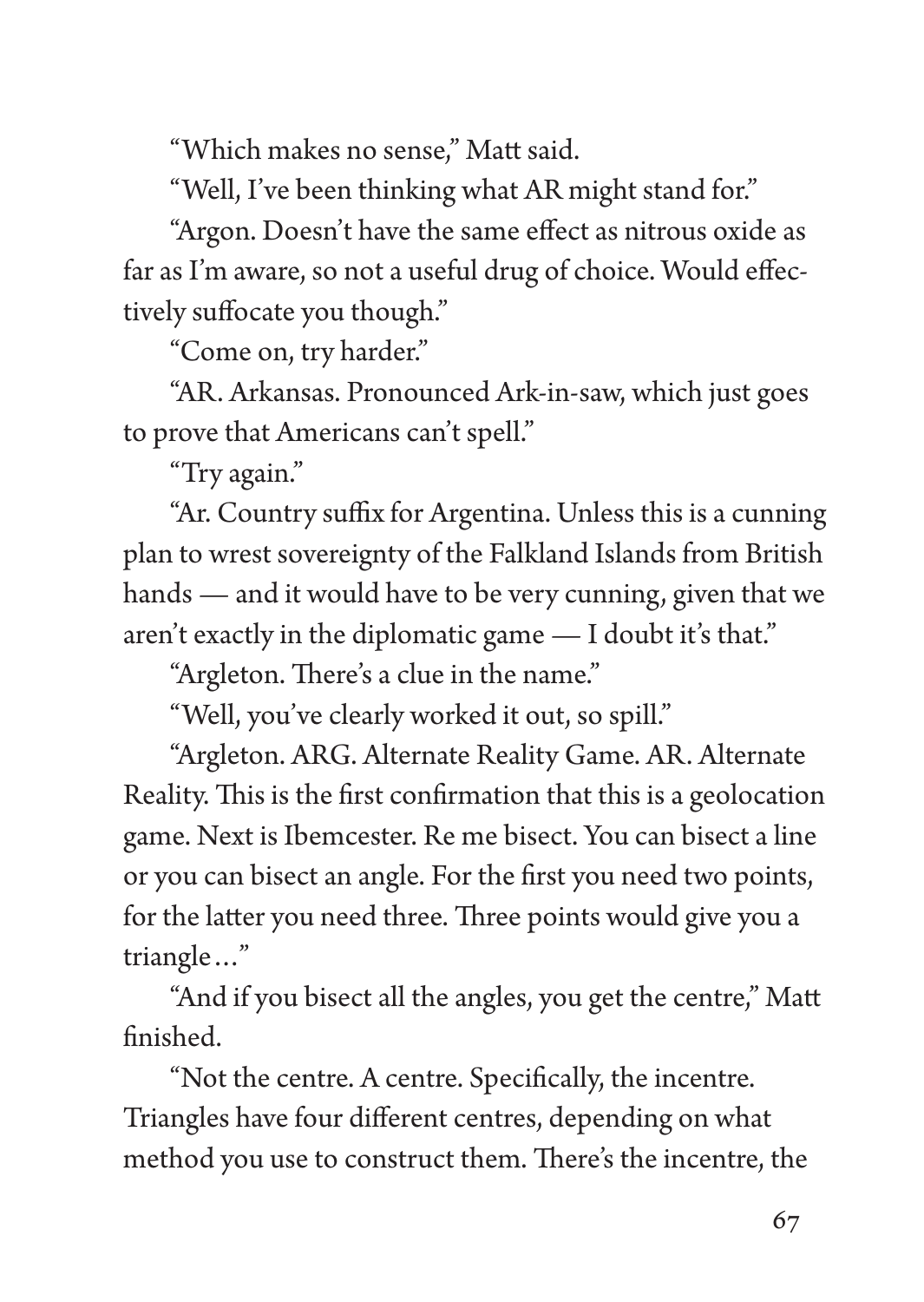"Which makes no sense," Matt said.

"Well, I've been thinking what AR might stand for."

"Argon. Doesn't have the same effect as nitrous oxide as far as I'm aware, so not a useful drug of choice. Would effectively suffocate you though."

"Come on, try harder."

"AR. Arkansas. Pronounced Ark-in-saw, which just goes to prove that Americans can't spell."

"Try again."

"Ar. Country suffix for Argentina. Unless this is a cunning plan to wrest sovereignty of the Falkland Islands from British hands — and it would have to be very cunning, given that we aren't exactly in the diplomatic game — I doubt it's that."

"Argleton. There's a clue in the name."

"Well, you've clearly worked it out, so spill."

"Argleton. ARG. Alternate Reality Game. AR. Alternate Reality. This is the first confirmation that this is a geolocation game. Next is Ibemcester. Re me bisect. You can bisect a line or you can bisect an angle. For the first you need two points, for the latter you need three. Three points would give you a triangle…"

"And if you bisect all the angles, you get the centre," Matt finished.

"Not the centre. A centre. Specifically, the incentre. Triangles have four different centres, depending on what method you use to construct them. There's the incentre, the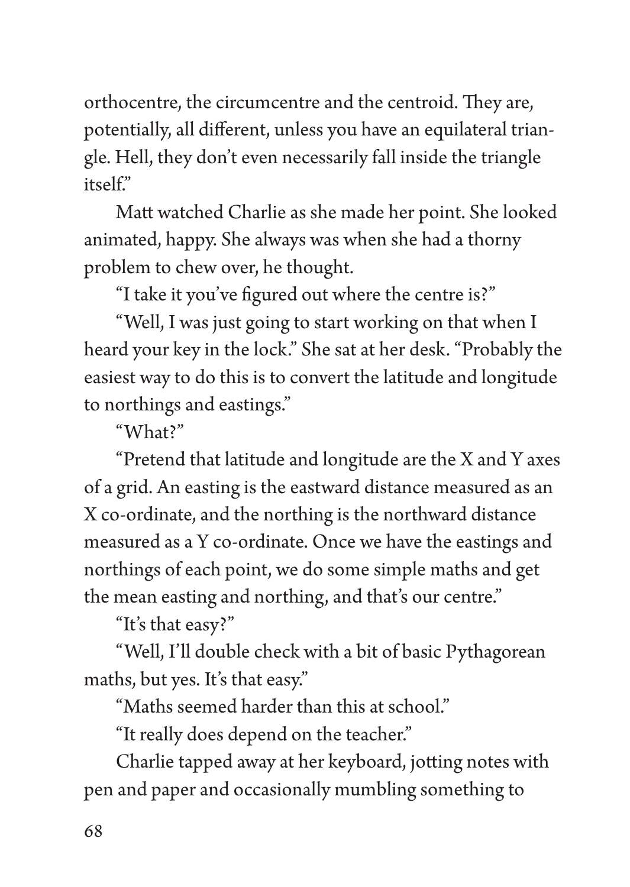orthocentre, the circumcentre and the centroid. They are, potentially, all different, unless you have an equilateral triangle. Hell, they don't even necessarily fall inside the triangle itself."

Matt watched Charlie as she made her point. She looked animated, happy. She always was when she had a thorny problem to chew over, he thought.

"I take it you've figured out where the centre is?"

"Well, I was just going to start working on that when I heard your key in the lock." She sat at her desk. "Probably the easiest way to do this is to convert the latitude and longitude to northings and eastings."

"What?"

"Pretend that latitude and longitude are the X and Y axes of a grid. An easting is the eastward distance measured as an X co-ordinate, and the northing is the northward distance measured as a Y co-ordinate. Once we have the eastings and northings of each point, we do some simple maths and get the mean easting and northing, and that's our centre."

"It's that easy?"

"Well, I'll double check with a bit of basic Pythagorean maths, but yes. It's that easy."

"Maths seemed harder than this at school."

"It really does depend on the teacher."

Charlie tapped away at her keyboard, jotting notes with pen and paper and occasionally mumbling something to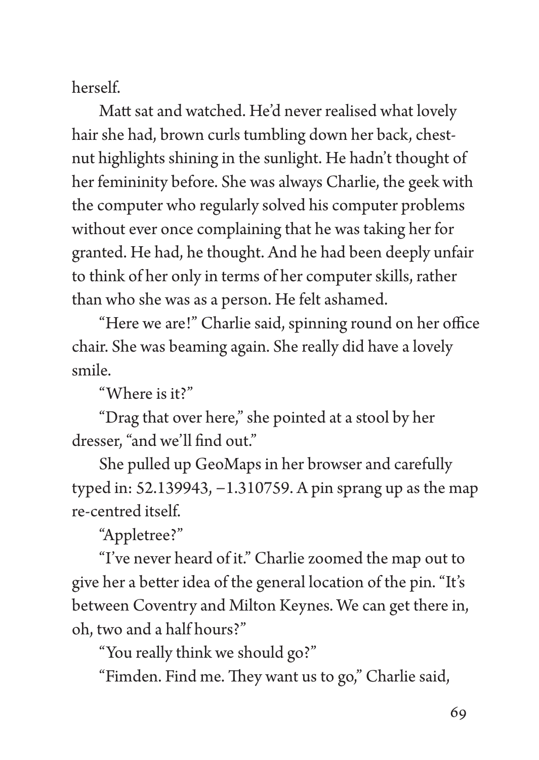herself.

Matt sat and watched. He'd never realised what lovely hair she had, brown curls tumbling down her back, chestnut highlights shining in the sunlight. He hadn't thought of her femininity before. She was always Charlie, the geek with the computer who regularly solved his computer problems without ever once complaining that he was taking her for granted. He had, he thought. And he had been deeply unfair to think of her only in terms of her computer skills, rather than who she was as a person. He felt ashamed.

"Here we are!" Charlie said, spinning round on her office chair. She was beaming again. She really did have a lovely smile.

"Where is it?"

"Drag that over here," she pointed at a stool by her dresser, "and we'll find out."

She pulled up GeoMaps in her browser and carefully typed in: 52.139943, −1.310759. A pin sprang up as the map re-centred itself.

"Appletree?"

"I've never heard of it." Charlie zoomed the map out to give her a better idea of the general location of the pin. "It's between Coventry and Milton Keynes. We can get there in, oh, two and a half hours?"

"You really think we should go?"

"Fimden. Find me. They want us to go," Charlie said,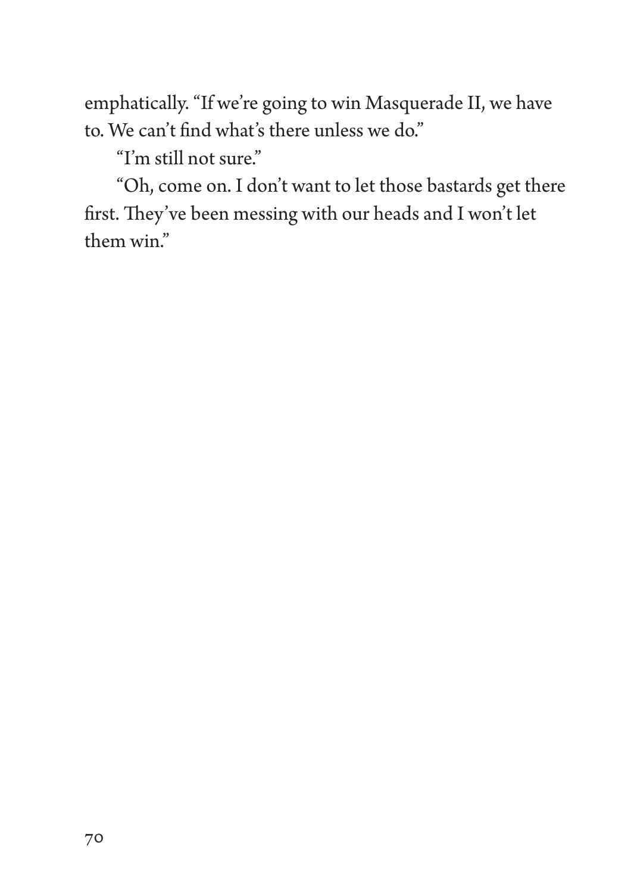emphatically. "If we're going to win Masquerade II, we have to. We can't find what's there unless we do."

"I'm still not sure."

"Oh, come on. I don't want to let those bastards get there first. They've been messing with our heads and I won't let them win."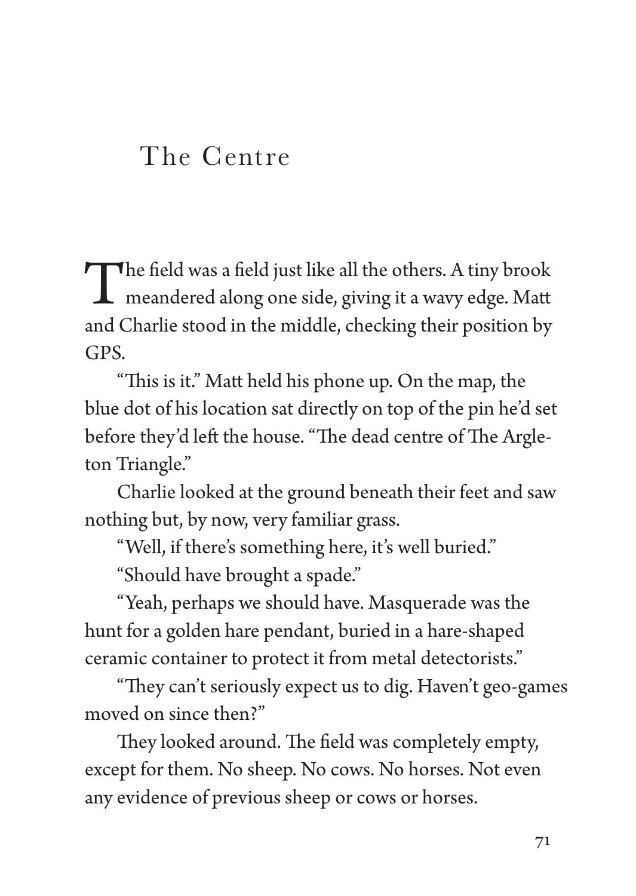# The Centre

The field was a field just like all the others. A tiny brook meandered along one side, giving it a wavy edge. Matt and Charlie stood in the middle, checking their position by GPS.

"This is it." Matt held his phone up. On the map, the blue dot of his location sat directly on top of the pin he'd set before they'd left the house. "The dead centre of The Argleton Triangle."

Charlie looked at the ground beneath their feet and saw nothing but, by now, very familiar grass.

"Well, if there's something here, it's well buried."

"Should have brought a spade."

"Yeah, perhaps we should have. Masquerade was the hunt for a golden hare pendant, buried in a hare-shaped ceramic container to protect it from metal detectorists."

"They can't seriously expect us to dig. Haven't geo-games moved on since then?"

They looked around. The field was completely empty, except for them. No sheep. No cows. No horses. Not even any evidence of previous sheep or cows or horses.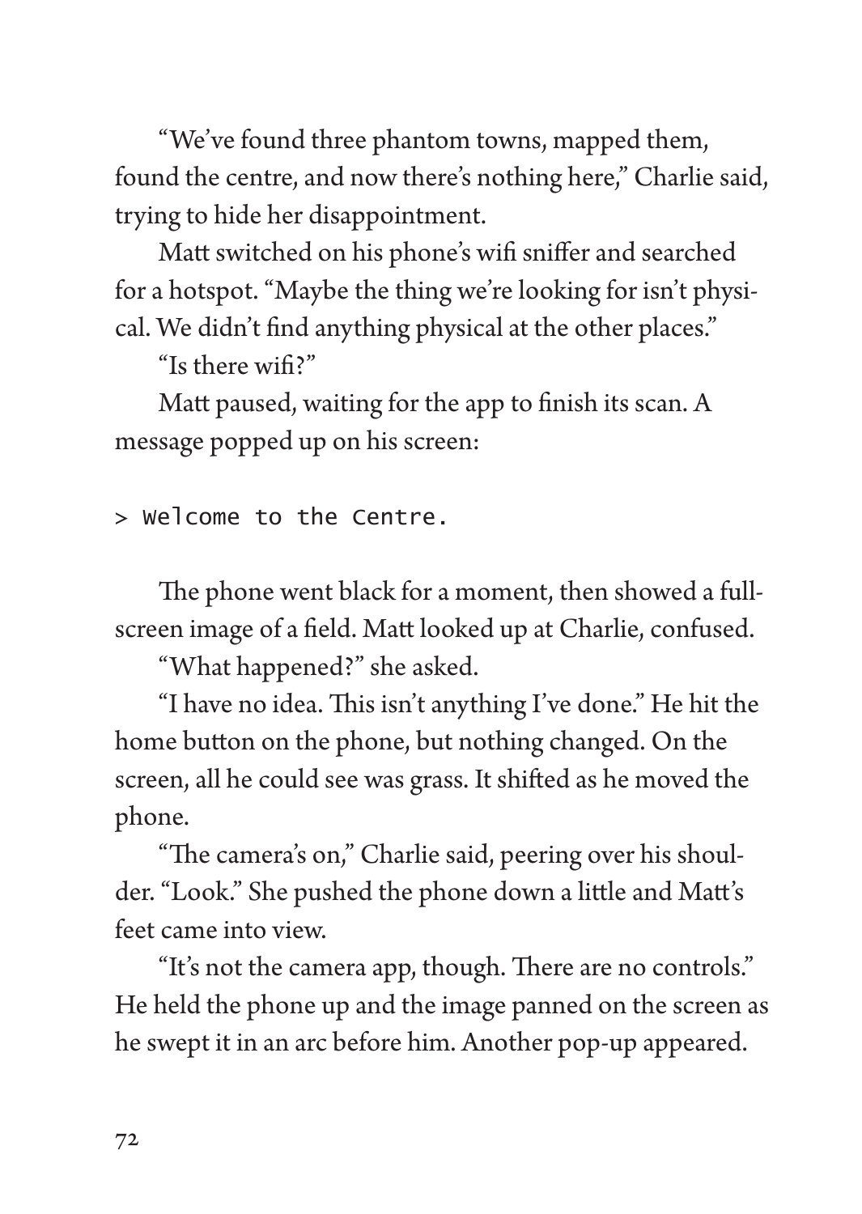"We've found three phantom towns, mapped them, found the centre, and now there's nothing here," Charlie said, trying to hide her disappointment.

Matt switched on his phone's wifi sniffer and searched for a hotspot. "Maybe the thing we're looking for isn't physical. We didn't find anything physical at the other places."

"Is there wifi?"

Matt paused, waiting for the app to finish its scan. A message popped up on his screen:

```
> Welcome to the Centre.
```

The phone went black for a moment, then showed a full-screen image of a field. Matt looked up at Charlie, confused.

"What happened?" she asked.

"I have no idea. This isn't anything I've done." He hit the home button on the phone, but nothing changed. On the screen, all he could see was grass. It shifted as he moved the phone.

"The camera's on," Charlie said, peering over his shoulder. "Look." She pushed the phone down a little and Matt's feet came into view.

"It's not the camera app, though. There are no controls." He held the phone up and the image panned on the screen as he swept it in an arc before him. Another pop-up appeared.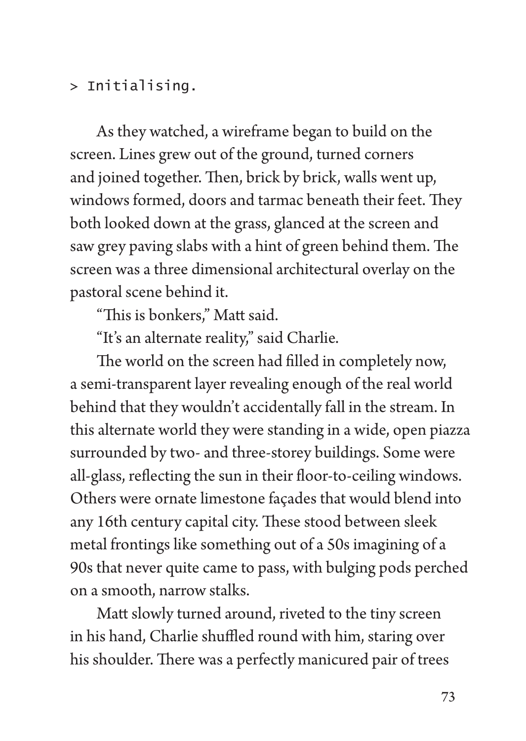```
> Initialising.
```

As they watched, a wireframe began to build on the screen. Lines grew out of the ground, turned corners and joined together. Then, brick by brick, walls went up, windows formed, doors and tarmac beneath their feet. They both looked down at the grass, glanced at the screen and saw grey paving slabs with a hint of green behind them. The screen was a three dimensional architectural overlay on the pastoral scene behind it.

"This is bonkers," Matt said.

"It's an alternate reality," said Charlie.

The world on the screen had filled in completely now, a semi-transparent layer revealing enough of the real world behind that they wouldn't accidentally fall in the stream. In this alternate world they were standing in a wide, open piazza surrounded by two- and three-storey buildings. Some were all-glass, reflecting the sun in their floor-to-ceiling windows. Others were ornate limestone façades that would blend into any 16th century capital city. These stood between sleek metal frontings like something out of a 50s imagining of a 90s that never quite came to pass, with bulging pods perched on a smooth, narrow stalks.

Matt slowly turned around, riveted to the tiny screen in his hand, Charlie shuffled round with him, staring over his shoulder. There was a perfectly manicured pair of trees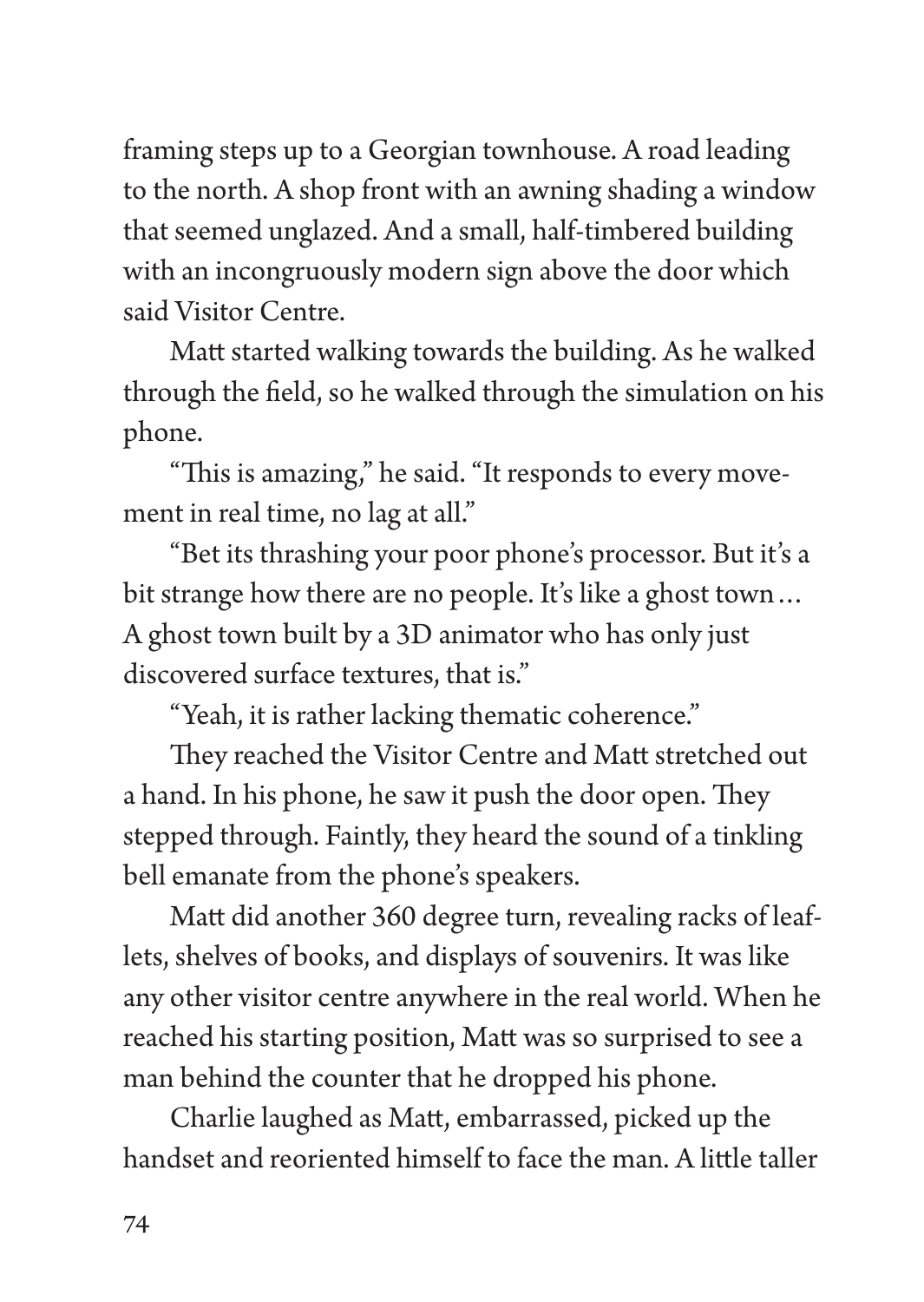framing steps up to a Georgian townhouse. A road leading to the north. A shop front with an awning shading a window that seemed unglazed. And a small, half-timbered building with an incongruously modern sign above the door which said Visitor Centre.

Matt started walking towards the building. As he walked through the field, so he walked through the simulation on his phone.

"This is amazing," he said. "It responds to every movement in real time, no lag at all."

"Bet its thrashing your poor phone's processor. But it's a bit strange how there are no people. It's like a ghost town… A ghost town built by a 3D animator who has only just discovered surface textures, that is."

"Yeah, it is rather lacking thematic coherence."

They reached the Visitor Centre and Matt stretched out a hand. In his phone, he saw it push the door open. They stepped through. Faintly, they heard the sound of a tinkling bell emanate from the phone's speakers.

Matt did another 360 degree turn, revealing racks of leaflets, shelves of books, and displays of souvenirs. It was like any other visitor centre anywhere in the real world. When he reached his starting position, Matt was so surprised to see a man behind the counter that he dropped his phone.

Charlie laughed as Matt, embarrassed, picked up the handset and reoriented himself to face the man. A little taller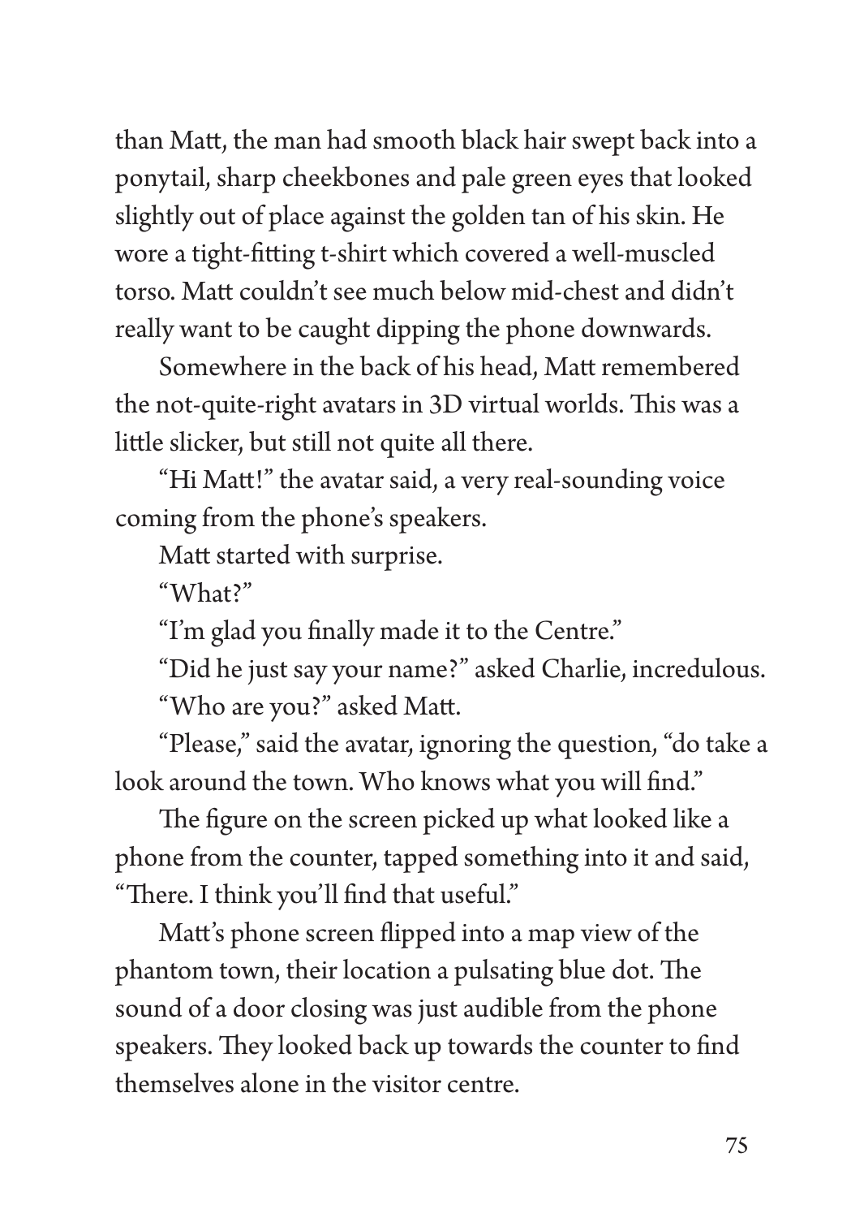than Matt, the man had smooth black hair swept back into a ponytail, sharp cheekbones and pale green eyes that looked slightly out of place against the golden tan of his skin. He wore a tight-fitting t-shirt which covered a well-muscled torso. Matt couldn't see much below mid-chest and didn't really want to be caught dipping the phone downwards.

Somewhere in the back of his head, Matt remembered the not-quite-right avatars in 3D virtual worlds. This was a little slicker, but still not quite all there.

"Hi Matt!" the avatar said, a very real-sounding voice coming from the phone's speakers.

Matt started with surprise.

"What?"

"I'm glad you finally made it to the Centre."

"Did he just say your name?" asked Charlie, incredulous.

"Who are you?" asked Matt.

"Please," said the avatar, ignoring the question, "do take a look around the town. Who knows what you will find."

The figure on the screen picked up what looked like a phone from the counter, tapped something into it and said, "There. I think you'll find that useful."

Matt's phone screen flipped into a map view of the phantom town, their location a pulsating blue dot. The sound of a door closing was just audible from the phone speakers. They looked back up towards the counter to find themselves alone in the visitor centre.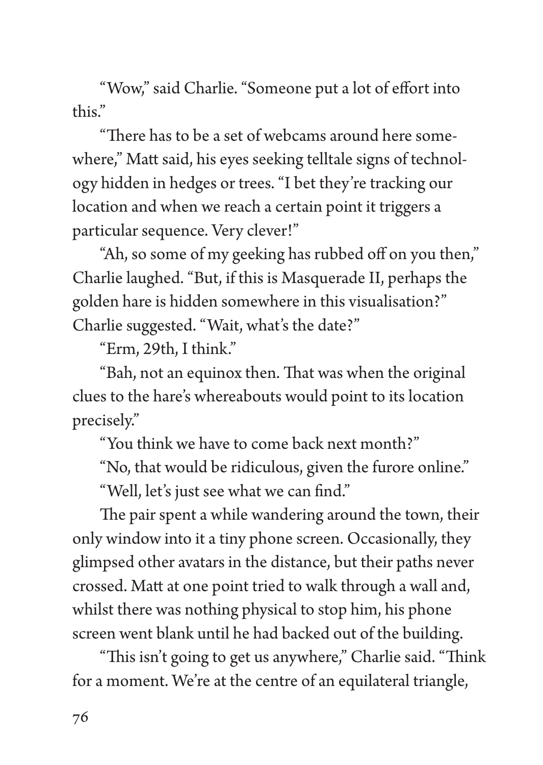"Wow," said Charlie. "Someone put a lot of effort into this."

"There has to be a set of webcams around here somewhere," Matt said, his eyes seeking telltale signs of technology hidden in hedges or trees. "I bet they're tracking our location and when we reach a certain point it triggers a particular sequence. Very clever!"

"Ah, so some of my geeking has rubbed off on you then," Charlie laughed. "But, if this is Masquerade II, perhaps the golden hare is hidden somewhere in this visualisation?" Charlie suggested. "Wait, what's the date?"

"Erm, 29th, I think."

"Bah, not an equinox then. That was when the original clues to the hare's whereabouts would point to its location precisely."

"You think we have to come back next month?"

"No, that would be ridiculous, given the furore online."

"Well, let's just see what we can find."

The pair spent a while wandering around the town, their only window into it a tiny phone screen. Occasionally, they glimpsed other avatars in the distance, but their paths never crossed. Matt at one point tried to walk through a wall and, whilst there was nothing physical to stop him, his phone screen went blank until he had backed out of the building.

"This isn't going to get us anywhere," Charlie said. "Think for a moment. We're at the centre of an equilateral triangle,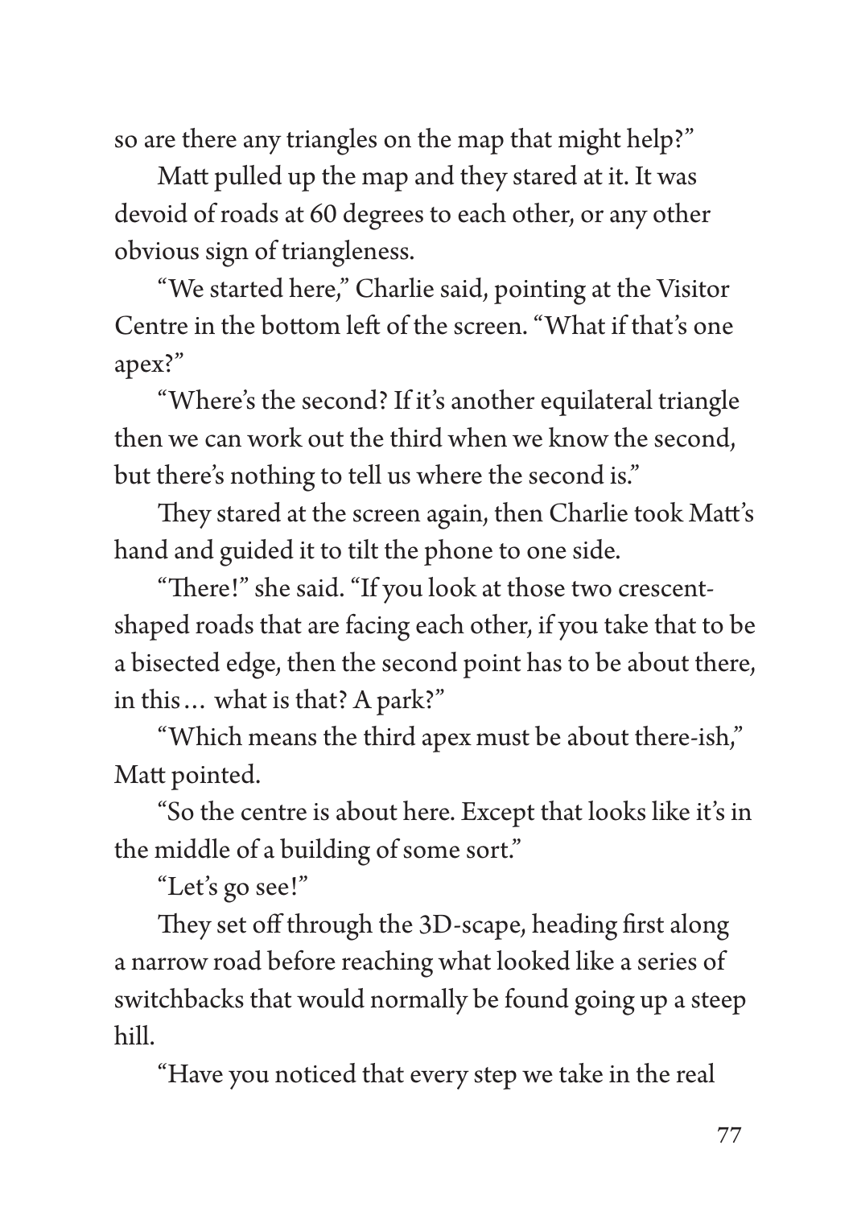so are there any triangles on the map that might help?"

Matt pulled up the map and they stared at it. It was devoid of roads at 60 degrees to each other, or any other obvious sign of triangleness.

"We started here," Charlie said, pointing at the Visitor Centre in the bottom left of the screen. "What if that's one apex?"

"Where's the second? If it's another equilateral triangle then we can work out the third when we know the second, but there's nothing to tell us where the second is."

They stared at the screen again, then Charlie took Matt's hand and guided it to tilt the phone to one side.

"There!" she said. "If you look at those two crescent-shaped roads that are facing each other, if you take that to be a bisected edge, then the second point has to be about there, in this… what is that? A park?"

"Which means the third apex must be about there-ish," Matt pointed.

"So the centre is about here. Except that looks like it's in the middle of a building of some sort."

"Let's go see!"

They set off through the 3D-scape, heading first along a narrow road before reaching what looked like a series of switchbacks that would normally be found going up a steep hill.

"Have you noticed that every step we take in the real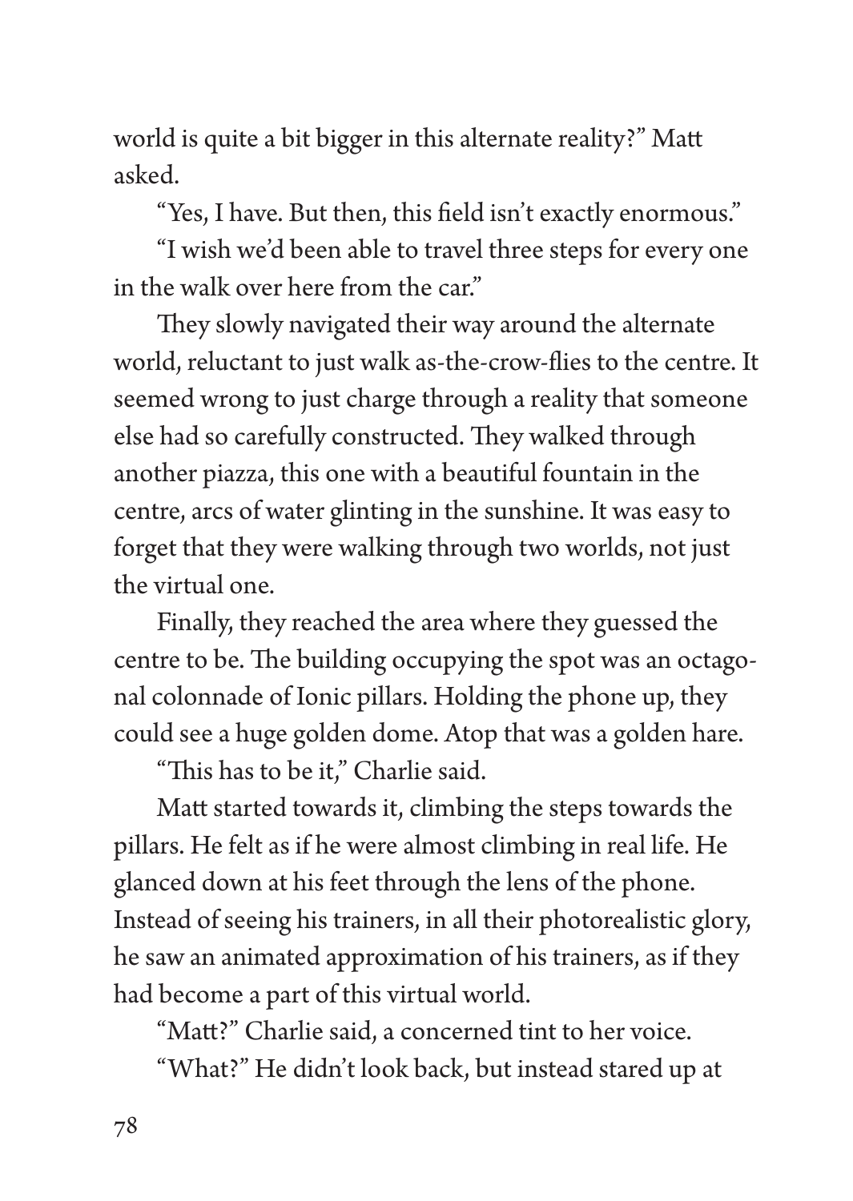world is quite a bit bigger in this alternate reality?" Matt asked.

"Yes, I have. But then, this field isn't exactly enormous."

"I wish we'd been able to travel three steps for every one in the walk over here from the car."

They slowly navigated their way around the alternate world, reluctant to just walk as-the-crow-flies to the centre. It seemed wrong to just charge through a reality that someone else had so carefully constructed. They walked through another piazza, this one with a beautiful fountain in the centre, arcs of water glinting in the sunshine. It was easy to forget that they were walking through two worlds, not just the virtual one.

Finally, they reached the area where they guessed the centre to be. The building occupying the spot was an octagonal colonnade of Ionic pillars. Holding the phone up, they could see a huge golden dome. Atop that was a golden hare.

"This has to be it," Charlie said.

Matt started towards it, climbing the steps towards the pillars. He felt as if he were almost climbing in real life. He glanced down at his feet through the lens of the phone. Instead of seeing his trainers, in all their photorealistic glory, he saw an animated approximation of his trainers, as if they had become a part of this virtual world.

"Matt?" Charlie said, a concerned tint to her voice.

"What?" He didn't look back, but instead stared up at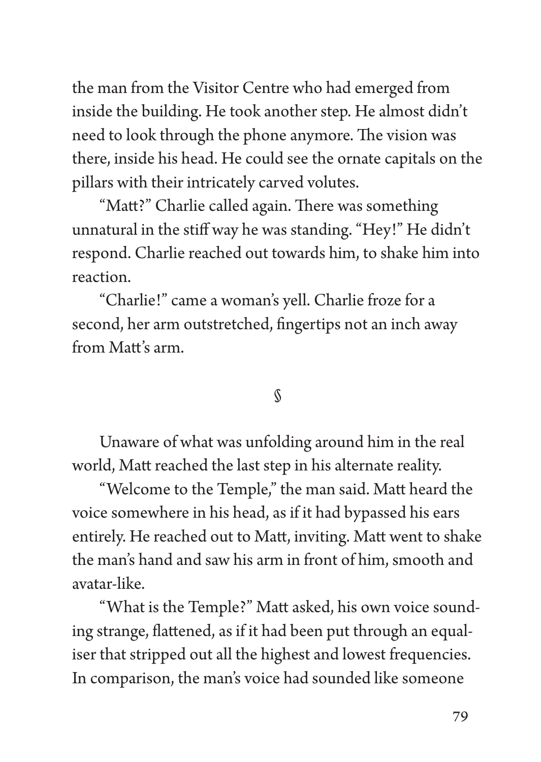the man from the Visitor Centre who had emerged from inside the building. He took another step. He almost didn't need to look through the phone anymore. The vision was there, inside his head. He could see the ornate capitals on the pillars with their intricately carved volutes.

"Matt?" Charlie called again. There was something unnatural in the stiff way he was standing. "Hey!" He didn't respond. Charlie reached out towards him, to shake him into reaction.

"Charlie!" came a woman's yell. Charlie froze for a second, her arm outstretched, fingertips not an inch away from Matt's arm.

§

Unaware of what was unfolding around him in the real world, Matt reached the last step in his alternate reality.

"Welcome to the Temple," the man said. Matt heard the voice somewhere in his head, as if it had bypassed his ears entirely. He reached out to Matt, inviting. Matt went to shake the man's hand and saw his arm in front of him, smooth and avatar-like.

"What is the Temple?" Matt asked, his own voice sounding strange, flattened, as if it had been put through an equaliser that stripped out all the highest and lowest frequencies. In comparison, the man's voice had sounded like someone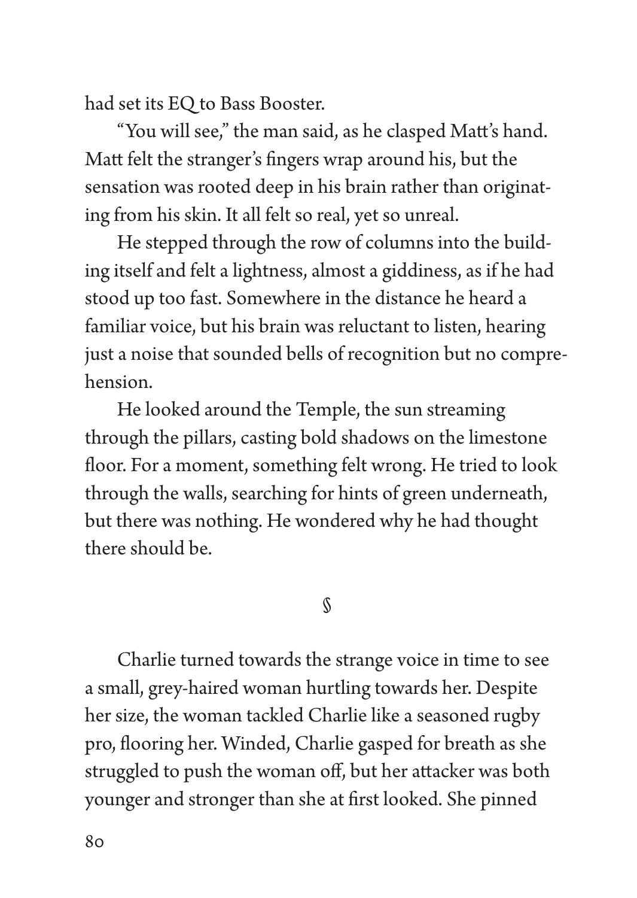had set its EQ to Bass Booster.

"You will see," the man said, as he clasped Matt's hand. Matt felt the stranger's fingers wrap around his, but the sensation was rooted deep in his brain rather than originating from his skin. It all felt so real, yet so unreal.

He stepped through the row of columns into the building itself and felt a lightness, almost a giddiness, as if he had stood up too fast. Somewhere in the distance he heard a familiar voice, but his brain was reluctant to listen, hearing just a noise that sounded bells of recognition but no comprehension.

He looked around the Temple, the sun streaming through the pillars, casting bold shadows on the limestone floor. For a moment, something felt wrong. He tried to look through the walls, searching for hints of green underneath, but there was nothing. He wondered why he had thought there should be.

§

Charlie turned towards the strange voice in time to see a small, grey-haired woman hurtling towards her. Despite her size, the woman tackled Charlie like a seasoned rugby pro, flooring her. Winded, Charlie gasped for breath as she struggled to push the woman off, but her attacker was both younger and stronger than she at first looked. She pinned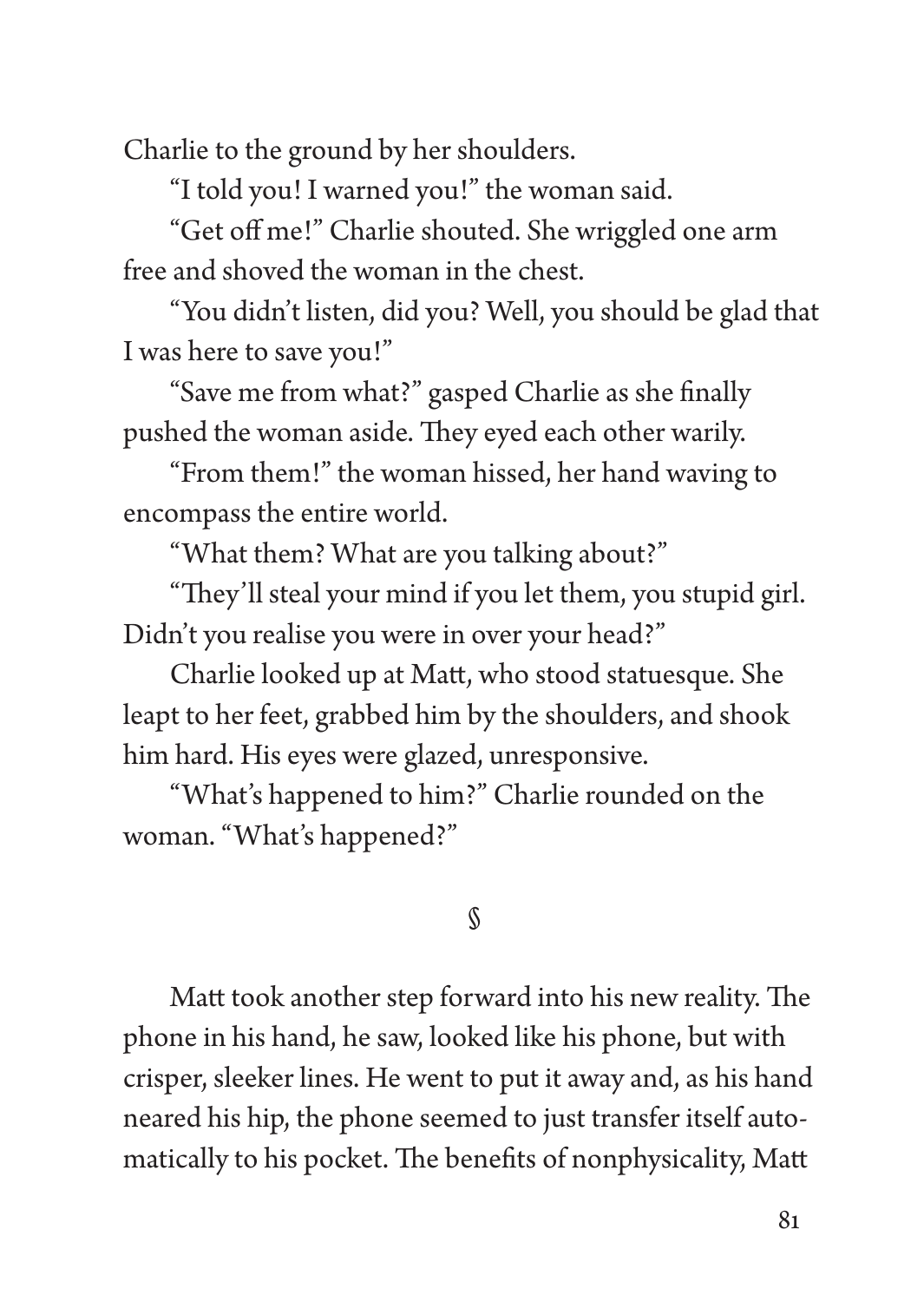Charlie to the ground by her shoulders.

"I told you! I warned you!" the woman said.

"Get off me!" Charlie shouted. She wriggled one arm free and shoved the woman in the chest.

"You didn't listen, did you? Well, you should be glad that I was here to save you!"

"Save me from what?" gasped Charlie as she finally pushed the woman aside. They eyed each other warily.

"From them!" the woman hissed, her hand waving to encompass the entire world.

"What them? What are you talking about?"

"They'll steal your mind if you let them, you stupid girl. Didn't you realise you were in over your head?"

Charlie looked up at Matt, who stood statuesque. She leapt to her feet, grabbed him by the shoulders, and shook him hard. His eyes were glazed, unresponsive.

"What's happened to him?" Charlie rounded on the woman. "What's happened?"

§

Matt took another step forward into his new reality. The phone in his hand, he saw, looked like his phone, but with crisper, sleeker lines. He went to put it away and, as his hand neared his hip, the phone seemed to just transfer itself automatically to his pocket. The benefits of nonphysicality, Matt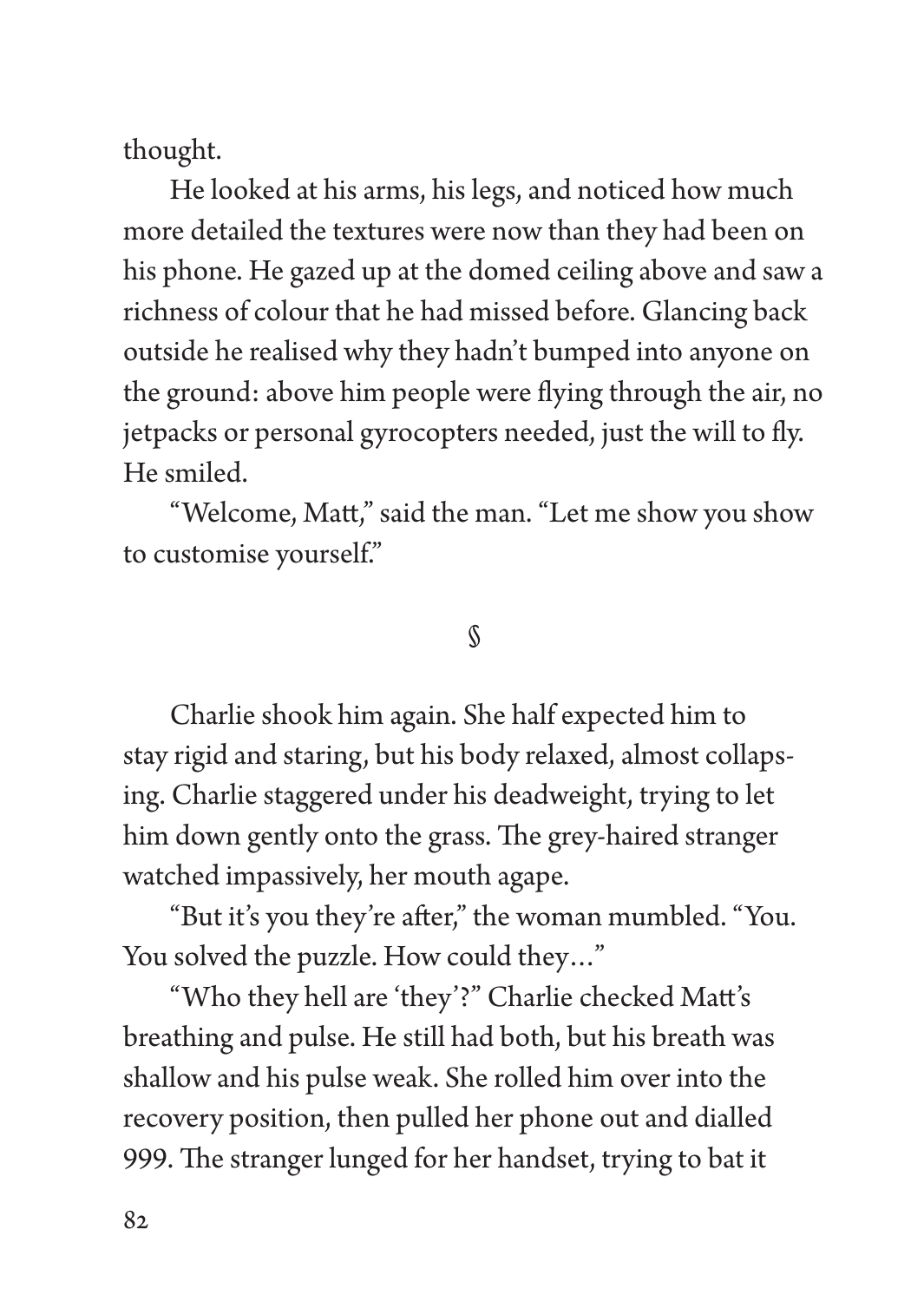thought.

He looked at his arms, his legs, and noticed how much more detailed the textures were now than they had been on his phone. He gazed up at the domed ceiling above and saw a richness of colour that he had missed before. Glancing back outside he realised why they hadn't bumped into anyone on the ground: above him people were flying through the air, no jetpacks or personal gyrocopters needed, just the will to fly. He smiled.

"Welcome, Matt," said the man. "Let me show you show to customise yourself."

§

Charlie shook him again. She half expected him to stay rigid and staring, but his body relaxed, almost collapsing. Charlie staggered under his deadweight, trying to let him down gently onto the grass. The grey-haired stranger watched impassively, her mouth agape.

"But it's you they're after," the woman mumbled. "You. You solved the puzzle. How could they…"

"Who they hell are 'they'?" Charlie checked Matt's breathing and pulse. He still had both, but his breath was shallow and his pulse weak. She rolled him over into the recovery position, then pulled her phone out and dialled 999. The stranger lunged for her handset, trying to bat it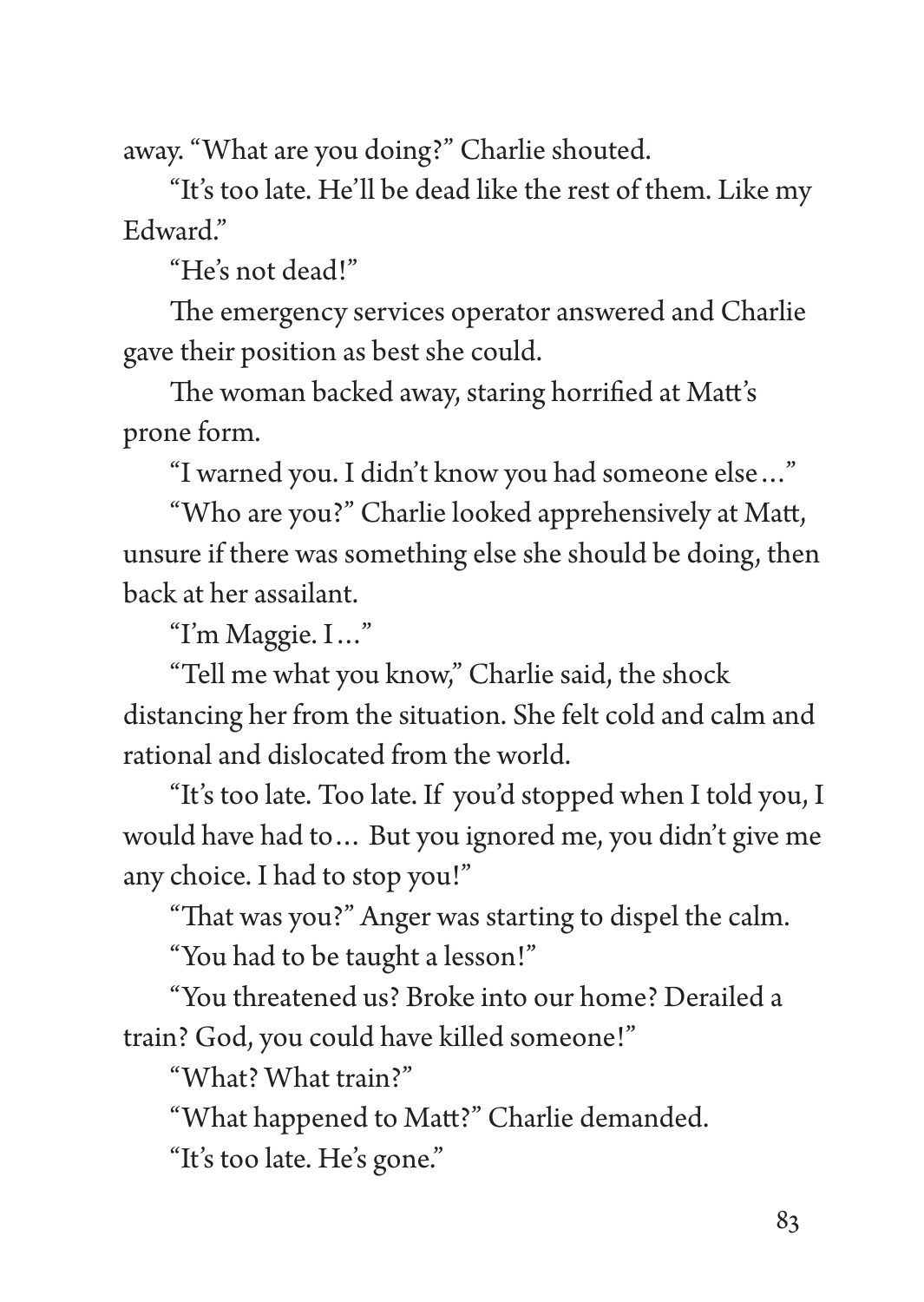away. "What are you doing?" Charlie shouted.

"It's too late. He'll be dead like the rest of them. Like my Edward."

"He's not dead!"

The emergency services operator answered and Charlie gave their position as best she could.

The woman backed away, staring horrified at Matt's prone form.

"I warned you. I didn't know you had someone else…"

"Who are you?" Charlie looked apprehensively at Matt, unsure if there was something else she should be doing, then back at her assailant.

"I'm Maggie. I…"

"Tell me what you know," Charlie said, the shock distancing her from the situation. She felt cold and calm and rational and dislocated from the world.

"It's too late. Too late. If you'd stopped when I told you, I would have had to… But you ignored me, you didn't give me any choice. I had to stop you!"

"That was you?" Anger was starting to dispel the calm.

"You had to be taught a lesson!"

"You threatened us? Broke into our home? Derailed a train? God, you could have killed someone!"

"What? What train?"

"What happened to Matt?" Charlie demanded.

"It's too late. He's gone."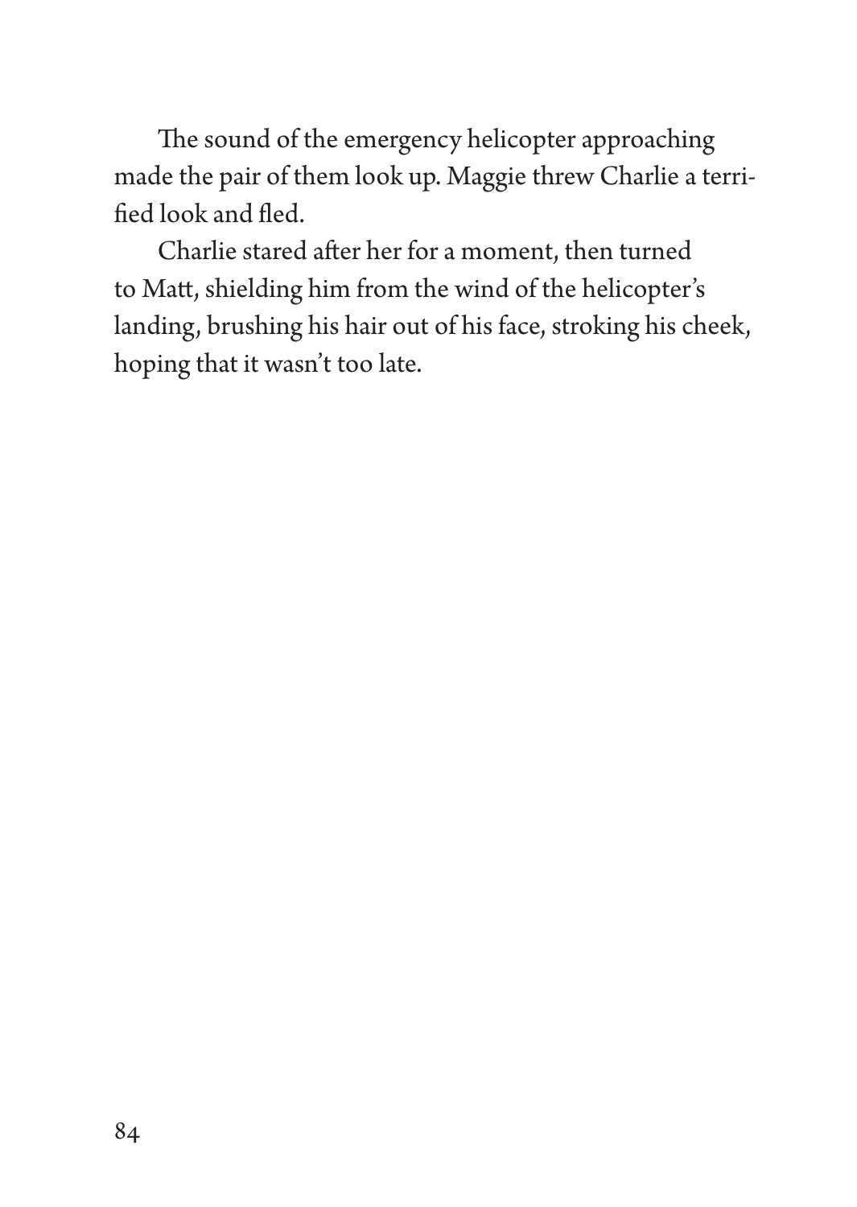The sound of the emergency helicopter approaching made the pair of them look up. Maggie threw Charlie a terrified look and fled.

Charlie stared after her for a moment, then turned to Matt, shielding him from the wind of the helicopter's landing, brushing his hair out of his face, stroking his cheek, hoping that it wasn't too late.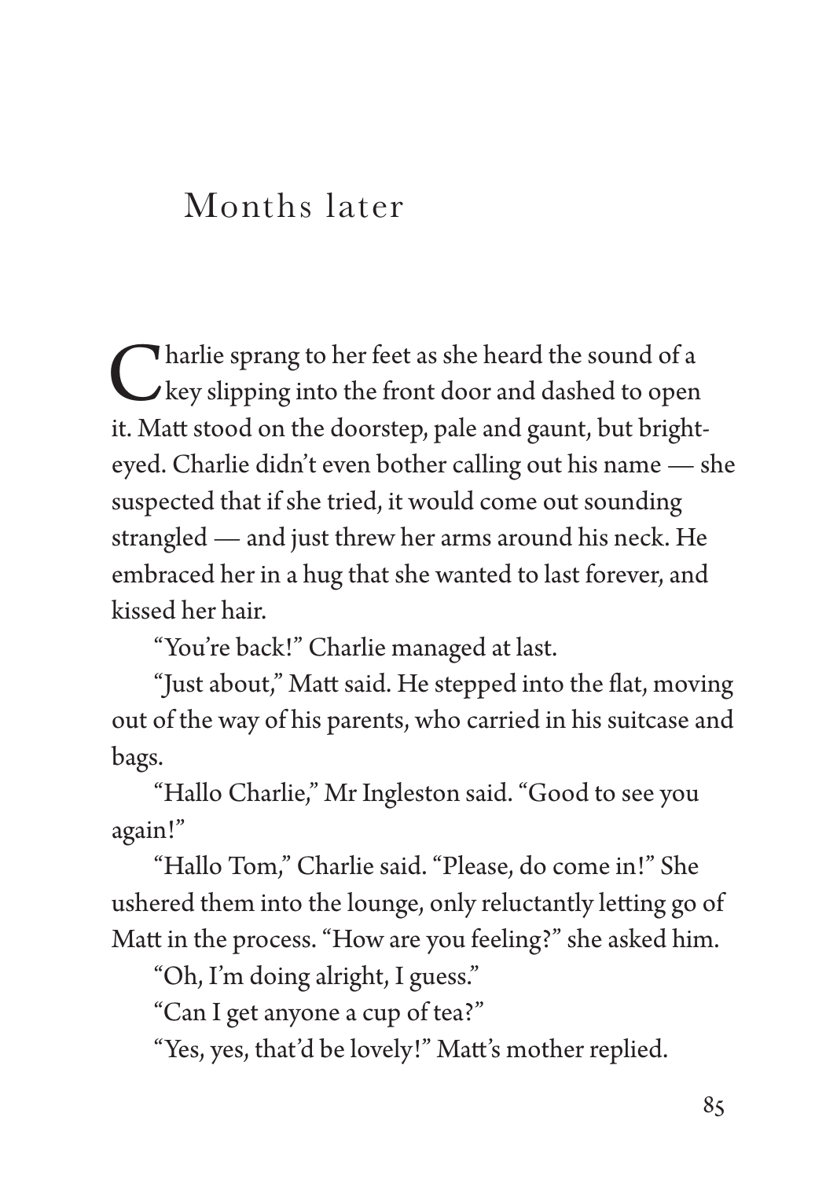# Months later

Charlie sprang to her feet as she heard the sound of a key slipping into the front door and dashed to open it. Matt stood on the doorstep, pale and gaunt, but bright-eyed. Charlie didn't even bother calling out his name — she suspected that if she tried, it would come out sounding strangled — and just threw her arms around his neck. He embraced her in a hug that she wanted to last forever, and kissed her hair.

"You're back!" Charlie managed at last.

"Just about," Matt said. He stepped into the flat, moving out of the way of his parents, who carried in his suitcase and bags.

"Hallo Charlie," Mr Ingleston said. "Good to see you again!"

"Hallo Tom," Charlie said. "Please, do come in!" She ushered them into the lounge, only reluctantly letting go of Matt in the process. "How are you feeling?" she asked him.

"Oh, I'm doing alright, I guess."

"Can I get anyone a cup of tea?"

"Yes, yes, that'd be lovely!" Matt's mother replied.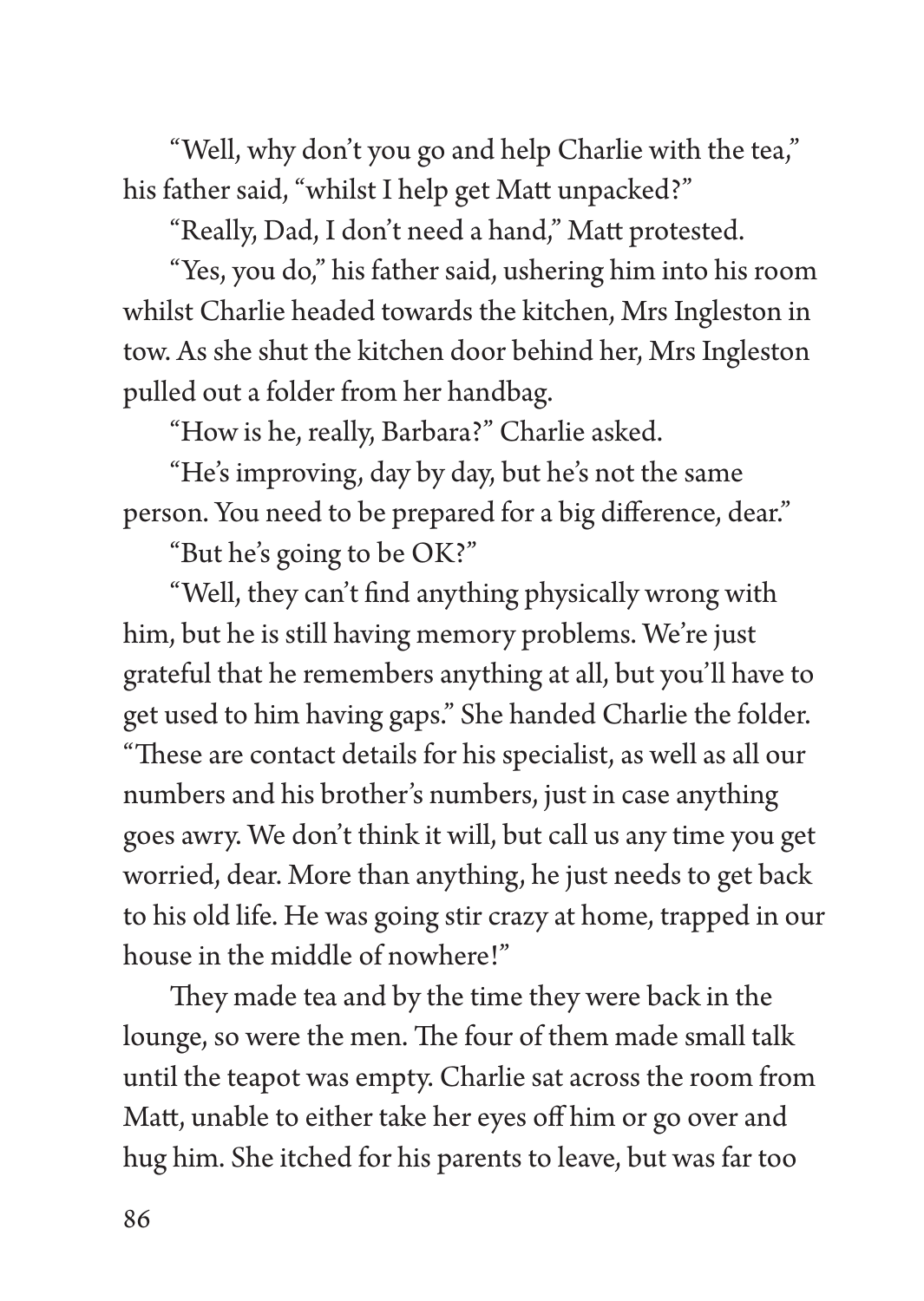"Well, why don't you go and help Charlie with the tea," his father said, "whilst I help get Matt unpacked?"

"Really, Dad, I don't need a hand," Matt protested.

"Yes, you do," his father said, ushering him into his room whilst Charlie headed towards the kitchen, Mrs Ingleston in tow. As she shut the kitchen door behind her, Mrs Ingleston pulled out a folder from her handbag.

"How is he, really, Barbara?" Charlie asked.

"He's improving, day by day, but he's not the same person. You need to be prepared for a big difference, dear."

"But he's going to be OK?"

"Well, they can't find anything physically wrong with him, but he is still having memory problems. We're just grateful that he remembers anything at all, but you'll have to get used to him having gaps." She handed Charlie the folder. "These are contact details for his specialist, as well as all our numbers and his brother's numbers, just in case anything goes awry. We don't think it will, but call us any time you get worried, dear. More than anything, he just needs to get back to his old life. He was going stir crazy at home, trapped in our house in the middle of nowhere!"

They made tea and by the time they were back in the lounge, so were the men. The four of them made small talk until the teapot was empty. Charlie sat across the room from Matt, unable to either take her eyes off him or go over and hug him. She itched for his parents to leave, but was far too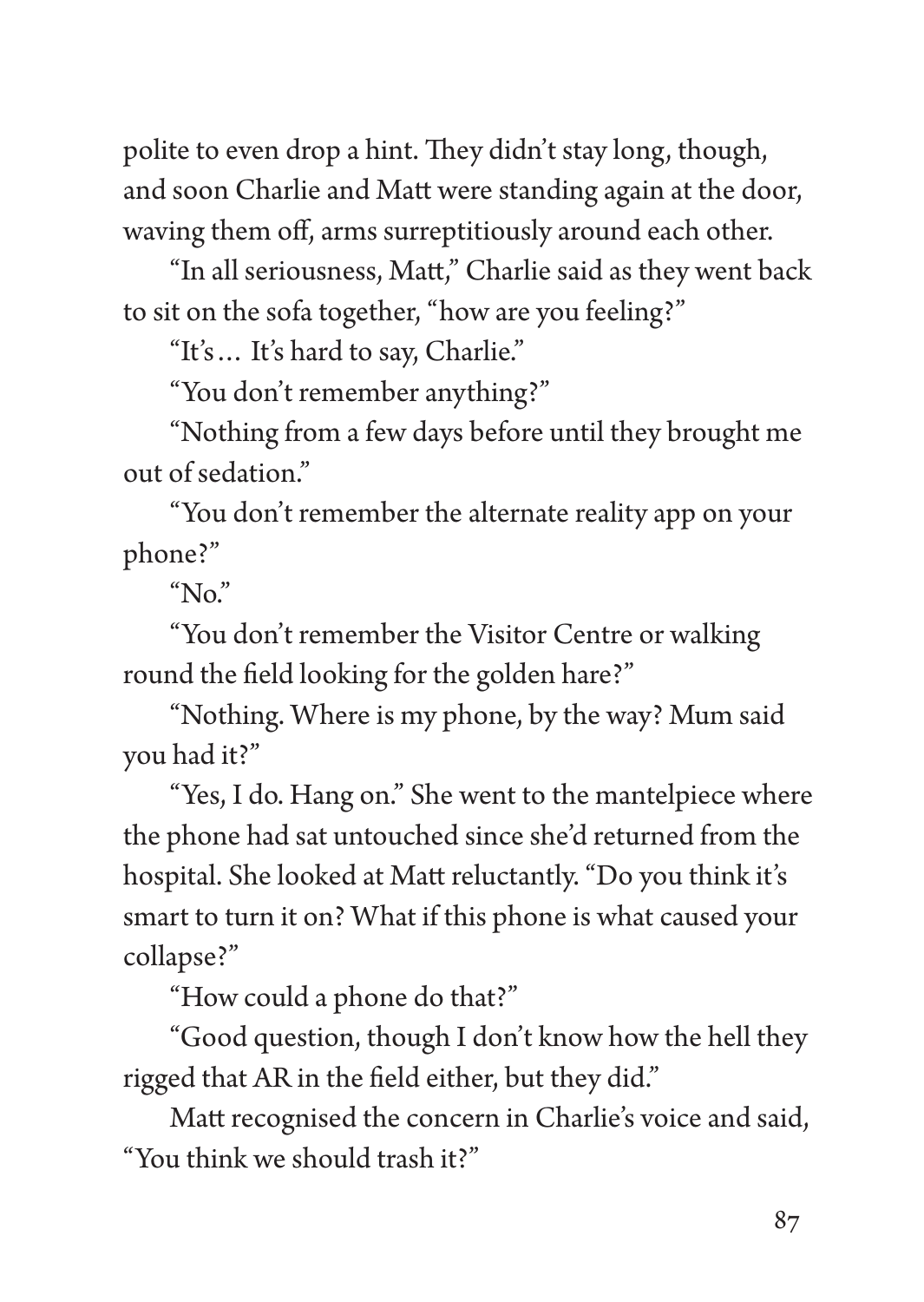polite to even drop a hint. They didn't stay long, though, and soon Charlie and Matt were standing again at the door, waving them off, arms surreptitiously around each other.

"In all seriousness, Matt," Charlie said as they went back to sit on the sofa together, "how are you feeling?"

"It's… It's hard to say, Charlie."

"You don't remember anything?"

"Nothing from a few days before until they brought me out of sedation."

"You don't remember the alternate reality app on your phone?"

"No."

"You don't remember the Visitor Centre or walking round the field looking for the golden hare?"

"Nothing. Where is my phone, by the way? Mum said you had it?"

"Yes, I do. Hang on." She went to the mantelpiece where the phone had sat untouched since she'd returned from the hospital. She looked at Matt reluctantly. "Do you think it's smart to turn it on? What if this phone is what caused your collapse?"

"How could a phone do that?"

"Good question, though I don't know how the hell they rigged that AR in the field either, but they did."

Matt recognised the concern in Charlie's voice and said, "You think we should trash it?"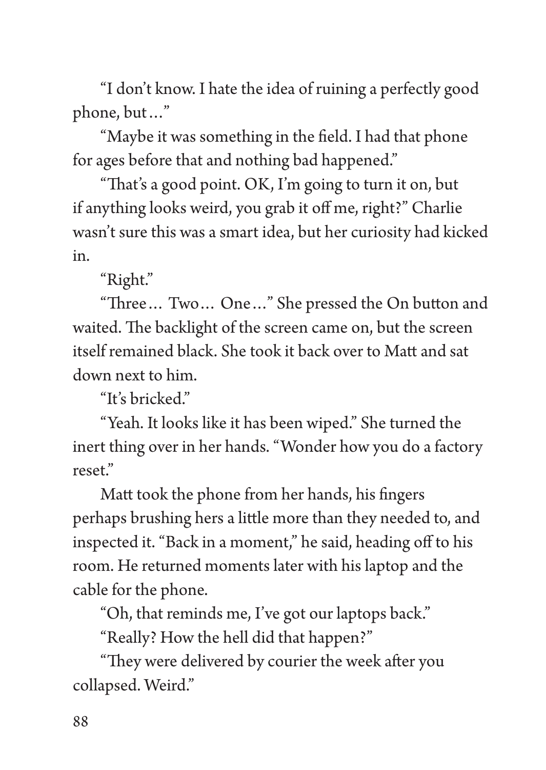"I don't know. I hate the idea of ruining a perfectly good phone, but…"

"Maybe it was something in the field. I had that phone for ages before that and nothing bad happened."

"That's a good point. OK, I'm going to turn it on, but if anything looks weird, you grab it off me, right?" Charlie wasn't sure this was a smart idea, but her curiosity had kicked in.

"Right."

"Three… Two… One…" She pressed the On button and waited. The backlight of the screen came on, but the screen itself remained black. She took it back over to Matt and sat down next to him.

"It's bricked."

"Yeah. It looks like it has been wiped." She turned the inert thing over in her hands. "Wonder how you do a factory reset."

Matt took the phone from her hands, his fingers perhaps brushing hers a little more than they needed to, and inspected it. "Back in a moment," he said, heading off to his room. He returned moments later with his laptop and the cable for the phone.

"Oh, that reminds me, I've got our laptops back."

"Really? How the hell did that happen?"

"They were delivered by courier the week after you collapsed. Weird."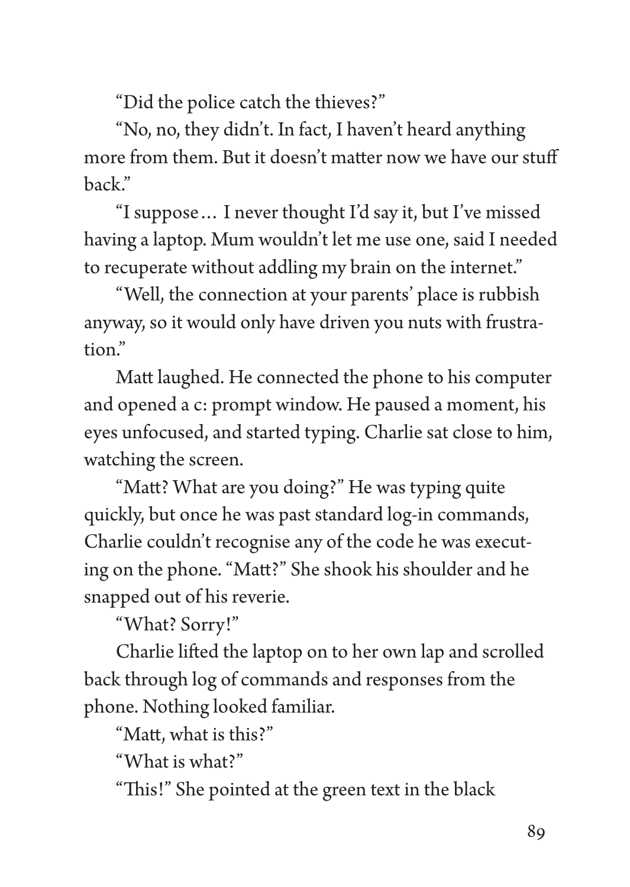"Did the police catch the thieves?"

"No, no, they didn't. In fact, I haven't heard anything more from them. But it doesn't matter now we have our stuff back."

"I suppose… I never thought I'd say it, but I've missed having a laptop. Mum wouldn't let me use one, said I needed to recuperate without addling my brain on the internet."

"Well, the connection at your parents' place is rubbish anyway, so it would only have driven you nuts with frustration."

Matt laughed. He connected the phone to his computer and opened a c: prompt window. He paused a moment, his eyes unfocused, and started typing. Charlie sat close to him, watching the screen.

"Matt? What are you doing?" He was typing quite quickly, but once he was past standard log-in commands, Charlie couldn't recognise any of the code he was executing on the phone. "Matt?" She shook his shoulder and he snapped out of his reverie.

"What? Sorry!"

Charlie lifted the laptop on to her own lap and scrolled back through log of commands and responses from the phone. Nothing looked familiar.

"Matt, what is this?"

"What is what?"

"This!" She pointed at the green text in the black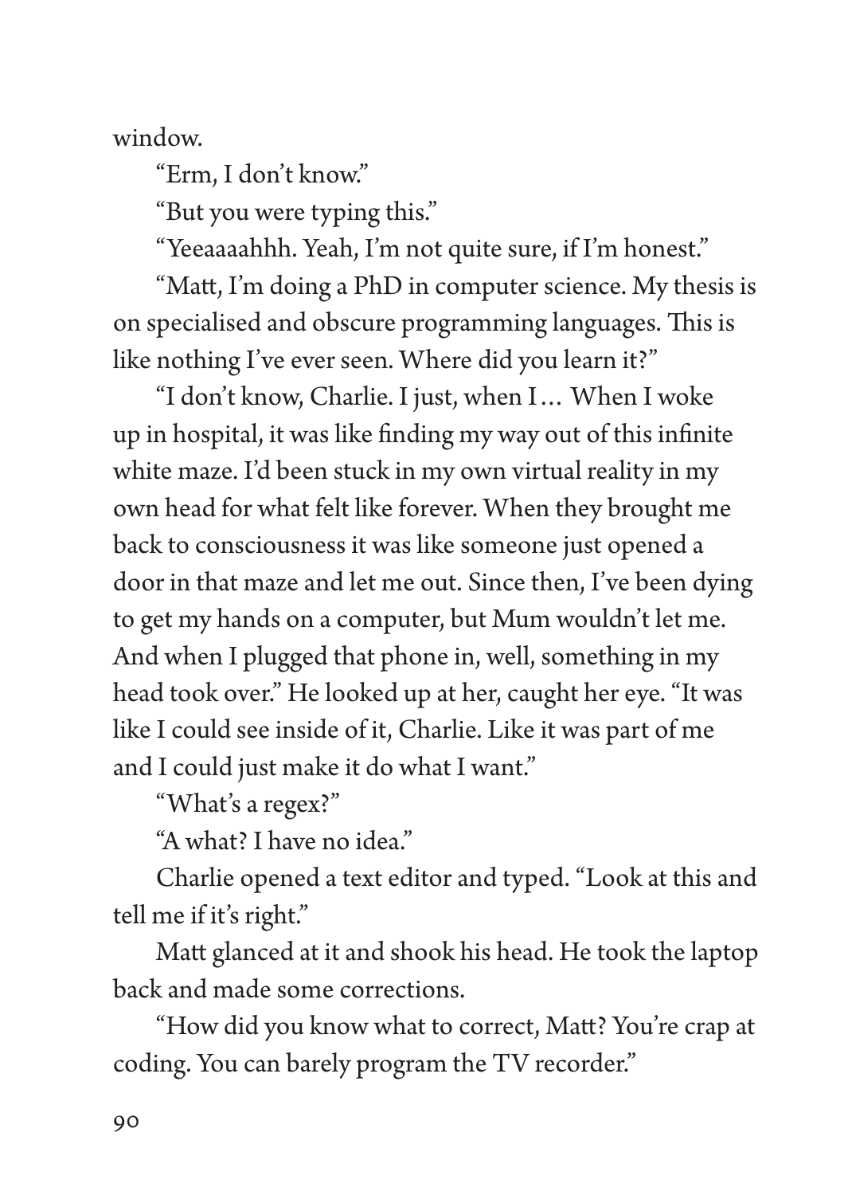window.

"Erm, I don't know."

"But you were typing this."

"Yeeaaaahhh. Yeah, I'm not quite sure, if I'm honest."

"Matt, I'm doing a PhD in computer science. My thesis is on specialised and obscure programming languages. This is like nothing I've ever seen. Where did you learn it?"

"I don't know, Charlie. I just, when I… When I woke up in hospital, it was like finding my way out of this infinite white maze. I'd been stuck in my own virtual reality in my own head for what felt like forever. When they brought me back to consciousness it was like someone just opened a door in that maze and let me out. Since then, I've been dying to get my hands on a computer, but Mum wouldn't let me. And when I plugged that phone in, well, something in my head took over." He looked up at her, caught her eye. "It was like I could see inside of it, Charlie. Like it was part of me and I could just make it do what I want."

"What's a regex?"

"A what? I have no idea."

Charlie opened a text editor and typed. "Look at this and tell me if it's right."

Matt glanced at it and shook his head. He took the laptop back and made some corrections.

"How did you know what to correct, Matt? You're crap at coding. You can barely program the TV recorder."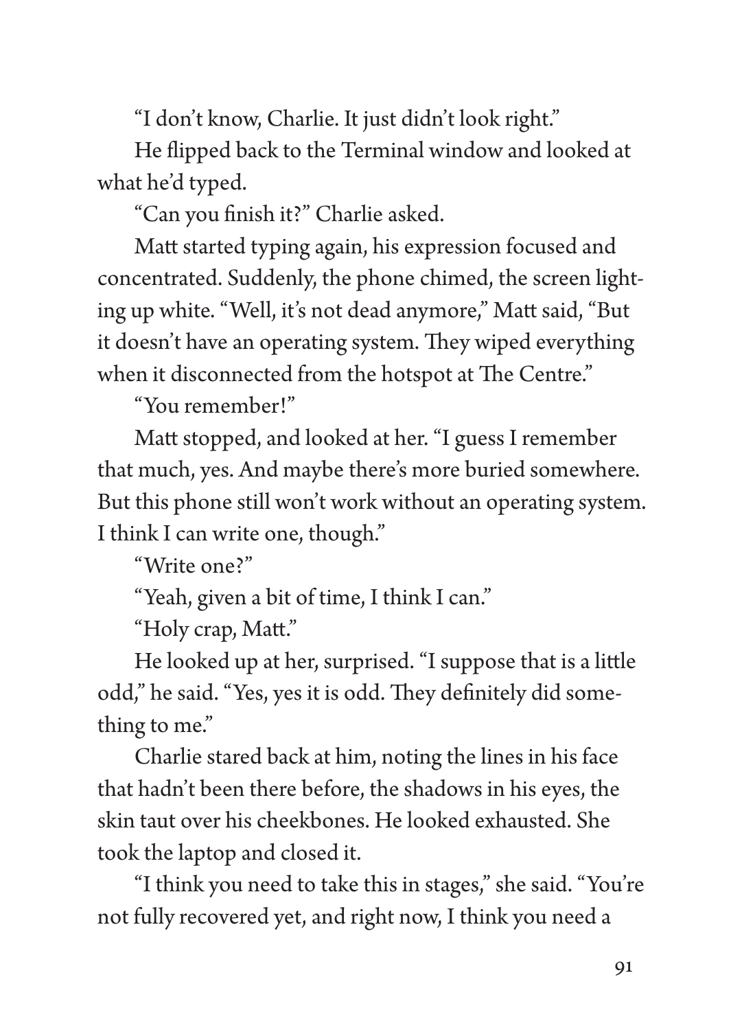"I don't know, Charlie. It just didn't look right."

He flipped back to the Terminal window and looked at what he'd typed.

"Can you finish it?" Charlie asked.

Matt started typing again, his expression focused and concentrated. Suddenly, the phone chimed, the screen lighting up white. "Well, it's not dead anymore," Matt said, "But it doesn't have an operating system. They wiped everything when it disconnected from the hotspot at The Centre."

"You remember!"

Matt stopped, and looked at her. "I guess I remember that much, yes. And maybe there's more buried somewhere. But this phone still won't work without an operating system. I think I can write one, though."

"Write one?"

"Yeah, given a bit of time, I think I can."

"Holy crap, Matt."

He looked up at her, surprised. "I suppose that is a little odd," he said. "Yes, yes it is odd. They definitely did something to me."

Charlie stared back at him, noting the lines in his face that hadn't been there before, the shadows in his eyes, the skin taut over his cheekbones. He looked exhausted. She took the laptop and closed it.

"I think you need to take this in stages," she said. "You're not fully recovered yet, and right now, I think you need a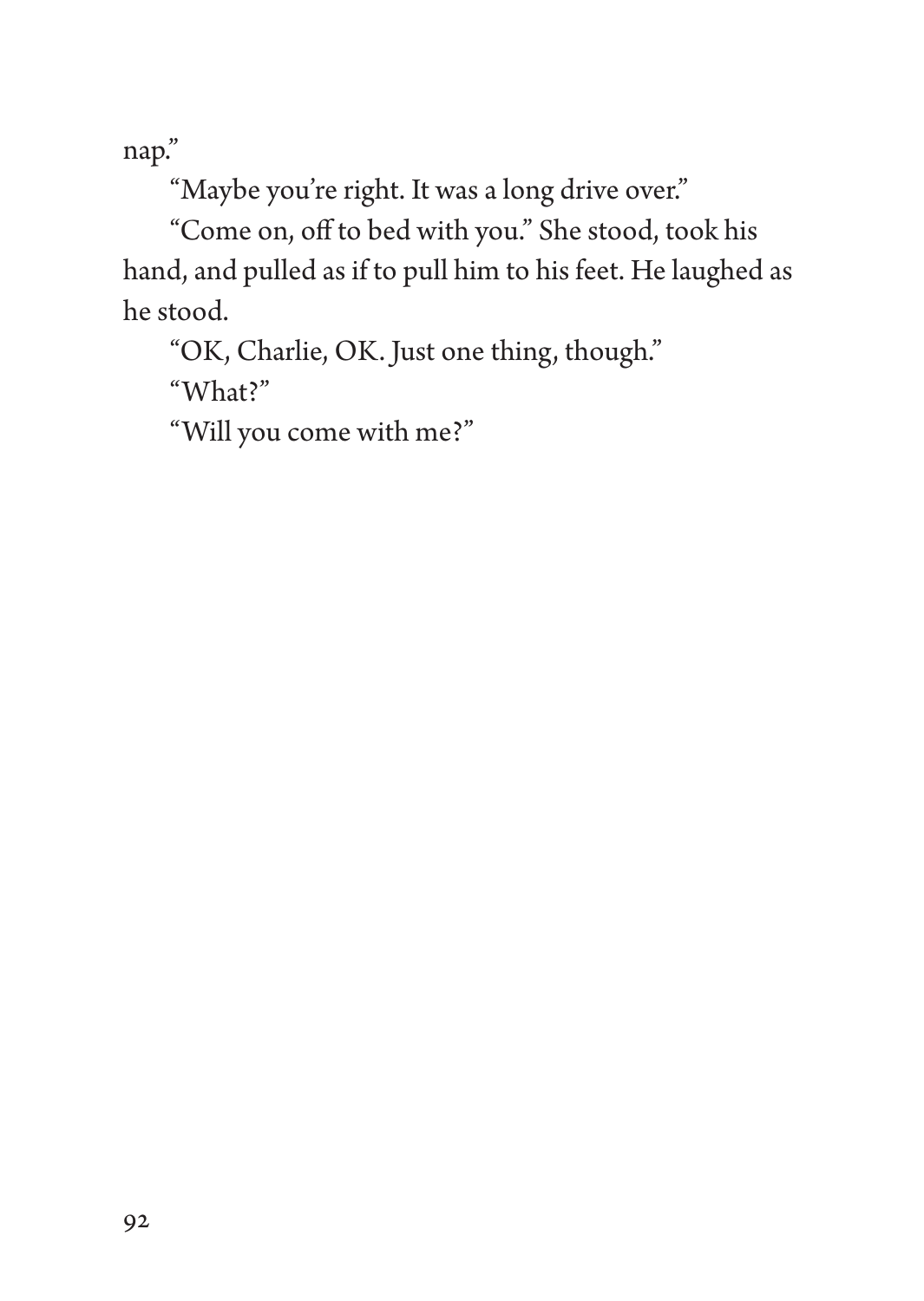nap."

"Maybe you're right. It was a long drive over."

"Come on, off to bed with you." She stood, took his hand, and pulled as if to pull him to his feet. He laughed as he stood.

"OK, Charlie, OK. Just one thing, though."

"What?"

"Will you come with me?"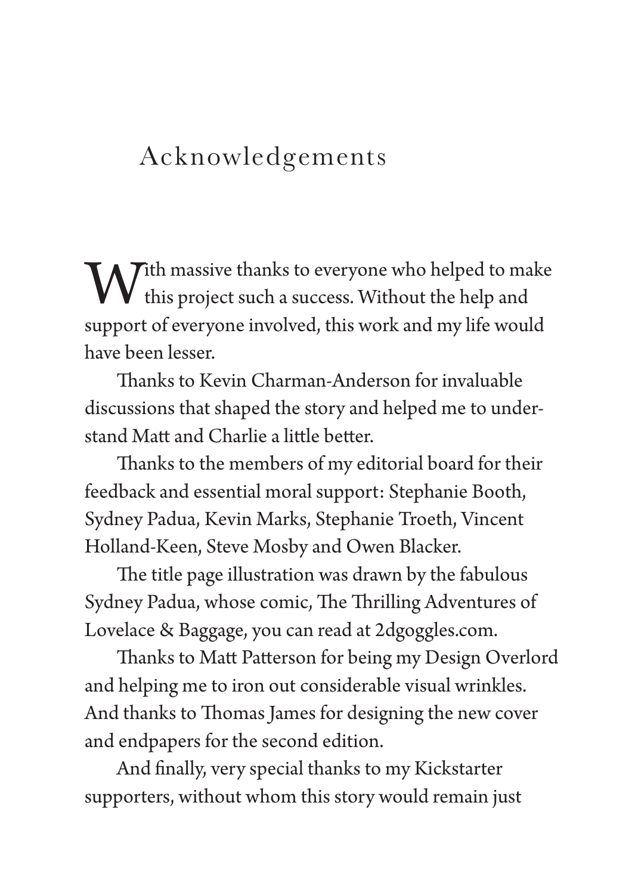# Acknowledgements

With massive thanks to everyone who helped to make this project such a success. Without the help and support of everyone involved, this work and my life would have been lesser.

Thanks to Kevin Charman-Anderson for invaluable discussions that shaped the story and helped me to understand Matt and Charlie a little better.

Thanks to the members of my editorial board for their feedback and essential moral support: Stephanie Booth, Sydney Padua, Kevin Marks, Stephanie Troeth, Vincent Holland-Keen, Steve Mosby and Owen Blacker.

The title page illustration was drawn by the fabulous Sydney Padua, whose comic, The Thrilling Adventures of Lovelace & Baggage, you can read at 2dgoggles.com.

Thanks to Matt Patterson for being my Design Overlord and helping me to iron out considerable visual wrinkles. And thanks to Thomas James for designing the new cover and endpapers for the second edition.

And finally, very special thanks to my Kickstarter supporters, without whom this story would remain just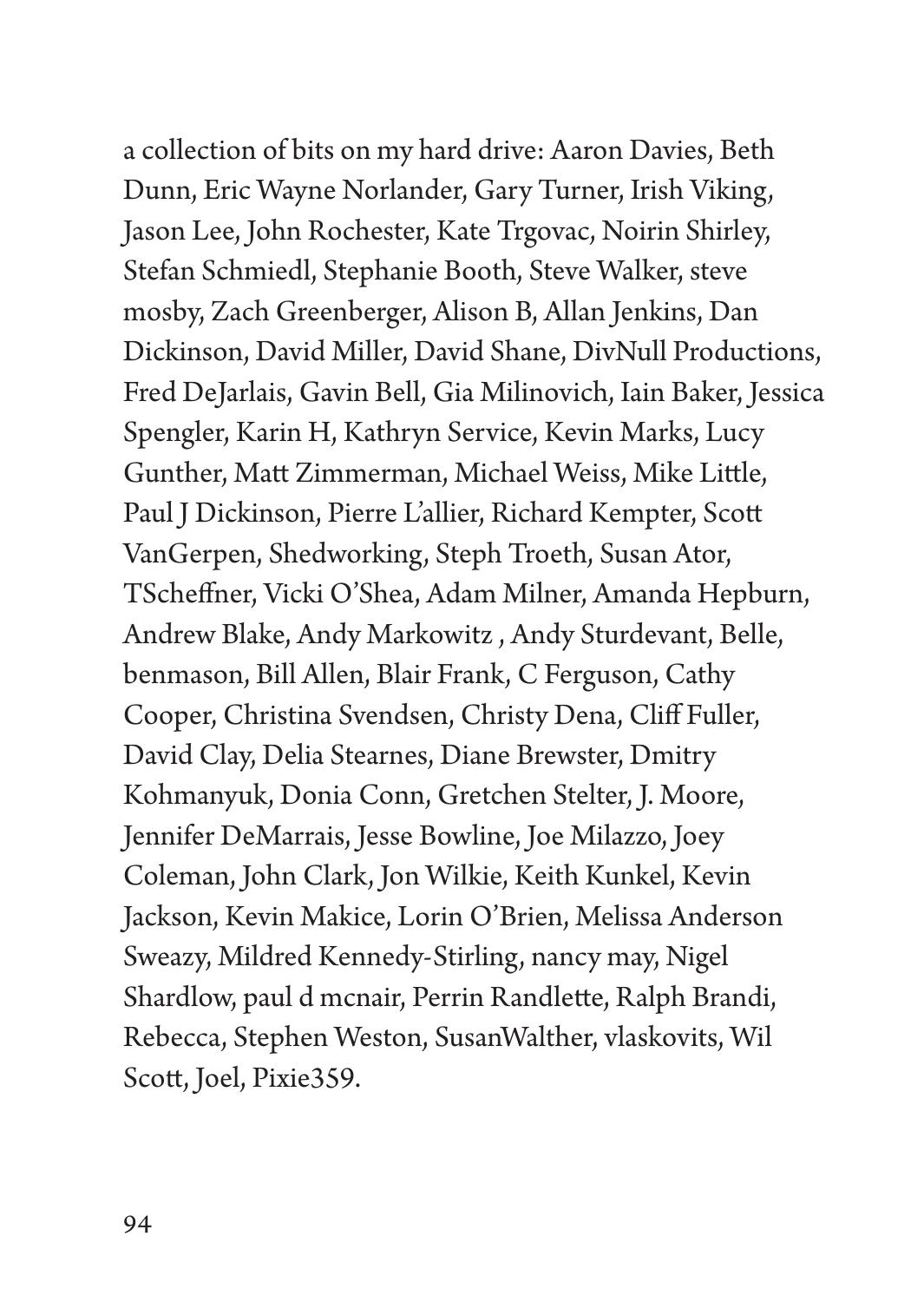a collection of bits on my hard drive: Aaron Davies, Beth Dunn, Eric Wayne Norlander, Gary Turner, Irish Viking, Jason Lee, John Rochester, Kate Trgovac, Noirin Shirley, Stefan Schmiedl, Stephanie Booth, Steve Walker, steve mosby, Zach Greenberger, Alison B, Allan Jenkins, Dan Dickinson, David Miller, David Shane, DivNull Productions, Fred DeJarlais, Gavin Bell, Gia Milinovich, Iain Baker, Jessica Spengler, Karin H, Kathryn Service, Kevin Marks, Lucy Gunther, Matt Zimmerman, Michael Weiss, Mike Little, Paul J Dickinson, Pierre L'allier, Richard Kempter, Scott VanGerpen, Shedworking, Steph Troeth, Susan Ator, TScheffner, Vicki O'Shea, Adam Milner, Amanda Hepburn, Andrew Blake, Andy Markowitz , Andy Sturdevant, Belle, benmason, Bill Allen, Blair Frank, C Ferguson, Cathy Cooper, Christina Svendsen, Christy Dena, Cliff Fuller, David Clay, Delia Stearnes, Diane Brewster, Dmitry Kohmanyuk, Donia Conn, Gretchen Stelter, J. Moore, Jennifer DeMarrais, Jesse Bowline, Joe Milazzo, Joey Coleman, John Clark, Jon Wilkie, Keith Kunkel, Kevin Jackson, Kevin Makice, Lorin O'Brien, Melissa Anderson Sweazy, Mildred Kennedy-Stirling, nancy may, Nigel Shardlow, paul d mcnair, Perrin Randlette, Ralph Brandi, Rebecca, Stephen Weston, SusanWalther, vlaskovits, Wil Scott, Joel, Pixie359.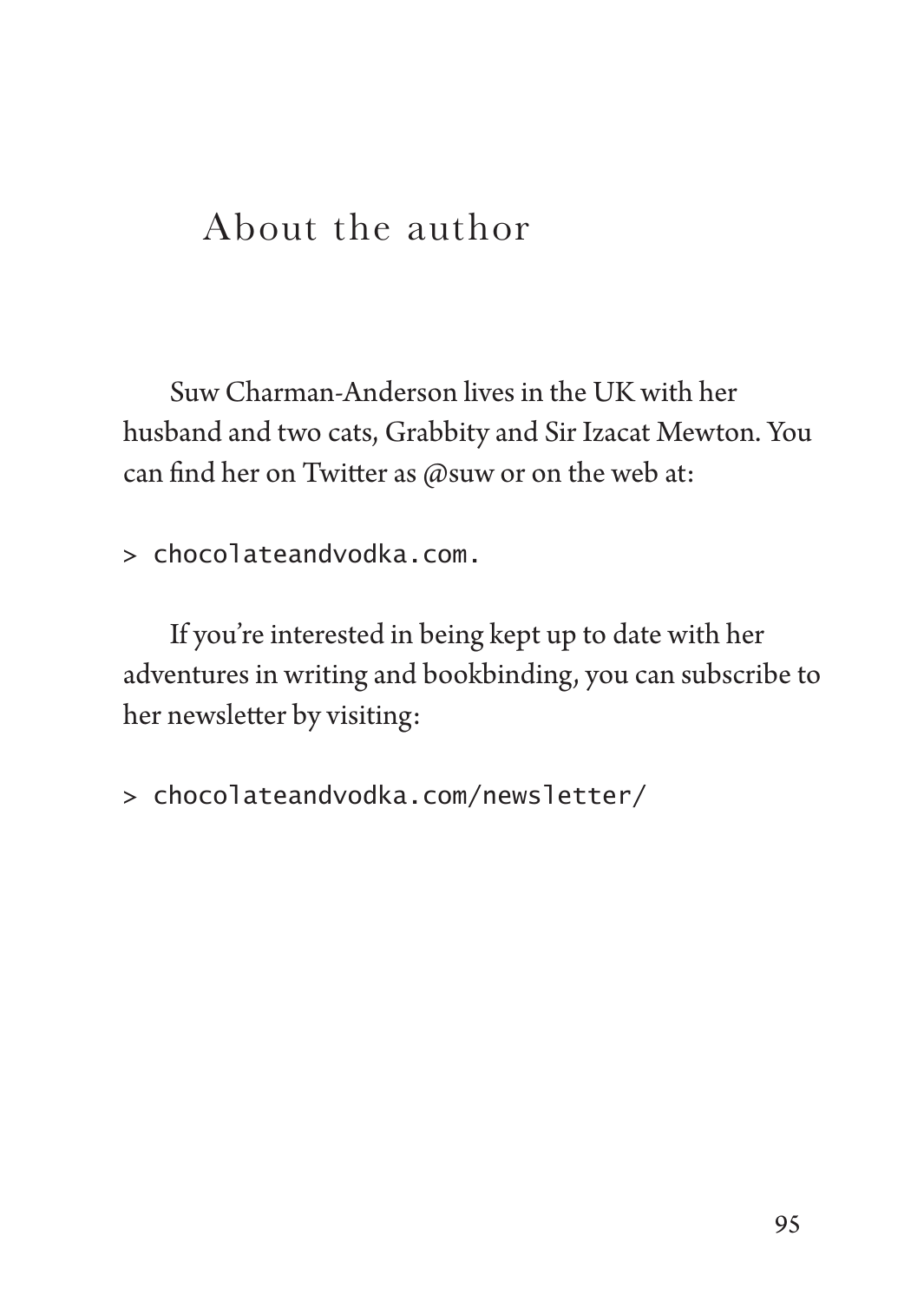# About the author

Suw Charman-Anderson lives in the UK with her husband and two cats, Grabbity and Sir Izacat Mewton. You can find her on Twitter as @suw or on the web at:

> chocolateandvodka.com.

If you're interested in being kept up to date with her adventures in writing and bookbinding, you can subscribe to her newsletter by visiting:

> chocolateandvodka.com/newsletter/